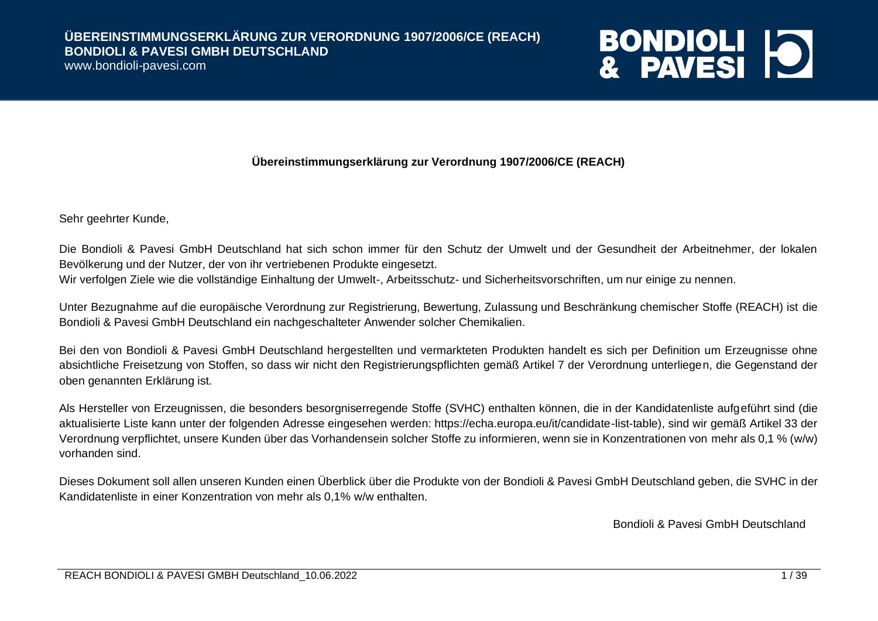# Übereinstimmungserklärung zur Verordnung 1907/2006/CE (REACH)

Sehr geehrter Kunde,

Die Bondioli & Pavesi GmbH Deutschland hat sich schon immer für den Schutz der Umwelt und der Gesundheit der Arbeitnehmer, der lokalen Bevölkerung und der Nutzer, der von ihr vertriebenen Produkte eingesetzt.
Wir verfolgen Ziele wie die vollständige Einhaltung der Umwelt-, Arbeitsschutz- und Sicherheitsvorschriften, um nur einige zu nennen.

Unter Bezugnahme auf die europäische Verordnung zur Registrierung, Bewertung, Zulassung und Beschränkung chemischer Stoffe (REACH) ist die Bondioli & Pavesi GmbH Deutschland ein nachgeschalteter Anwender solcher Chemikalien.

Bei den von Bondioli & Pavesi GmbH Deutschland hergestellten und vermarkteten Produkten handelt es sich per Definition um Erzeugnisse ohne absichtliche Freisetzung von Stoffen, so dass wir nicht den Registrierungspflichten gemäß Artikel 7 der Verordnung unterliegen, die Gegenstand der oben genannten Erklärung ist.

Als Hersteller von Erzeugnissen, die besonders besorgniserregende Stoffe (SVHC) enthalten können, die in der Kandidatenliste aufgeführt sind (die aktualisierte Liste kann unter der folgenden Adresse eingesehen werden: https://echa.europa.eu/it/candidate-list-table), sind wir gemäß Artikel 33 der Verordnung verpflichtet, unsere Kunden über das Vorhandensein solcher Stoffe zu informieren, wenn sie in Konzentrationen von mehr als 0,1 % (w/w) vorhanden sind.

Dieses Dokument soll allen unseren Kunden einen Überblick über die Produkte von der Bondioli & Pavesi GmbH Deutschland geben, die SVHC in der Kandidatenliste in einer Konzentration von mehr als 0,1% w/w enthalten.

Bondioli & Pavesi GmbH Deutschland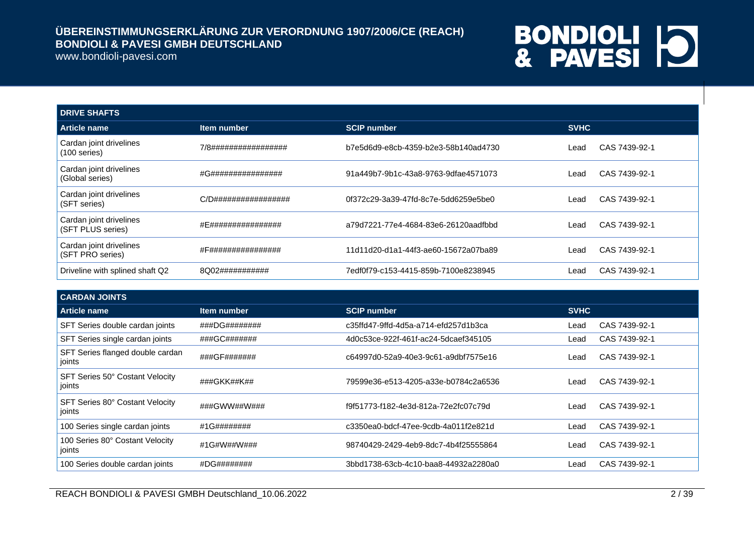| DRIVE SHAFTS | | | | |
|---|---|---|---|---|
| **Article name** | **Item number** | **SCIP number** | **SVHC** | |
| Cardan joint drivelines (100 series) | 7/8################## | b7e5d6d9-e8cb-4359-b2e3-58b140ad4730 | Lead | CAS 7439-92-1 |
| Cardan joint drivelines (Global series) | #G################ | 91a449b7-9b1c-43a8-9763-9dfae4571073 | Lead | CAS 7439-92-1 |
| Cardan joint drivelines (SFT series) | C/D################## | 0f372c29-3a39-47fd-8c7e-5dd6259e5be0 | Lead | CAS 7439-92-1 |
| Cardan joint drivelines (SFT PLUS series) | #E################ | a79d7221-77e4-4684-83e6-26120aadfbbd | Lead | CAS 7439-92-1 |
| Cardan joint drivelines (SFT PRO series) | #F################ | 11d11d20-d1a1-44f3-ae60-15672a07ba89 | Lead | CAS 7439-92-1 |
| Driveline with splined shaft Q2 | 8Q02########### | 7edf0f79-c153-4415-859b-7100e8238945 | Lead | CAS 7439-92-1 |

| CARDAN JOINTS | | | | |
|---|---|---|---|---|
| **Article name** | **Item number** | **SCIP number** | **SVHC** | |
| SFT Series double cardan joints | ###DG######## | c35ffd47-9ffd-4d5a-a714-efd257d1b3ca | Lead | CAS 7439-92-1 |
| SFT Series single cardan joints | ###GC####### | 4d0c53ce-922f-461f-ac24-5dcaef345105 | Lead | CAS 7439-92-1 |
| SFT Series flanged double cardan joints | ###GF####### | c64997d0-52a9-40e3-9c61-a9dbf7575e16 | Lead | CAS 7439-92-1 |
| SFT Series 50° Costant Velocity joints | ###GKK##K## | 79599e36-e513-4205-a33e-b0784c2a6536 | Lead | CAS 7439-92-1 |
| SFT Series 80° Costant Velocity joints | ###GWW##W### | f9f51773-f182-4e3d-812a-72e2fc07c79d | Lead | CAS 7439-92-1 |
| 100 Series single cardan joints | #1G######## | c3350ea0-bdcf-47ee-9cdb-4a011f2e821d | Lead | CAS 7439-92-1 |
| 100 Series 80° Costant Velocity joints | #1G#W##W### | 98740429-2429-4eb9-8dc7-4b4f25555864 | Lead | CAS 7439-92-1 |
| 100 Series double cardan joints | #DG######## | 3bbd1738-63cb-4c10-baa8-44932a2280a0 | Lead | CAS 7439-92-1 |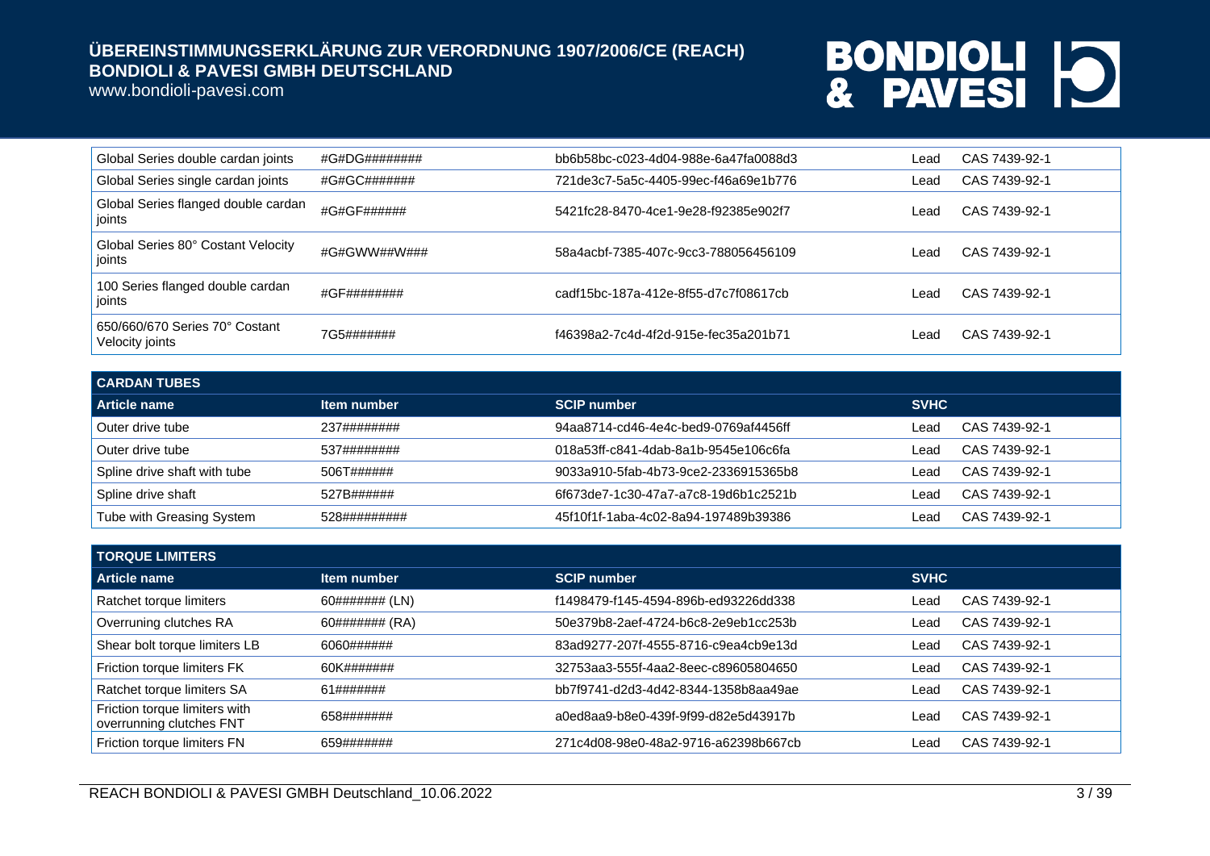| | | | | |
|---|---|---|---|---|
| Global Series double cardan joints | #G#DG######## | bb6b58bc-c023-4d04-988e-6a47fa0088d3 | Lead | CAS 7439-92-1 |
| Global Series single cardan joints | #G#GC####### | 721de3c7-5a5c-4405-99ec-f46a69e1b776 | Lead | CAS 7439-92-1 |
| Global Series flanged double cardan joints | #G#GF###### | 5421fc28-8470-4ce1-9e28-f92385e902f7 | Lead | CAS 7439-92-1 |
| Global Series 80° Costant Velocity joints | #G#GWW##W### | 58a4acbf-7385-407c-9cc3-788056456109 | Lead | CAS 7439-92-1 |
| 100 Series flanged double cardan joints | #GF######## | cadf15bc-187a-412e-8f55-d7c7f08617cb | Lead | CAS 7439-92-1 |
| 650/660/670 Series 70° Costant Velocity joints | 7G5####### | f46398a2-7c4d-4f2d-915e-fec35a201b71 | Lead | CAS 7439-92-1 |

**CARDAN TUBES**

| Article name | Item number | SCIP number | SVHC | |
|---|---|---|---|---|
| Outer drive tube | 237######## | 94aa8714-cd46-4e4c-bed9-0769af4456ff | Lead | CAS 7439-92-1 |
| Outer drive tube | 537######## | 018a53ff-c841-4dab-8a1b-9545e106c6fa | Lead | CAS 7439-92-1 |
| Spline drive shaft with tube | 506T###### | 9033a910-5fab-4b73-9ce2-2336915365b8 | Lead | CAS 7439-92-1 |
| Spline drive shaft | 527B###### | 6f673de7-1c30-47a7-a7c8-19d6b1c2521b | Lead | CAS 7439-92-1 |
| Tube with Greasing System | 528######### | 45f10f1f-1aba-4c02-8a94-197489b39386 | Lead | CAS 7439-92-1 |

**TORQUE LIMITERS**

| Article name | Item number | SCIP number | SVHC | |
|---|---|---|---|---|
| Ratchet torque limiters | 60####### (LN) | f1498479-f145-4594-896b-ed93226dd338 | Lead | CAS 7439-92-1 |
| Overruning clutches RA | 60####### (RA) | 50e379b8-2aef-4724-b6c8-2e9eb1cc253b | Lead | CAS 7439-92-1 |
| Shear bolt torque limiters LB | 6060###### | 83ad9277-207f-4555-8716-c9ea4cb9e13d | Lead | CAS 7439-92-1 |
| Friction torque limiters FK | 60K####### | 32753aa3-555f-4aa2-8eec-c89605804650 | Lead | CAS 7439-92-1 |
| Ratchet torque limiters SA | 61####### | bb7f9741-d2d3-4d42-8344-1358b8aa49ae | Lead | CAS 7439-92-1 |
| Friction torque limiters with overrunning clutches FNT | 658####### | a0ed8aa9-b8e0-439f-9f99-d82e5d43917b | Lead | CAS 7439-92-1 |
| Friction torque limiters FN | 659####### | 271c4d08-98e0-48a2-9716-a62398b667cb | Lead | CAS 7439-92-1 |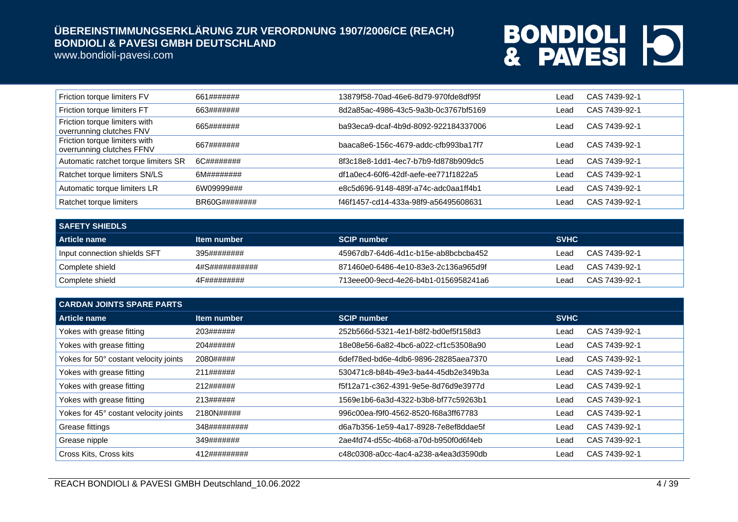| | | | | |
|---|---|---|---|---|
| Friction torque limiters FV | 661####### | 13879f58-70ad-46e6-8d79-970fde8df95f | Lead | CAS 7439-92-1 |
| Friction torque limiters FT | 663####### | 8d2a85ac-4986-43c5-9a3b-0c3767bf5169 | Lead | CAS 7439-92-1 |
| Friction torque limiters with overrunning clutches FNV | 665####### | ba93eca9-dcaf-4b9d-8092-922184337006 | Lead | CAS 7439-92-1 |
| Friction torque limiters with overrunning clutches FFNV | 667####### | baaca8e6-156c-4679-addc-cfb993ba17f7 | Lead | CAS 7439-92-1 |
| Automatic ratchet torque limiters SR | 6C######## | 8f3c18e8-1dd1-4ec7-b7b9-fd878b909dc5 | Lead | CAS 7439-92-1 |
| Ratchet torque limiters SN/LS | 6M######## | df1a0ec4-60f6-42df-aefe-ee771f1822a5 | Lead | CAS 7439-92-1 |
| Automatic torque limiters LR | 6W09999### | e8c5d696-9148-489f-a74c-adc0aa1ff4b1 | Lead | CAS 7439-92-1 |
| Ratchet torque limiters | BR60G######## | f46f1457-cd14-433a-98f9-a56495608631 | Lead | CAS 7439-92-1 |

**SAFETY SHIEDLS**

| Article name | Item number | SCIP number | SVHC | |
|---|---|---|---|---|
| Input connection shields SFT | 395######## | 45967db7-64d6-4d1c-b15e-ab8bcbcba452 | Lead | CAS 7439-92-1 |
| Complete shield | 4#S########### | 871460e0-6486-4e10-83e3-2c136a965d9f | Lead | CAS 7439-92-1 |
| Complete shield | 4F######### | 713eee00-9ecd-4e26-b4b1-0156958241a6 | Lead | CAS 7439-92-1 |

**CARDAN JOINTS SPARE PARTS**

| Article name | Item number | SCIP number | SVHC | |
|---|---|---|---|---|
| Yokes with grease fitting | 203###### | 252b566d-5321-4e1f-b8f2-bd0ef5f158d3 | Lead | CAS 7439-92-1 |
| Yokes with grease fitting | 204###### | 18e08e56-6a82-4bc6-a022-cf1c53508a90 | Lead | CAS 7439-92-1 |
| Yokes for 50° costant velocity joints | 2080##### | 6def78ed-bd6e-4db6-9896-28285aea7370 | Lead | CAS 7439-92-1 |
| Yokes with grease fitting | 211###### | 530471c8-b84b-49e3-ba44-45db2e349b3a | Lead | CAS 7439-92-1 |
| Yokes with grease fitting | 212###### | f5f12a71-c362-4391-9e5e-8d76d9e3977d | Lead | CAS 7439-92-1 |
| Yokes with grease fitting | 213###### | 1569e1b6-6a3d-4322-b3b8-bf77c59263b1 | Lead | CAS 7439-92-1 |
| Yokes for 45° costant velocity joints | 2180N##### | 996c00ea-f9f0-4562-8520-f68a3ff67783 | Lead | CAS 7439-92-1 |
| Grease fittings | 348######### | d6a7b356-1e59-4a17-8928-7e8ef8ddae5f | Lead | CAS 7439-92-1 |
| Grease nipple | 349####### | 2ae4fd74-d55c-4b68-a70d-b950f0d6f4eb | Lead | CAS 7439-92-1 |
| Cross Kits, Cross kits | 412######### | c48c0308-a0cc-4ac4-a238-a4ea3d3590db | Lead | CAS 7439-92-1 |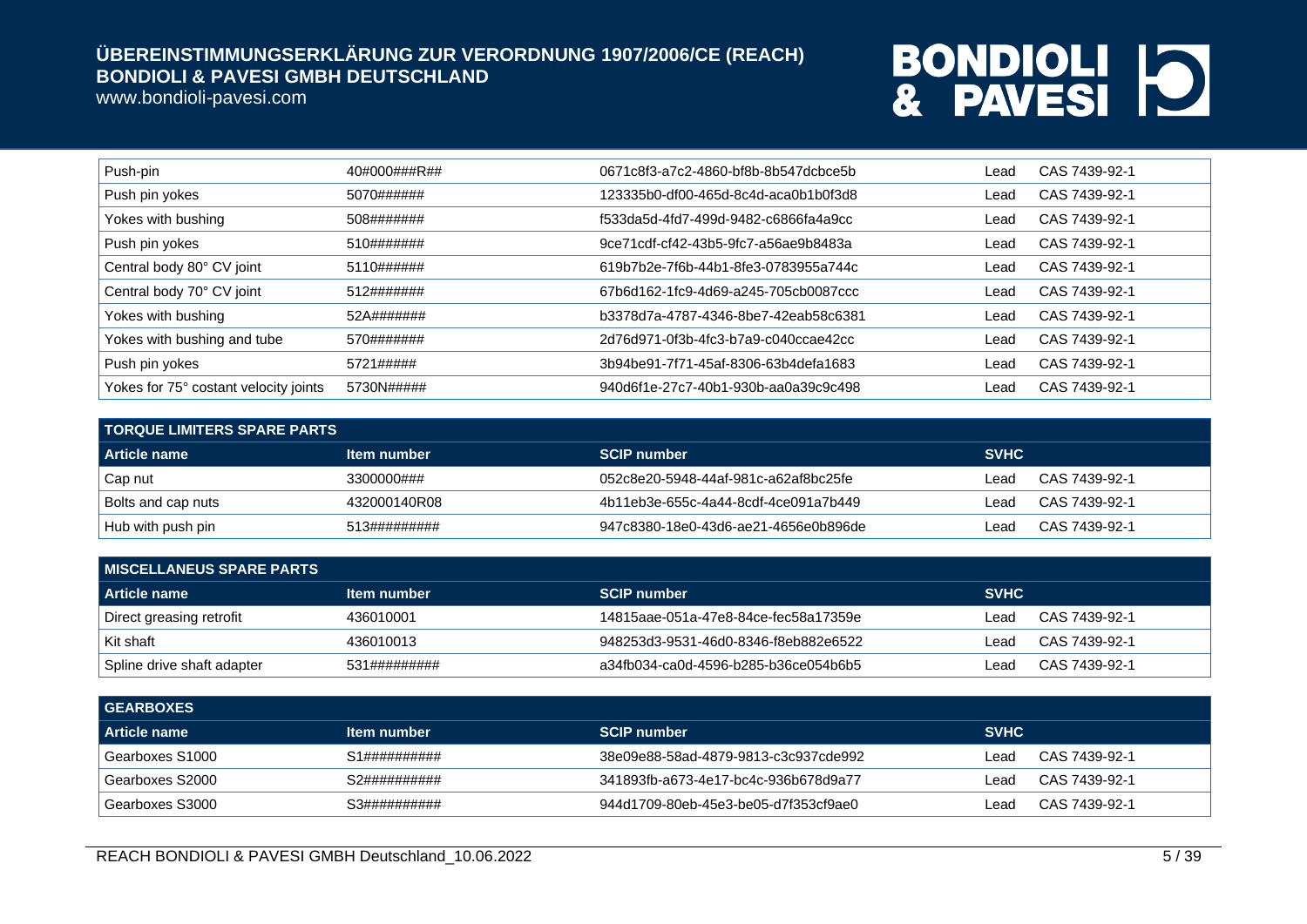| | | | | |
|---|---|---|---|---|
| Push-pin | 40#000###R## | 0671c8f3-a7c2-4860-bf8b-8b547dcbce5b | Lead | CAS 7439-92-1 |
| Push pin yokes | 5070###### | 123335b0-df00-465d-8c4d-aca0b1b0f3d8 | Lead | CAS 7439-92-1 |
| Yokes with bushing | 508####### | f533da5d-4fd7-499d-9482-c6866fa4a9cc | Lead | CAS 7439-92-1 |
| Push pin yokes | 510####### | 9ce71cdf-cf42-43b5-9fc7-a56ae9b8483a | Lead | CAS 7439-92-1 |
| Central body 80° CV joint | 5110###### | 619b7b2e-7f6b-44b1-8fe3-0783955a744c | Lead | CAS 7439-92-1 |
| Central body 70° CV joint | 512####### | 67b6d162-1fc9-4d69-a245-705cb0087ccc | Lead | CAS 7439-92-1 |
| Yokes with bushing | 52A####### | b3378d7a-4787-4346-8be7-42eab58c6381 | Lead | CAS 7439-92-1 |
| Yokes with bushing and tube | 570####### | 2d76d971-0f3b-4fc3-b7a9-c040ccae42cc | Lead | CAS 7439-92-1 |
| Push pin yokes | 5721##### | 3b94be91-7f71-45af-8306-63b4defa1683 | Lead | CAS 7439-92-1 |
| Yokes for 75° costant velocity joints | 5730N##### | 940d6f1e-27c7-40b1-930b-aa0a39c9c498 | Lead | CAS 7439-92-1 |

**TORQUE LIMITERS SPARE PARTS**

| Article name | Item number | SCIP number | SVHC | |
|---|---|---|---|---|
| Cap nut | 3300000### | 052c8e20-5948-44af-981c-a62af8bc25fe | Lead | CAS 7439-92-1 |
| Bolts and cap nuts | 432000140R08 | 4b11eb3e-655c-4a44-8cdf-4ce091a7b449 | Lead | CAS 7439-92-1 |
| Hub with push pin | 513######### | 947c8380-18e0-43d6-ae21-4656e0b896de | Lead | CAS 7439-92-1 |

**MISCELLANEUS SPARE PARTS**

| Article name | Item number | SCIP number | SVHC | |
|---|---|---|---|---|
| Direct greasing retrofit | 436010001 | 14815aae-051a-47e8-84ce-fec58a17359e | Lead | CAS 7439-92-1 |
| Kit shaft | 436010013 | 948253d3-9531-46d0-8346-f8eb882e6522 | Lead | CAS 7439-92-1 |
| Spline drive shaft adapter | 531######### | a34fb034-ca0d-4596-b285-b36ce054b6b5 | Lead | CAS 7439-92-1 |

**GEARBOXES**

| Article name | Item number | SCIP number | SVHC | |
|---|---|---|---|---|
| Gearboxes S1000 | S1########## | 38e09e88-58ad-4879-9813-c3c937cde992 | Lead | CAS 7439-92-1 |
| Gearboxes S2000 | S2########## | 341893fb-a673-4e17-bc4c-936b678d9a77 | Lead | CAS 7439-92-1 |
| Gearboxes S3000 | S3########## | 944d1709-80eb-45e3-be05-d7f353cf9ae0 | Lead | CAS 7439-92-1 |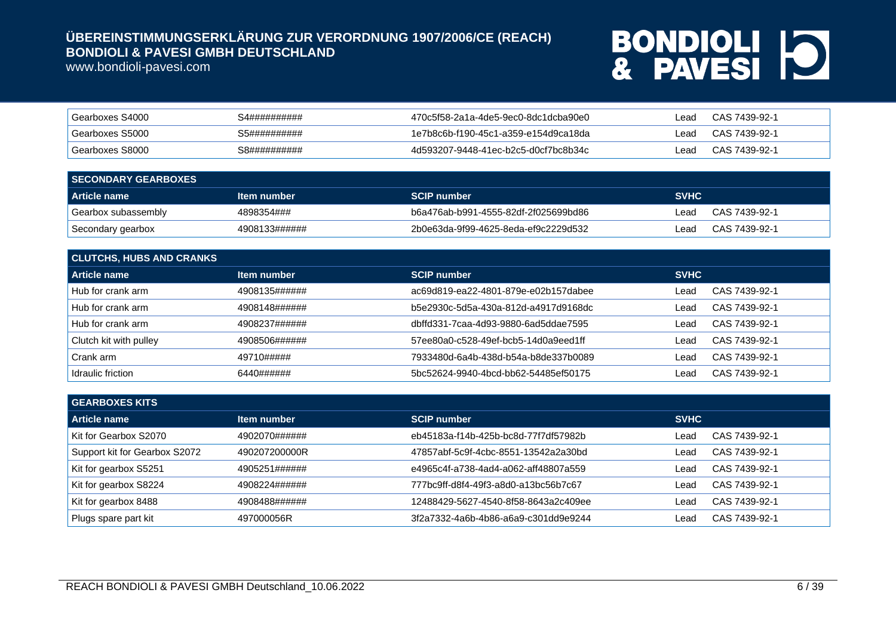| | | | | |
|---|---|---|---|---|
| Gearboxes S4000 | S4########## | 470c5f58-2a1a-4de5-9ec0-8dc1dcba90e0 | Lead | CAS 7439-92-1 |
| Gearboxes S5000 | S5########## | 1e7b8c6b-f190-45c1-a359-e154d9ca18da | Lead | CAS 7439-92-1 |
| Gearboxes S8000 | S8########## | 4d593207-9448-41ec-b2c5-d0cf7bc8b34c | Lead | CAS 7439-92-1 |

## SECONDARY GEARBOXES

| Article name | Item number | SCIP number | SVHC | |
|---|---|---|---|---|
| Gearbox subassembly | 4898354### | b6a476ab-b991-4555-82df-2f025699bd86 | Lead | CAS 7439-92-1 |
| Secondary gearbox | 4908133###### | 2b0e63da-9f99-4625-8eda-ef9c2229d532 | Lead | CAS 7439-92-1 |

## CLUTCHS, HUBS AND CRANKS

| Article name | Item number | SCIP number | SVHC | |
|---|---|---|---|---|
| Hub for crank arm | 4908135###### | ac69d819-ea22-4801-879e-e02b157dabee | Lead | CAS 7439-92-1 |
| Hub for crank arm | 4908148###### | b5e2930c-5d5a-430a-812d-a4917d9168dc | Lead | CAS 7439-92-1 |
| Hub for crank arm | 4908237###### | dbffd331-7caa-4d93-9880-6ad5ddae7595 | Lead | CAS 7439-92-1 |
| Clutch kit with pulley | 4908506###### | 57ee80a0-c528-49ef-bcb5-14d0a9eed1ff | Lead | CAS 7439-92-1 |
| Crank arm | 49710##### | 7933480d-6a4b-438d-b54a-b8de337b0089 | Lead | CAS 7439-92-1 |
| Idraulic friction | 6440###### | 5bc52624-9940-4bcd-bb62-54485ef50175 | Lead | CAS 7439-92-1 |

## GEARBOXES KITS

| Article name | Item number | SCIP number | SVHC | |
|---|---|---|---|---|
| Kit for Gearbox S2070 | 4902070###### | eb45183a-f14b-425b-bc8d-77f7df57982b | Lead | CAS 7439-92-1 |
| Support kit for Gearbox S2072 | 490207200000R | 47857abf-5c9f-4cbc-8551-13542a2a30bd | Lead | CAS 7439-92-1 |
| Kit for gearbox S5251 | 4905251###### | e4965c4f-a738-4ad4-a062-aff48807a559 | Lead | CAS 7439-92-1 |
| Kit for gearbox S8224 | 4908224###### | 777bc9ff-d8f4-49f3-a8d0-a13bc56b7c67 | Lead | CAS 7439-92-1 |
| Kit for gearbox 8488 | 4908488###### | 12488429-5627-4540-8f58-8643a2c409ee | Lead | CAS 7439-92-1 |
| Plugs spare part kit | 497000056R | 3f2a7332-4a6b-4b86-a6a9-c301dd9e9244 | Lead | CAS 7439-92-1 |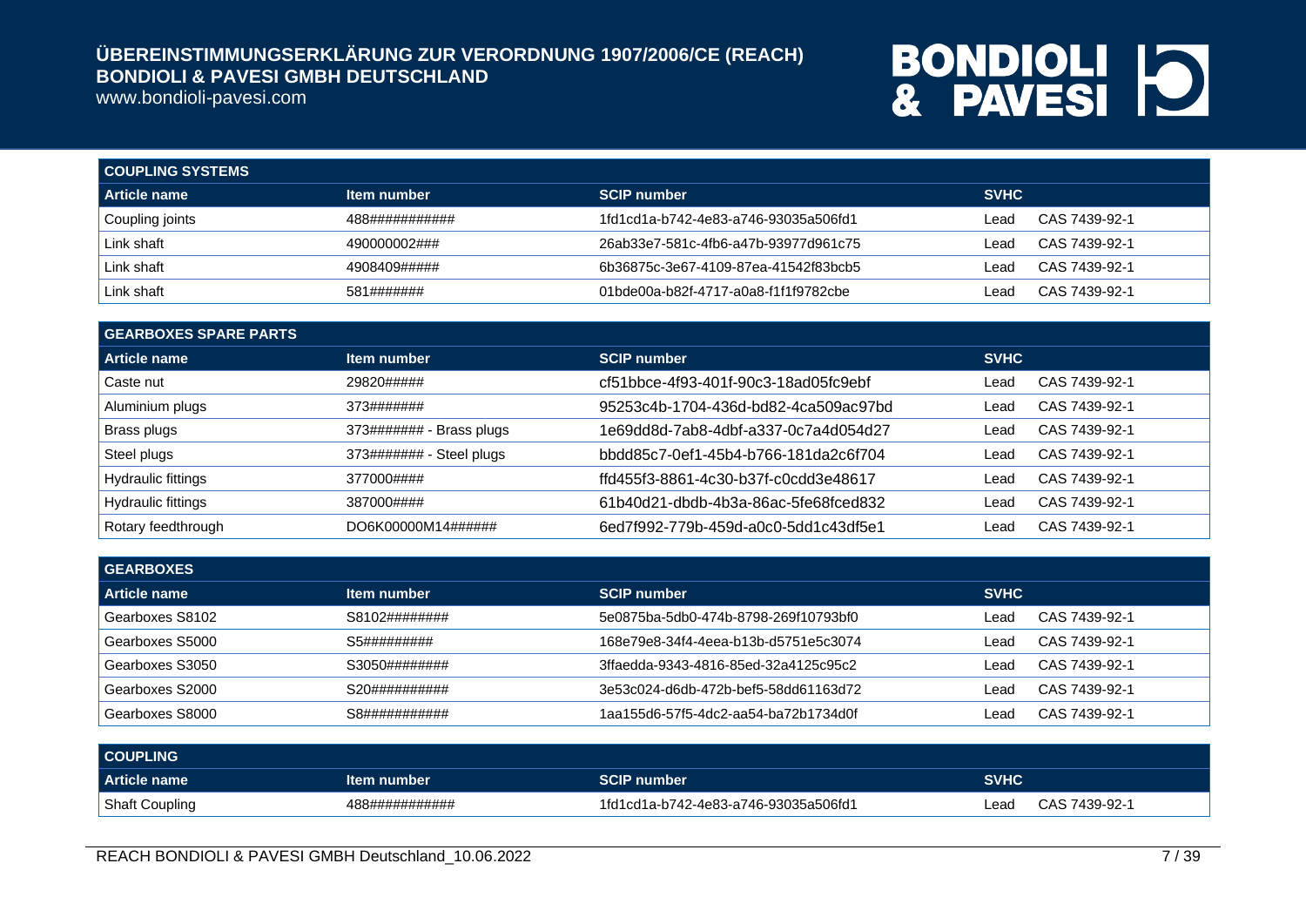## COUPLING SYSTEMS

| Article name | Item number | SCIP number | SVHC | |
|---|---|---|---|---|
| Coupling joints | 488########### | 1fd1cd1a-b742-4e83-a746-93035a506fd1 | Lead | CAS 7439-92-1 |
| Link shaft | 490000002### | 26ab33e7-581c-4fb6-a47b-93977d961c75 | Lead | CAS 7439-92-1 |
| Link shaft | 4908409##### | 6b36875c-3e67-4109-87ea-41542f83bcb5 | Lead | CAS 7439-92-1 |
| Link shaft | 581####### | 01bde00a-b82f-4717-a0a8-f1f1f9782cbe | Lead | CAS 7439-92-1 |

## GEARBOXES SPARE PARTS

| Article name | Item number | SCIP number | SVHC | |
|---|---|---|---|---|
| Caste nut | 29820##### | cf51bbce-4f93-401f-90c3-18ad05fc9ebf | Lead | CAS 7439-92-1 |
| Aluminium plugs | 373####### | 95253c4b-1704-436d-bd82-4ca509ac97bd | Lead | CAS 7439-92-1 |
| Brass plugs | 373####### - Brass plugs | 1e69dd8d-7ab8-4dbf-a337-0c7a4d054d27 | Lead | CAS 7439-92-1 |
| Steel plugs | 373####### - Steel plugs | bbdd85c7-0ef1-45b4-b766-181da2c6f704 | Lead | CAS 7439-92-1 |
| Hydraulic fittings | 377000#### | ffd455f3-8861-4c30-b37f-c0cdd3e48617 | Lead | CAS 7439-92-1 |
| Hydraulic fittings | 387000#### | 61b40d21-dbdb-4b3a-86ac-5fe68fced832 | Lead | CAS 7439-92-1 |
| Rotary feedthrough | DO6K00000M14###### | 6ed7f992-779b-459d-a0c0-5dd1c43df5e1 | Lead | CAS 7439-92-1 |

## GEARBOXES

| Article name | Item number | SCIP number | SVHC | |
|---|---|---|---|---|
| Gearboxes S8102 | S8102######## | 5e0875ba-5db0-474b-8798-269f10793bf0 | Lead | CAS 7439-92-1 |
| Gearboxes S5000 | S5######### | 168e79e8-34f4-4eea-b13b-d5751e5c3074 | Lead | CAS 7439-92-1 |
| Gearboxes S3050 | S3050######## | 3ffaedda-9343-4816-85ed-32a4125c95c2 | Lead | CAS 7439-92-1 |
| Gearboxes S2000 | S20########## | 3e53c024-d6db-472b-bef5-58dd61163d72 | Lead | CAS 7439-92-1 |
| Gearboxes S8000 | S8########### | 1aa155d6-57f5-4dc2-aa54-ba72b1734d0f | Lead | CAS 7439-92-1 |

## COUPLING

| Article name | Item number | SCIP number | SVHC | |
|---|---|---|---|---|
| Shaft Coupling | 488########### | 1fd1cd1a-b742-4e83-a746-93035a506fd1 | Lead | CAS 7439-92-1 |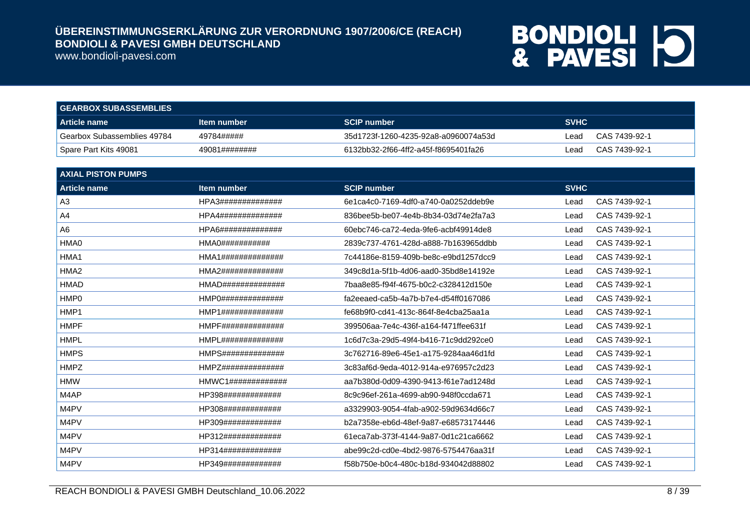| GEARBOX SUBASSEMBLIES | | | |
|---|---|---|---|
| **Article name** | **Item number** | **SCIP number** | **SVHC** |
| Gearbox Subassemblies 49784 | 49784##### | 35d1723f-1260-4235-92a8-a0960074a53d | Lead CAS 7439-92-1 |
| Spare Part Kits 49081 | 49081######## | 6132bb32-2f66-4ff2-a45f-f8695401fa26 | Lead CAS 7439-92-1 |

| AXIAL PISTON PUMPS | | | |
|---|---|---|---|
| **Article name** | **Item number** | **SCIP number** | **SVHC** |
| A3 | HPA3############## | 6e1ca4c0-7169-4df0-a740-0a0252ddeb9e | Lead CAS 7439-92-1 |
| A4 | HPA4############## | 836bee5b-be07-4e4b-8b34-03d74e2fa7a3 | Lead CAS 7439-92-1 |
| A6 | HPA6############## | 60ebc746-ca72-4eda-9fe6-acbf49914de8 | Lead CAS 7439-92-1 |
| HMA0 | HMA0########### | 2839c737-4761-428d-a888-7b163965ddbb | Lead CAS 7439-92-1 |
| HMA1 | HMA1############## | 7c44186e-8159-409b-be8c-e9bd1257dcc9 | Lead CAS 7439-92-1 |
| HMA2 | HMA2############## | 349c8d1a-5f1b-4d06-aad0-35bd8e14192e | Lead CAS 7439-92-1 |
| HMAD | HMAD############## | 7baa8e85-f94f-4675-b0c2-c328412d150e | Lead CAS 7439-92-1 |
| HMP0 | HMP0############## | fa2eeaed-ca5b-4a7b-b7e4-d54ff0167086 | Lead CAS 7439-92-1 |
| HMP1 | HMP1############## | fe68b9f0-cd41-413c-864f-8e4cba25aa1a | Lead CAS 7439-92-1 |
| HMPF | HMPF############## | 399506aa-7e4c-436f-a164-f471ffee631f | Lead CAS 7439-92-1 |
| HMPL | HMPL############## | 1c6d7c3a-29d5-49f4-b416-71c9dd292ce0 | Lead CAS 7439-92-1 |
| HMPS | HMPS############## | 3c762716-89e6-45e1-a175-9284aa46d1fd | Lead CAS 7439-92-1 |
| HMPZ | HMPZ############## | 3c83af6d-9eda-4012-914a-e976957c2d23 | Lead CAS 7439-92-1 |
| HMW | HMWC1############# | aa7b380d-0d09-4390-9413-f61e7ad1248d | Lead CAS 7439-92-1 |
| M4AP | HP398############# | 8c9c96ef-261a-4699-ab90-948f0ccda671 | Lead CAS 7439-92-1 |
| M4PV | HP308############# | a3329903-9054-4fab-a902-59d9634d66c7 | Lead CAS 7439-92-1 |
| M4PV | HP309############# | b2a7358e-eb6d-48ef-9a87-e68573174446 | Lead CAS 7439-92-1 |
| M4PV | HP312############# | 61eca7ab-373f-4144-9a87-0d1c21ca6662 | Lead CAS 7439-92-1 |
| M4PV | HP314############# | abe99c2d-cd0e-4bd2-9876-5754476aa31f | Lead CAS 7439-92-1 |
| M4PV | HP349############# | f58b750e-b0c4-480c-b18d-934042d88802 | Lead CAS 7439-92-1 |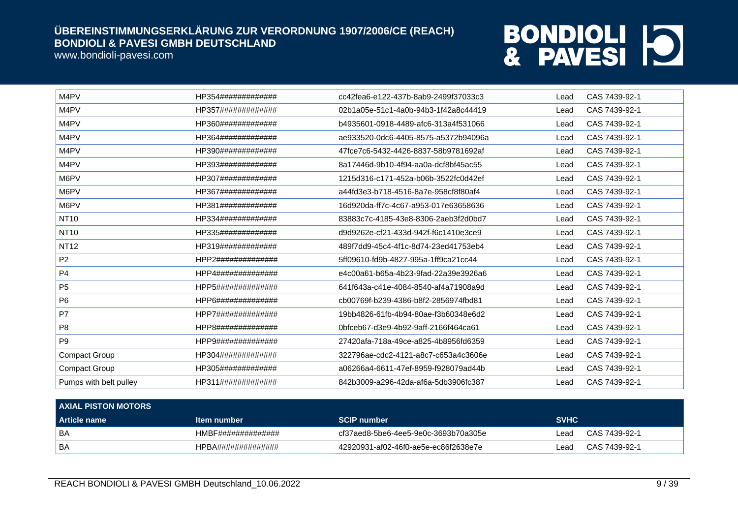| | | | | |
|---|---|---|---|---|
| M4PV | HP354############# | cc42fea6-e122-437b-8ab9-2499f37033c3 | Lead | CAS 7439-92-1 |
| M4PV | HP357############# | 02b1a05e-51c1-4a0b-94b3-1f42a8c44419 | Lead | CAS 7439-92-1 |
| M4PV | HP360############# | b4935601-0918-4489-afc6-313a4f531066 | Lead | CAS 7439-92-1 |
| M4PV | HP364############# | ae933520-0dc6-4405-8575-a5372b94096a | Lead | CAS 7439-92-1 |
| M4PV | HP390############# | 47fce7c6-5432-4426-8837-58b9781692af | Lead | CAS 7439-92-1 |
| M4PV | HP393############# | 8a17446d-9b10-4f94-aa0a-dcf8bf45ac55 | Lead | CAS 7439-92-1 |
| M6PV | HP307############# | 1215d316-c171-452a-b06b-3522fc0d42ef | Lead | CAS 7439-92-1 |
| M6PV | HP367############# | a44fd3e3-b718-4516-8a7e-958cf8f80af4 | Lead | CAS 7439-92-1 |
| M6PV | HP381############# | 16d920da-ff7c-4c67-a953-017e63658636 | Lead | CAS 7439-92-1 |
| NT10 | HP334############# | 83883c7c-4185-43e8-8306-2aeb3f2d0bd7 | Lead | CAS 7439-92-1 |
| NT10 | HP335############# | d9d9262e-cf21-433d-942f-f6c1410e3ce9 | Lead | CAS 7439-92-1 |
| NT12 | HP319############# | 489f7dd9-45c4-4f1c-8d74-23ed41753eb4 | Lead | CAS 7439-92-1 |
| P2 | HPP2############## | 5ff09610-fd9b-4827-995a-1ff9ca21cc44 | Lead | CAS 7439-92-1 |
| P4 | HPP4############## | e4c00a61-b65a-4b23-9fad-22a39e3926a6 | Lead | CAS 7439-92-1 |
| P5 | HPP5############## | 641f643a-c41e-4084-8540-af4a71908a9d | Lead | CAS 7439-92-1 |
| P6 | HPP6############## | cb00769f-b239-4386-b8f2-2856974fbd81 | Lead | CAS 7439-92-1 |
| P7 | HPP7############## | 19bb4826-61fb-4b94-80ae-f3b60348e6d2 | Lead | CAS 7439-92-1 |
| P8 | HPP8############## | 0bfceb67-d3e9-4b92-9aff-2166f464ca61 | Lead | CAS 7439-92-1 |
| P9 | HPP9############## | 27420afa-718a-49ce-a825-4b8956fd6359 | Lead | CAS 7439-92-1 |
| Compact Group | HP304############# | 322796ae-cdc2-4121-a8c7-c653a4c3606e | Lead | CAS 7439-92-1 |
| Compact Group | HP305############# | a06266a4-6611-47ef-8959-f928079ad44b | Lead | CAS 7439-92-1 |
| Pumps with belt pulley | HP311############# | 842b3009-a296-42da-af6a-5db3906fc387 | Lead | CAS 7439-92-1 |

**AXIAL PISTON MOTORS**

| Article name | Item number | SCIP number | SVHC | |
|---|---|---|---|---|
| BA | HMBF############## | cf37aed8-5be6-4ee5-9e0c-3693b70a305e | Lead | CAS 7439-92-1 |
| BA | HPBA############## | 42920931-af02-46f0-ae5e-ec86f2638e7e | Lead | CAS 7439-92-1 |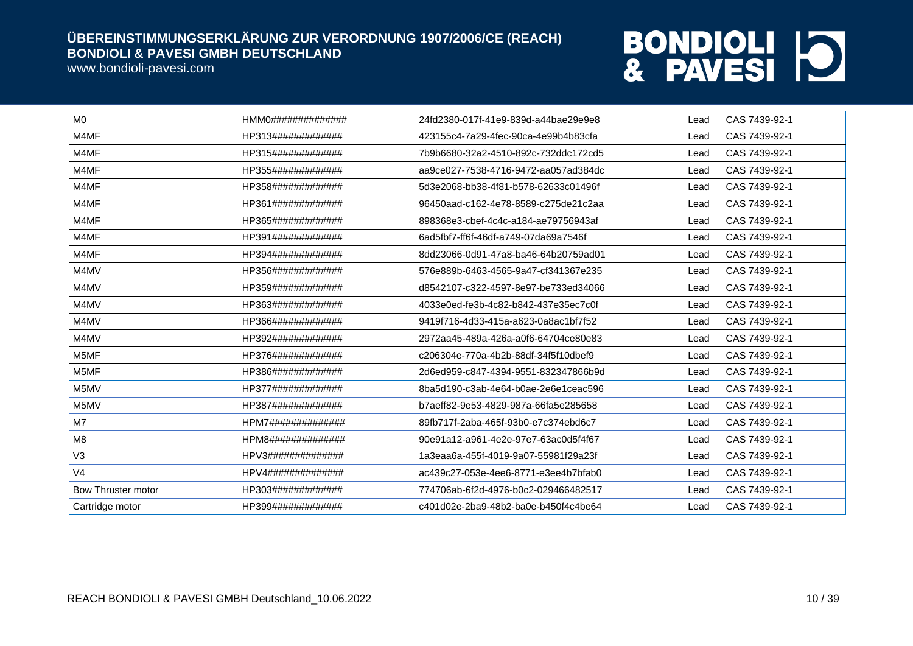| | | | | |
|---|---|---|---|---|
| M0 | HMM0############### | 24fd2380-017f-41e9-839d-a44bae29e9e8 | Lead | CAS 7439-92-1 |
| M4MF | HP313############# | 423155c4-7a29-4fec-90ca-4e99b4b83cfa | Lead | CAS 7439-92-1 |
| M4MF | HP315############# | 7b9b6680-32a2-4510-892c-732ddc172cd5 | Lead | CAS 7439-92-1 |
| M4MF | HP355############# | aa9ce027-7538-4716-9472-aa057ad384dc | Lead | CAS 7439-92-1 |
| M4MF | HP358############# | 5d3e2068-bb38-4f81-b578-62633c01496f | Lead | CAS 7439-92-1 |
| M4MF | HP361############# | 96450aad-c162-4e78-8589-c275de21c2aa | Lead | CAS 7439-92-1 |
| M4MF | HP365############# | 898368e3-cbef-4c4c-a184-ae79756943af | Lead | CAS 7439-92-1 |
| M4MF | HP391############# | 6ad5fbf7-ff6f-46df-a749-07da69a7546f | Lead | CAS 7439-92-1 |
| M4MF | HP394############# | 8dd23066-0d91-47a8-ba46-64b20759ad01 | Lead | CAS 7439-92-1 |
| M4MV | HP356############# | 576e889b-6463-4565-9a47-cf341367e235 | Lead | CAS 7439-92-1 |
| M4MV | HP359############# | d8542107-c322-4597-8e97-be733ed34066 | Lead | CAS 7439-92-1 |
| M4MV | HP363############# | 4033e0ed-fe3b-4c82-b842-437e35ec7c0f | Lead | CAS 7439-92-1 |
| M4MV | HP366############# | 9419f716-4d33-415a-a623-0a8ac1bf7f52 | Lead | CAS 7439-92-1 |
| M4MV | HP392############# | 2972aa45-489a-426a-a0f6-64704ce80e83 | Lead | CAS 7439-92-1 |
| M5MF | HP376############# | c206304e-770a-4b2b-88df-34f5f10dbef9 | Lead | CAS 7439-92-1 |
| M5MF | HP386############# | 2d6ed959-c847-4394-9551-832347866b9d | Lead | CAS 7439-92-1 |
| M5MV | HP377############# | 8ba5d190-c3ab-4e64-b0ae-2e6e1ceac596 | Lead | CAS 7439-92-1 |
| M5MV | HP387############# | b7aeff82-9e53-4829-987a-66fa5e285658 | Lead | CAS 7439-92-1 |
| M7 | HPM7############### | 89fb717f-2aba-465f-93b0-e7c374ebd6c7 | Lead | CAS 7439-92-1 |
| M8 | HPM8############### | 90e91a12-a961-4e2e-97e7-63ac0d5f4f67 | Lead | CAS 7439-92-1 |
| V3 | HPV3############### | 1a3eaa6a-455f-4019-9a07-55981f29a23f | Lead | CAS 7439-92-1 |
| V4 | HPV4############### | ac439c27-053e-4ee6-8771-e3ee4b7bfab0 | Lead | CAS 7439-92-1 |
| Bow Thruster motor | HP303############# | 774706ab-6f2d-4976-b0c2-029466482517 | Lead | CAS 7439-92-1 |
| Cartridge motor | HP399############# | c401d02e-2ba9-48b2-ba0e-b450f4c4be64 | Lead | CAS 7439-92-1 |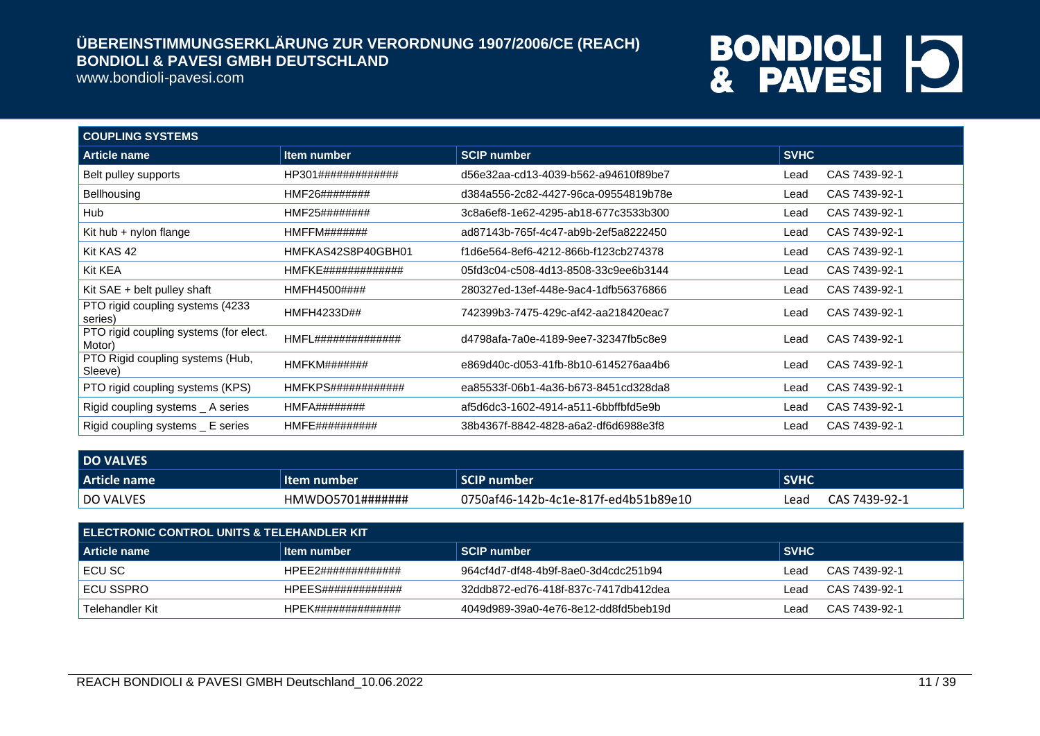| COUPLING SYSTEMS | | | |
|---|---|---|---|
| **Article name** | **Item number** | **SCIP number** | **SVHC** |
| Belt pulley supports | HP301############# | d56e32aa-cd13-4039-b562-a94610f89be7 | Lead CAS 7439-92-1 |
| Bellhousing | HMF26######## | d384a556-2c82-4427-96ca-09554819b78e | Lead CAS 7439-92-1 |
| Hub | HMF25######## | 3c8a6ef8-1e62-4295-ab18-677c3533b300 | Lead CAS 7439-92-1 |
| Kit hub + nylon flange | HMFFM####### | ad87143b-765f-4c47-ab9b-2ef5a8222450 | Lead CAS 7439-92-1 |
| Kit KAS 42 | HMFKAS42S8P40GBH01 | f1d6e564-8ef6-4212-866b-f123cb274378 | Lead CAS 7439-92-1 |
| Kit KEA | HMFKE############# | 05fd3c04-c508-4d13-8508-33c9ee6b3144 | Lead CAS 7439-92-1 |
| Kit SAE + belt pulley shaft | HMFH4500#### | 280327ed-13ef-448e-9ac4-1dfb56376866 | Lead CAS 7439-92-1 |
| PTO rigid coupling systems (4233 series) | HMFH4233D## | 742399b3-7475-429c-af42-aa218420eac7 | Lead CAS 7439-92-1 |
| PTO rigid coupling systems (for elect. Motor) | HMFL############## | d4798afa-7a0e-4189-9ee7-32347fb5c8e9 | Lead CAS 7439-92-1 |
| PTO Rigid coupling systems (Hub, Sleeve) | HMFKM####### | e869d40c-d053-41fb-8b10-6145276aa4b6 | Lead CAS 7439-92-1 |
| PTO rigid coupling systems (KPS) | HMFKPS############ | ea85533f-06b1-4a36-b673-8451cd328da8 | Lead CAS 7439-92-1 |
| Rigid coupling systems _ A series | HMFA######## | af5d6dc3-1602-4914-a511-6bbffbfd5e9b | Lead CAS 7439-92-1 |
| Rigid coupling systems _ E series | HMFE########## | 38b4367f-8842-4828-a6a2-df6d6988e3f8 | Lead CAS 7439-92-1 |

| DO VALVES | | | |
|---|---|---|---|
| **Article name** | **Item number** | **SCIP number** | **SVHC** |
| DO VALVES | HMWDO5701####### | 0750af46-142b-4c1e-817f-ed4b51b89e10 | Lead CAS 7439-92-1 |

| ELECTRONIC CONTROL UNITS & TELEHANDLER KIT | | | |
|---|---|---|---|
| **Article name** | **Item number** | **SCIP number** | **SVHC** |
| ECU SC | HPEE2############# | 964cf4d7-df48-4b9f-8ae0-3d4cdc251b94 | Lead CAS 7439-92-1 |
| ECU SSPRO | HPEES############# | 32ddb872-ed76-418f-837c-7417db412dea | Lead CAS 7439-92-1 |
| Telehandler Kit | HPEK############## | 4049d989-39a0-4e76-8e12-dd8fd5beb19d | Lead CAS 7439-92-1 |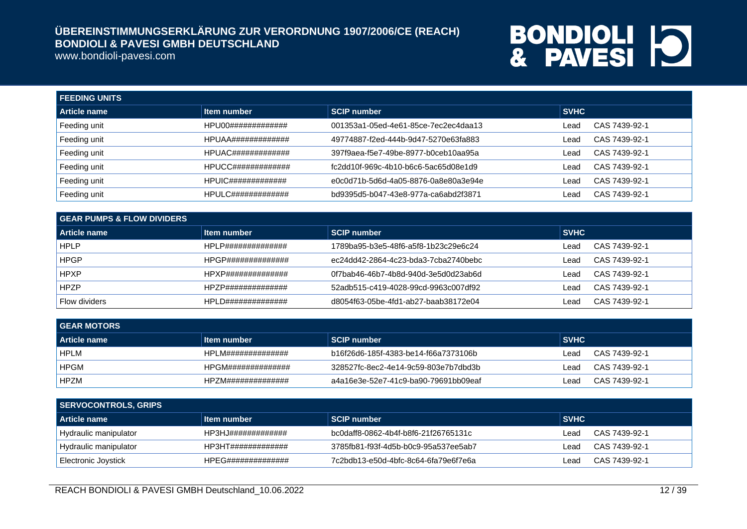| FEEDING UNITS | | | |
|---|---|---|---|
| **Article name** | **Item number** | **SCIP number** | **SVHC** |
| Feeding unit | HPU00############# | 001353a1-05ed-4e61-85ce-7ec2ec4daa13 | Lead CAS 7439-92-1 |
| Feeding unit | HPUAA############# | 49774887-f2ed-444b-9d47-5270e63fa883 | Lead CAS 7439-92-1 |
| Feeding unit | HPUAC############# | 397f9aea-f5e7-49be-8977-b0ceb10aa95a | Lead CAS 7439-92-1 |
| Feeding unit | HPUCC############# | fc2dd10f-969c-4b10-b6c6-5ac65d08e1d9 | Lead CAS 7439-92-1 |
| Feeding unit | HPUIC############# | e0c0d71b-5d6d-4a05-8876-0a8e80a3e94e | Lead CAS 7439-92-1 |
| Feeding unit | HPULC############# | bd9395d5-b047-43e8-977a-ca6abd2f3871 | Lead CAS 7439-92-1 |

| GEAR PUMPS & FLOW DIVIDERS | | | |
|---|---|---|---|
| **Article name** | **Item number** | **SCIP number** | **SVHC** |
| HPLP | HPLP############## | 1789ba95-b3e5-48f6-a5f8-1b23c29e6c24 | Lead CAS 7439-92-1 |
| HPGP | HPGP############## | ec24dd42-2864-4c23-bda3-7cba2740bebc | Lead CAS 7439-92-1 |
| HPXP | HPXP############## | 0f7bab46-46b7-4b8d-940d-3e5d0d23ab6d | Lead CAS 7439-92-1 |
| HPZP | HPZP############## | 52adb515-c419-4028-99cd-9963c007df92 | Lead CAS 7439-92-1 |
| Flow dividers | HPLD############## | d8054f63-05be-4fd1-ab27-baab38172e04 | Lead CAS 7439-92-1 |

| GEAR MOTORS | | | |
|---|---|---|---|
| **Article name** | **Item number** | **SCIP number** | **SVHC** |
| HPLM | HPLM############## | b16f26d6-185f-4383-be14-f66a7373106b | Lead CAS 7439-92-1 |
| HPGM | HPGM############## | 328527fc-8ec2-4e14-9c59-803e7b7dbd3b | Lead CAS 7439-92-1 |
| HPZM | HPZM############## | a4a16e3e-52e7-41c9-ba90-79691bb09eaf | Lead CAS 7439-92-1 |

| SERVOCONTROLS, GRIPS | | | |
|---|---|---|---|
| **Article name** | **Item number** | **SCIP number** | **SVHC** |
| Hydraulic manipulator | HP3HJ############# | bc0daff8-0862-4b4f-b8f6-21f26765131c | Lead CAS 7439-92-1 |
| Hydraulic manipulator | HP3HT############# | 3785fb81-f93f-4d5b-b0c9-95a537ee5ab7 | Lead CAS 7439-92-1 |
| Electronic Joystick | HPEG############## | 7c2bdb13-e50d-4bfc-8c64-6fa79e6f7e6a | Lead CAS 7439-92-1 |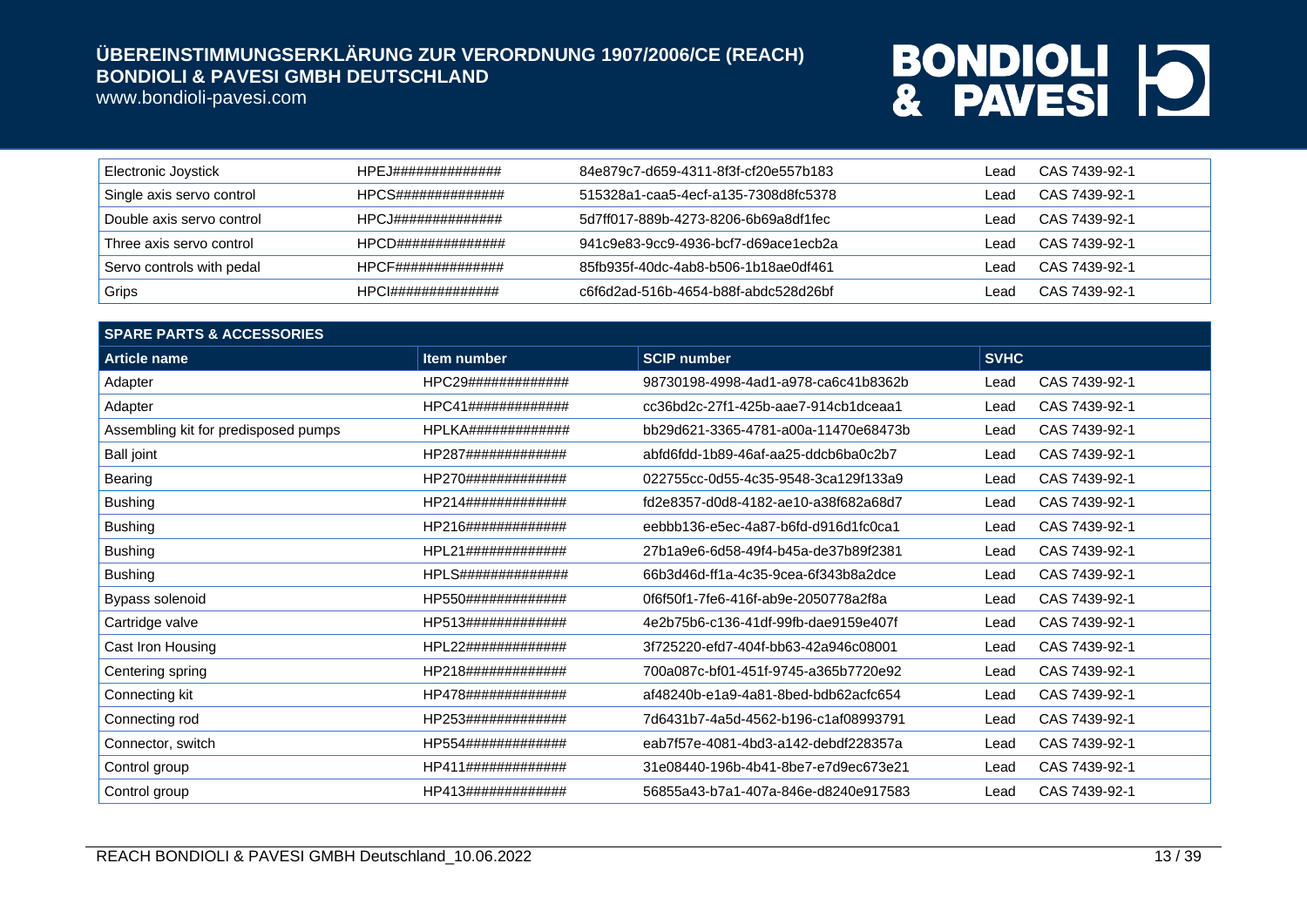| | | | | |
|---|---|---|---|---|
| Electronic Joystick | HPEJ############## | 84e879c7-d659-4311-8f3f-cf20e557b183 | Lead | CAS 7439-92-1 |
| Single axis servo control | HPCS############## | 515328a1-caa5-4ecf-a135-7308d8fc5378 | Lead | CAS 7439-92-1 |
| Double axis servo control | HPCJ############## | 5d7ff017-889b-4273-8206-6b69a8df1fec | Lead | CAS 7439-92-1 |
| Three axis servo control | HPCD############## | 941c9e83-9cc9-4936-bcf7-d69ace1ecb2a | Lead | CAS 7439-92-1 |
| Servo controls with pedal | HPCF############## | 85fb935f-40dc-4ab8-b506-1b18ae0df461 | Lead | CAS 7439-92-1 |
| Grips | HPCI############## | c6f6d2ad-516b-4654-b88f-abdc528d26bf | Lead | CAS 7439-92-1 |

**SPARE PARTS & ACCESSORIES**

| Article name | Item number | SCIP number | SVHC | |
|---|---|---|---|---|
| Adapter | HPC29############# | 98730198-4998-4ad1-a978-ca6c41b8362b | Lead | CAS 7439-92-1 |
| Adapter | HPC41############# | cc36bd2c-27f1-425b-aae7-914cb1dceaa1 | Lead | CAS 7439-92-1 |
| Assembling kit for predisposed pumps | HPLKA############# | bb29d621-3365-4781-a00a-11470e68473b | Lead | CAS 7439-92-1 |
| Ball joint | HP287############# | abfd6fdd-1b89-46af-aa25-ddcb6ba0c2b7 | Lead | CAS 7439-92-1 |
| Bearing | HP270############# | 022755cc-0d55-4c35-9548-3ca129f133a9 | Lead | CAS 7439-92-1 |
| Bushing | HP214############# | fd2e8357-d0d8-4182-ae10-a38f682a68d7 | Lead | CAS 7439-92-1 |
| Bushing | HP216############# | eebbb136-e5ec-4a87-b6fd-d916d1fc0ca1 | Lead | CAS 7439-92-1 |
| Bushing | HPL21############# | 27b1a9e6-6d58-49f4-b45a-de37b89f2381 | Lead | CAS 7439-92-1 |
| Bushing | HPLS############## | 66b3d46d-ff1a-4c35-9cea-6f343b8a2dce | Lead | CAS 7439-92-1 |
| Bypass solenoid | HP550############# | 0f6f50f1-7fe6-416f-ab9e-2050778a2f8a | Lead | CAS 7439-92-1 |
| Cartridge valve | HP513############# | 4e2b75b6-c136-41df-99fb-dae9159e407f | Lead | CAS 7439-92-1 |
| Cast Iron Housing | HPL22############# | 3f725220-efd7-404f-bb63-42a946c08001 | Lead | CAS 7439-92-1 |
| Centering spring | HP218############# | 700a087c-bf01-451f-9745-a365b7720e92 | Lead | CAS 7439-92-1 |
| Connecting kit | HP478############# | af48240b-e1a9-4a81-8bed-bdb62acfc654 | Lead | CAS 7439-92-1 |
| Connecting rod | HP253############# | 7d6431b7-4a5d-4562-b196-c1af08993791 | Lead | CAS 7439-92-1 |
| Connector, switch | HP554############# | eab7f57e-4081-4bd3-a142-debdf228357a | Lead | CAS 7439-92-1 |
| Control group | HP411############# | 31e08440-196b-4b41-8be7-e7d9ec673e21 | Lead | CAS 7439-92-1 |
| Control group | HP413############# | 56855a43-b7a1-407a-846e-d8240e917583 | Lead | CAS 7439-92-1 |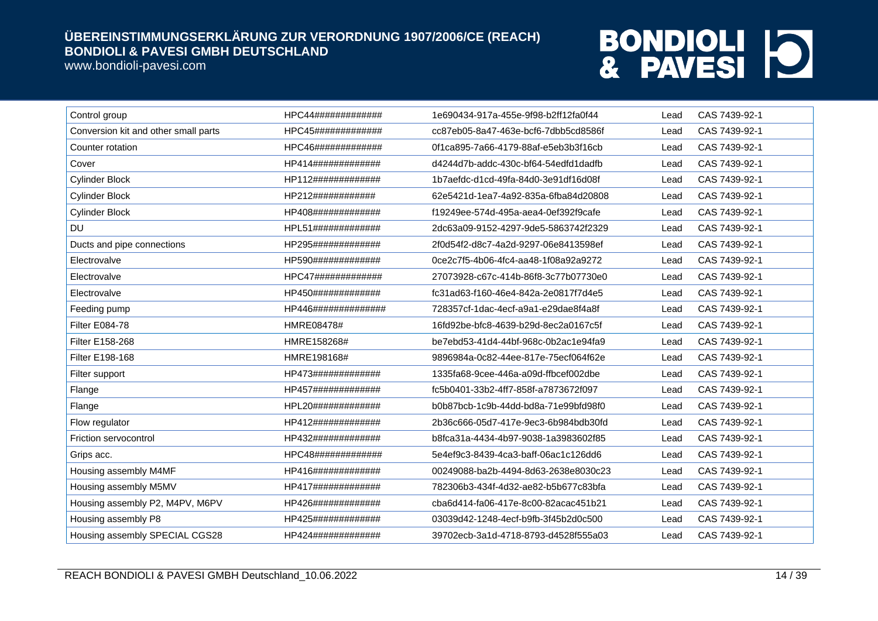| | | | | |
|---|---|---|---|---|
| Control group | HPC44############# | 1e690434-917a-455e-9f98-b2ff12fa0f44 | Lead | CAS 7439-92-1 |
| Conversion kit and other small parts | HPC45############# | cc87eb05-8a47-463e-bcf6-7dbb5cd8586f | Lead | CAS 7439-92-1 |
| Counter rotation | HPC46############# | 0f1ca895-7a66-4179-88af-e5eb3b3f16cb | Lead | CAS 7439-92-1 |
| Cover | HP414############# | d4244d7b-addc-430c-bf64-54edfd1dadfb | Lead | CAS 7439-92-1 |
| Cylinder Block | HP112############# | 1b7aefdc-d1cd-49fa-84d0-3e91df16d08f | Lead | CAS 7439-92-1 |
| Cylinder Block | HP212############ | 62e5421d-1ea7-4a92-835a-6fba84d20808 | Lead | CAS 7439-92-1 |
| Cylinder Block | HP408############# | f19249ee-574d-495a-aea4-0ef392f9cafe | Lead | CAS 7439-92-1 |
| DU | HPL51############# | 2dc63a09-9152-4297-9de5-5863742f2329 | Lead | CAS 7439-92-1 |
| Ducts and pipe connections | HP295############# | 2f0d54f2-d8c7-4a2d-9297-06e8413598ef | Lead | CAS 7439-92-1 |
| Electrovalve | HP590############# | 0ce2c7f5-4b06-4fc4-aa48-1f08a92a9272 | Lead | CAS 7439-92-1 |
| Electrovalve | HPC47############# | 27073928-c67c-414b-86f8-3c77b07730e0 | Lead | CAS 7439-92-1 |
| Electrovalve | HP450############# | fc31ad63-f160-46e4-842a-2e0817f7d4e5 | Lead | CAS 7439-92-1 |
| Feeding pump | HP446############## | 728357cf-1dac-4ecf-a9a1-e29dae8f4a8f | Lead | CAS 7439-92-1 |
| Filter E084-78 | HMRE08478# | 16fd92be-bfc8-4639-b29d-8ec2a0167c5f | Lead | CAS 7439-92-1 |
| Filter E158-268 | HMRE158268# | be7ebd53-41d4-44bf-968c-0b2ac1e94fa9 | Lead | CAS 7439-92-1 |
| Filter E198-168 | HMRE198168# | 9896984a-0c82-44ee-817e-75ecf064f62e | Lead | CAS 7439-92-1 |
| Filter support | HP473############# | 1335fa68-9cee-446a-a09d-ffbcef002dbe | Lead | CAS 7439-92-1 |
| Flange | HP457############# | fc5b0401-33b2-4ff7-858f-a7873672f097 | Lead | CAS 7439-92-1 |
| Flange | HPL20############# | b0b87bcb-1c9b-44dd-bd8a-71e99bfd98f0 | Lead | CAS 7439-92-1 |
| Flow regulator | HP412############# | 2b36c666-05d7-417e-9ec3-6b984bdb30fd | Lead | CAS 7439-92-1 |
| Friction servocontrol | HP432############# | b8fca31a-4434-4b97-9038-1a3983602f85 | Lead | CAS 7439-92-1 |
| Grips acc. | HPC48############# | 5e4ef9c3-8439-4ca3-baff-06ac1c126dd6 | Lead | CAS 7439-92-1 |
| Housing assembly M4MF | HP416############# | 00249088-ba2b-4494-8d63-2638e8030c23 | Lead | CAS 7439-92-1 |
| Housing assembly M5MV | HP417############# | 782306b3-434f-4d32-ae82-b5b677c83bfa | Lead | CAS 7439-92-1 |
| Housing assembly P2, M4PV, M6PV | HP426############# | cba6d414-fa06-417e-8c00-82acac451b21 | Lead | CAS 7439-92-1 |
| Housing assembly P8 | HP425############# | 03039d42-1248-4ecf-b9fb-3f45b2d0c500 | Lead | CAS 7439-92-1 |
| Housing assembly SPECIAL CGS28 | HP424############# | 39702ecb-3a1d-4718-8793-d4528f555a03 | Lead | CAS 7439-92-1 |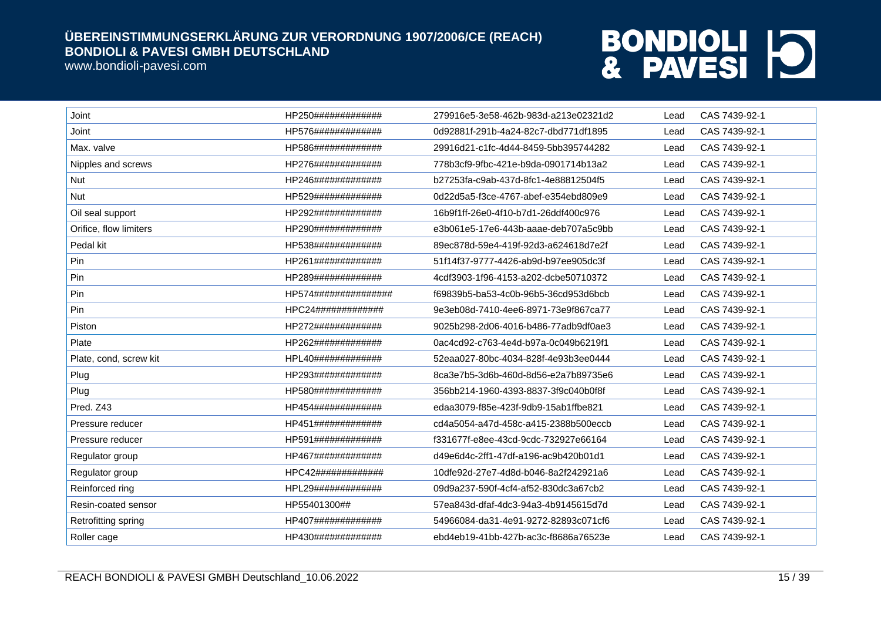| | | | | |
|---|---|---|---|---|
| Joint | HP250############# | 279916e5-3e58-462b-983d-a213e02321d2 | Lead | CAS 7439-92-1 |
| Joint | HP576############# | 0d92881f-291b-4a24-82c7-dbd771df1895 | Lead | CAS 7439-92-1 |
| Max. valve | HP586############# | 29916d21-c1fc-4d44-8459-5bb395744282 | Lead | CAS 7439-92-1 |
| Nipples and screws | HP276############# | 778b3cf9-9fbc-421e-b9da-0901714b13a2 | Lead | CAS 7439-92-1 |
| Nut | HP246############# | b27253fa-c9ab-437d-8fc1-4e88812504f5 | Lead | CAS 7439-92-1 |
| Nut | HP529############# | 0d22d5a5-f3ce-4767-abef-e354ebd809e9 | Lead | CAS 7439-92-1 |
| Oil seal support | HP292############# | 16b9f1ff-26e0-4f10-b7d1-26ddf400c976 | Lead | CAS 7439-92-1 |
| Orifice, flow limiters | HP290############# | e3b061e5-17e6-443b-aaae-deb707a5c9bb | Lead | CAS 7439-92-1 |
| Pedal kit | HP538############# | 89ec878d-59e4-419f-92d3-a624618d7e2f | Lead | CAS 7439-92-1 |
| Pin | HP261############# | 51f14f37-9777-4426-ab9d-b97ee905dc3f | Lead | CAS 7439-92-1 |
| Pin | HP289############# | 4cdf3903-1f96-4153-a202-dcbe50710372 | Lead | CAS 7439-92-1 |
| Pin | HP574################ | f69839b5-ba53-4c0b-96b5-36cd953d6bcb | Lead | CAS 7439-92-1 |
| Pin | HPC24############# | 9e3eb08d-7410-4ee6-8971-73e9f867ca77 | Lead | CAS 7439-92-1 |
| Piston | HP272############# | 9025b298-2d06-4016-b486-77adb9df0ae3 | Lead | CAS 7439-92-1 |
| Plate | HP262############# | 0ac4cd92-c763-4e4d-b97a-0c049b6219f1 | Lead | CAS 7439-92-1 |
| Plate, cond, screw kit | HPL40############# | 52eaa027-80bc-4034-828f-4e93b3ee0444 | Lead | CAS 7439-92-1 |
| Plug | HP293############# | 8ca3e7b5-3d6b-460d-8d56-e2a7b89735e6 | Lead | CAS 7439-92-1 |
| Plug | HP580############# | 356bb214-1960-4393-8837-3f9c040b0f8f | Lead | CAS 7439-92-1 |
| Pred. Z43 | HP454############# | edaa3079-f85e-423f-9db9-15ab1ffbe821 | Lead | CAS 7439-92-1 |
| Pressure reducer | HP451############# | cd4a5054-a47d-458c-a415-2388b500eccb | Lead | CAS 7439-92-1 |
| Pressure reducer | HP591############# | f331677f-e8ee-43cd-9cdc-732927e66164 | Lead | CAS 7439-92-1 |
| Regulator group | HP467############# | d49e6d4c-2ff1-47df-a196-ac9b420b01d1 | Lead | CAS 7439-92-1 |
| Regulator group | HPC42############# | 10dfe92d-27e7-4d8d-b046-8a2f242921a6 | Lead | CAS 7439-92-1 |
| Reinforced ring | HPL29############# | 09d9a237-590f-4cf4-af52-830dc3a67cb2 | Lead | CAS 7439-92-1 |
| Resin-coated sensor | HP55401300## | 57ea843d-dfaf-4dc3-94a3-4b9145615d7d | Lead | CAS 7439-92-1 |
| Retrofitting spring | HP407############# | 54966084-da31-4e91-9272-82893c071cf6 | Lead | CAS 7439-92-1 |
| Roller cage | HP430############# | ebd4eb19-41bb-427b-ac3c-f8686a76523e | Lead | CAS 7439-92-1 |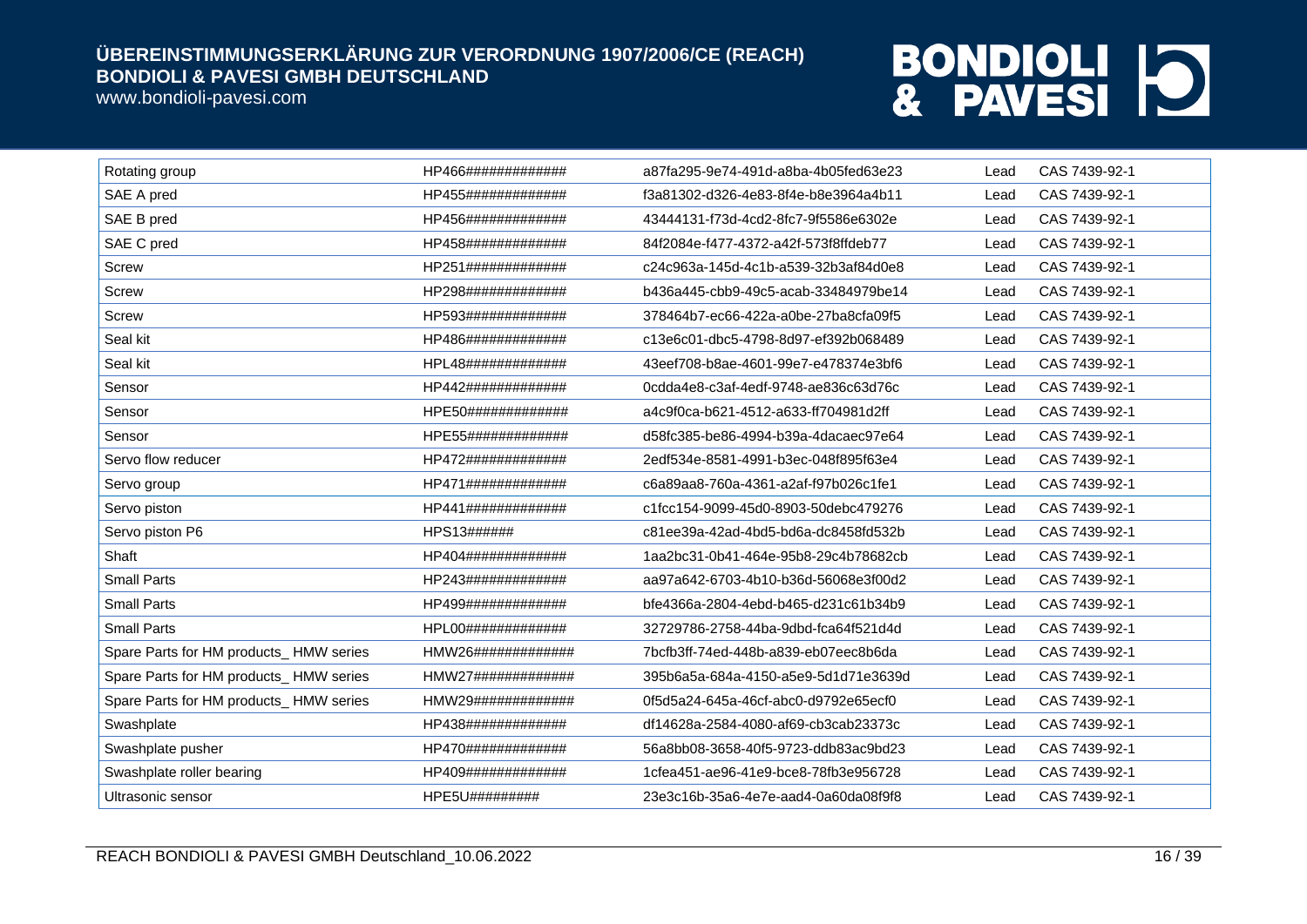| | | | | |
|---|---|---|---|---|
| Rotating group | HP466############## | a87fa295-9e74-491d-a8ba-4b05fed63e23 | Lead | CAS 7439-92-1 |
| SAE A pred | HP455############## | f3a81302-d326-4e83-8f4e-b8e3964a4b11 | Lead | CAS 7439-92-1 |
| SAE B pred | HP456############## | 43444131-f73d-4cd2-8fc7-9f5586e6302e | Lead | CAS 7439-92-1 |
| SAE C pred | HP458############## | 84f2084e-f477-4372-a42f-573f8ffdeb77 | Lead | CAS 7439-92-1 |
| Screw | HP251############## | c24c963a-145d-4c1b-a539-32b3af84d0e8 | Lead | CAS 7439-92-1 |
| Screw | HP298############## | b436a445-cbb9-49c5-acab-33484979be14 | Lead | CAS 7439-92-1 |
| Screw | HP593############## | 378464b7-ec66-422a-a0be-27ba8cfa09f5 | Lead | CAS 7439-92-1 |
| Seal kit | HP486############## | c13e6c01-dbc5-4798-8d97-ef392b068489 | Lead | CAS 7439-92-1 |
| Seal kit | HPL48############## | 43eef708-b8ae-4601-99e7-e478374e3bf6 | Lead | CAS 7439-92-1 |
| Sensor | HP442############## | 0cdda4e8-c3af-4edf-9748-ae836c63d76c | Lead | CAS 7439-92-1 |
| Sensor | HPE50############## | a4c9f0ca-b621-4512-a633-ff704981d2ff | Lead | CAS 7439-92-1 |
| Sensor | HPE55############## | d58fc385-be86-4994-b39a-4dacaec97e64 | Lead | CAS 7439-92-1 |
| Servo flow reducer | HP472############## | 2edf534e-8581-4991-b3ec-048f895f63e4 | Lead | CAS 7439-92-1 |
| Servo group | HP471############## | c6a89aa8-760a-4361-a2af-f97b026c1fe1 | Lead | CAS 7439-92-1 |
| Servo piston | HP441############## | c1fcc154-9099-45d0-8903-50debc479276 | Lead | CAS 7439-92-1 |
| Servo piston P6 | HPS13###### | c81ee39a-42ad-4bd5-bd6a-dc8458fd532b | Lead | CAS 7439-92-1 |
| Shaft | HP404############## | 1aa2bc31-0b41-464e-95b8-29c4b78682cb | Lead | CAS 7439-92-1 |
| Small Parts | HP243############## | aa97a642-6703-4b10-b36d-56068e3f00d2 | Lead | CAS 7439-92-1 |
| Small Parts | HP499############## | bfe4366a-2804-4ebd-b465-d231c61b34b9 | Lead | CAS 7439-92-1 |
| Small Parts | HPL00############## | 32729786-2758-44ba-9dbd-fca64f521d4d | Lead | CAS 7439-92-1 |
| Spare Parts for HM products_ HMW series | HMW26############## | 7bcfb3ff-74ed-448b-a839-eb07eec8b6da | Lead | CAS 7439-92-1 |
| Spare Parts for HM products_ HMW series | HMW27############## | 395b6a5a-684a-4150-a5e9-5d1d71e3639d | Lead | CAS 7439-92-1 |
| Spare Parts for HM products_ HMW series | HMW29############## | 0f5d5a24-645a-46cf-abc0-d9792e65ecf0 | Lead | CAS 7439-92-1 |
| Swashplate | HP438############## | df14628a-2584-4080-af69-cb3cab23373c | Lead | CAS 7439-92-1 |
| Swashplate pusher | HP470############## | 56a8bb08-3658-40f5-9723-ddb83ac9bd23 | Lead | CAS 7439-92-1 |
| Swashplate roller bearing | HP409############## | 1cfea451-ae96-41e9-bce8-78fb3e956728 | Lead | CAS 7439-92-1 |
| Ultrasonic sensor | HPE5U######### | 23e3c16b-35a6-4e7e-aad4-0a60da08f9f8 | Lead | CAS 7439-92-1 |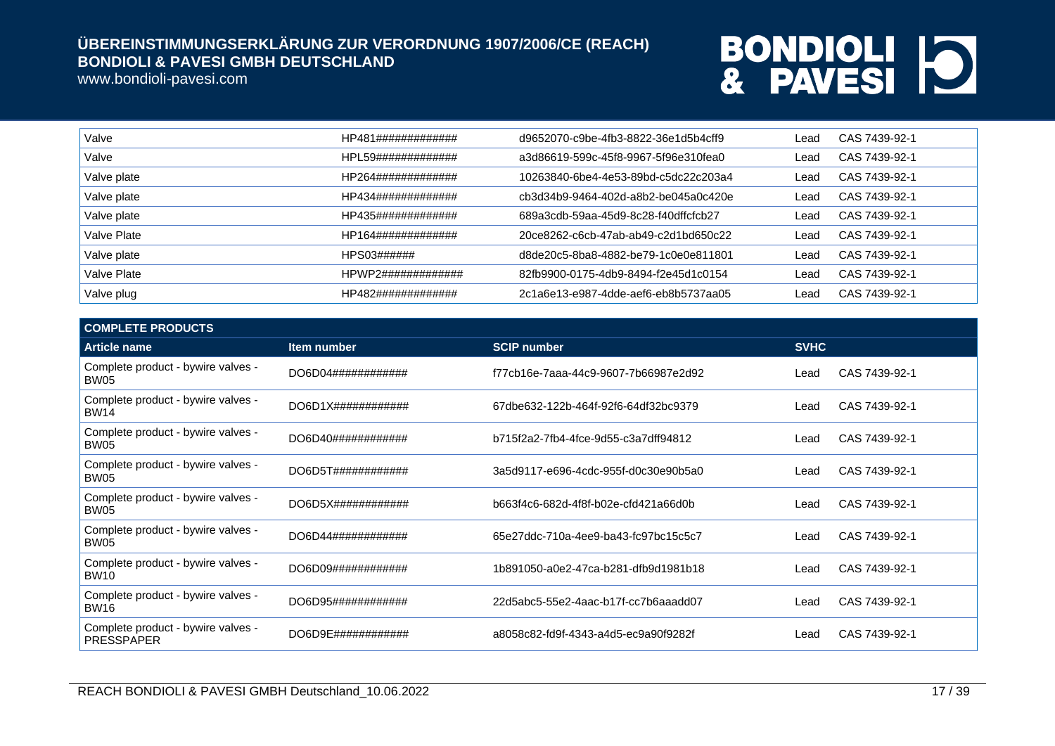| | | | | |
|---|---|---|---|---|
| Valve | HP481############# | d9652070-c9be-4fb3-8822-36e1d5b4cff9 | Lead | CAS 7439-92-1 |
| Valve | HPL59############# | a3d86619-599c-45f8-9967-5f96e310fea0 | Lead | CAS 7439-92-1 |
| Valve plate | HP264############# | 10263840-6be4-4e53-89bd-c5dc22c203a4 | Lead | CAS 7439-92-1 |
| Valve plate | HP434############# | cb3d34b9-9464-402d-a8b2-be045a0c420e | Lead | CAS 7439-92-1 |
| Valve plate | HP435############# | 689a3cdb-59aa-45d9-8c28-f40dffcfcb27 | Lead | CAS 7439-92-1 |
| Valve Plate | HP164############# | 20ce8262-c6cb-47ab-ab49-c2d1bd650c22 | Lead | CAS 7439-92-1 |
| Valve plate | HPS03###### | d8de20c5-8ba8-4882-be79-1c0e0e811801 | Lead | CAS 7439-92-1 |
| Valve Plate | HPWP2############# | 82fb9900-0175-4db9-8494-f2e45d1c0154 | Lead | CAS 7439-92-1 |
| Valve plug | HP482############# | 2c1a6e13-e987-4dde-aef6-eb8b5737aa05 | Lead | CAS 7439-92-1 |

**COMPLETE PRODUCTS**

| Article name | Item number | SCIP number | SVHC | |
|---|---|---|---|---|
| Complete product - bywire valves - BW05 | DO6D04############ | f77cb16e-7aaa-44c9-9607-7b66987e2d92 | Lead | CAS 7439-92-1 |
| Complete product - bywire valves - BW14 | DO6D1X############ | 67dbe632-122b-464f-92f6-64df32bc9379 | Lead | CAS 7439-92-1 |
| Complete product - bywire valves - BW05 | DO6D40############ | b715f2a2-7fb4-4fce-9d55-c3a7dff94812 | Lead | CAS 7439-92-1 |
| Complete product - bywire valves - BW05 | DO6D5T############ | 3a5d9117-e696-4cdc-955f-d0c30e90b5a0 | Lead | CAS 7439-92-1 |
| Complete product - bywire valves - BW05 | DO6D5X############ | b663f4c6-682d-4f8f-b02e-cfd421a66d0b | Lead | CAS 7439-92-1 |
| Complete product - bywire valves - BW05 | DO6D44############ | 65e27ddc-710a-4ee9-ba43-fc97bc15c5c7 | Lead | CAS 7439-92-1 |
| Complete product - bywire valves - BW10 | DO6D09############ | 1b891050-a0e2-47ca-b281-dfb9d1981b18 | Lead | CAS 7439-92-1 |
| Complete product - bywire valves - BW16 | DO6D95############ | 22d5abc5-55e2-4aac-b17f-cc7b6aaadd07 | Lead | CAS 7439-92-1 |
| Complete product - bywire valves - PRESSPAPER | DO6D9E############ | a8058c82-fd9f-4343-a4d5-ec9a90f9282f | Lead | CAS 7439-92-1 |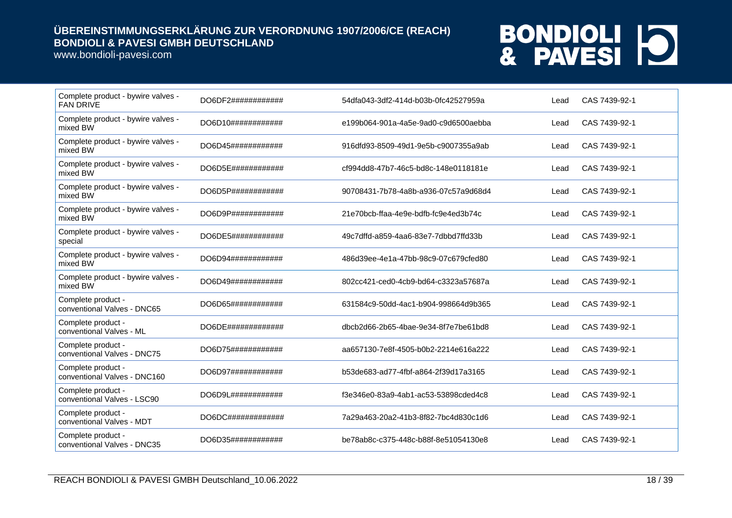| | | | | |
|---|---|---|---|---|
| Complete product - bywire valves - FAN DRIVE | DO6DF2############ | 54dfa043-3df2-414d-b03b-0fc42527959a | Lead | CAS 7439-92-1 |
| Complete product - bywire valves - mixed BW | DO6D10############ | e199b064-901a-4a5e-9ad0-c9d6500aebba | Lead | CAS 7439-92-1 |
| Complete product - bywire valves - mixed BW | DO6D45############ | 916dfd93-8509-49d1-9e5b-c9007355a9ab | Lead | CAS 7439-92-1 |
| Complete product - bywire valves - mixed BW | DO6D5E############ | cf994dd8-47b7-46c5-bd8c-148e0118181e | Lead | CAS 7439-92-1 |
| Complete product - bywire valves - mixed BW | DO6D5P############ | 90708431-7b78-4a8b-a936-07c57a9d68d4 | Lead | CAS 7439-92-1 |
| Complete product - bywire valves - mixed BW | DO6D9P############ | 21e70bcb-ffaa-4e9e-bdfb-fc9e4ed3b74c | Lead | CAS 7439-92-1 |
| Complete product - bywire valves - special | DO6DE5############ | 49c7dffd-a859-4aa6-83e7-7dbbd7ffd33b | Lead | CAS 7439-92-1 |
| Complete product - bywire valves - mixed BW | DO6D94############ | 486d39ee-4e1a-47bb-98c9-07c679cfed80 | Lead | CAS 7439-92-1 |
| Complete product - bywire valves - mixed BW | DO6D49############ | 802cc421-ced0-4cb9-bd64-c3323a57687a | Lead | CAS 7439-92-1 |
| Complete product - conventional Valves - DNC65 | DO6D65############ | 631584c9-50dd-4ac1-b904-998664d9b365 | Lead | CAS 7439-92-1 |
| Complete product - conventional Valves - ML | DO6DE############# | dbcb2d66-2b65-4bae-9e34-8f7e7be61bd8 | Lead | CAS 7439-92-1 |
| Complete product - conventional Valves - DNC75 | DO6D75############ | aa657130-7e8f-4505-b0b2-2214e616a222 | Lead | CAS 7439-92-1 |
| Complete product - conventional Valves - DNC160 | DO6D97############ | b53de683-ad77-4fbf-a864-2f39d17a3165 | Lead | CAS 7439-92-1 |
| Complete product - conventional Valves - LSC90 | DO6D9L############ | f3e346e0-83a9-4ab1-ac53-53898cded4c8 | Lead | CAS 7439-92-1 |
| Complete product - conventional Valves - MDT | DO6DC############# | 7a29a463-20a2-41b3-8f82-7bc4d830c1d6 | Lead | CAS 7439-92-1 |
| Complete product - conventional Valves - DNC35 | DO6D35############ | be78ab8c-c375-448c-b88f-8e51054130e8 | Lead | CAS 7439-92-1 |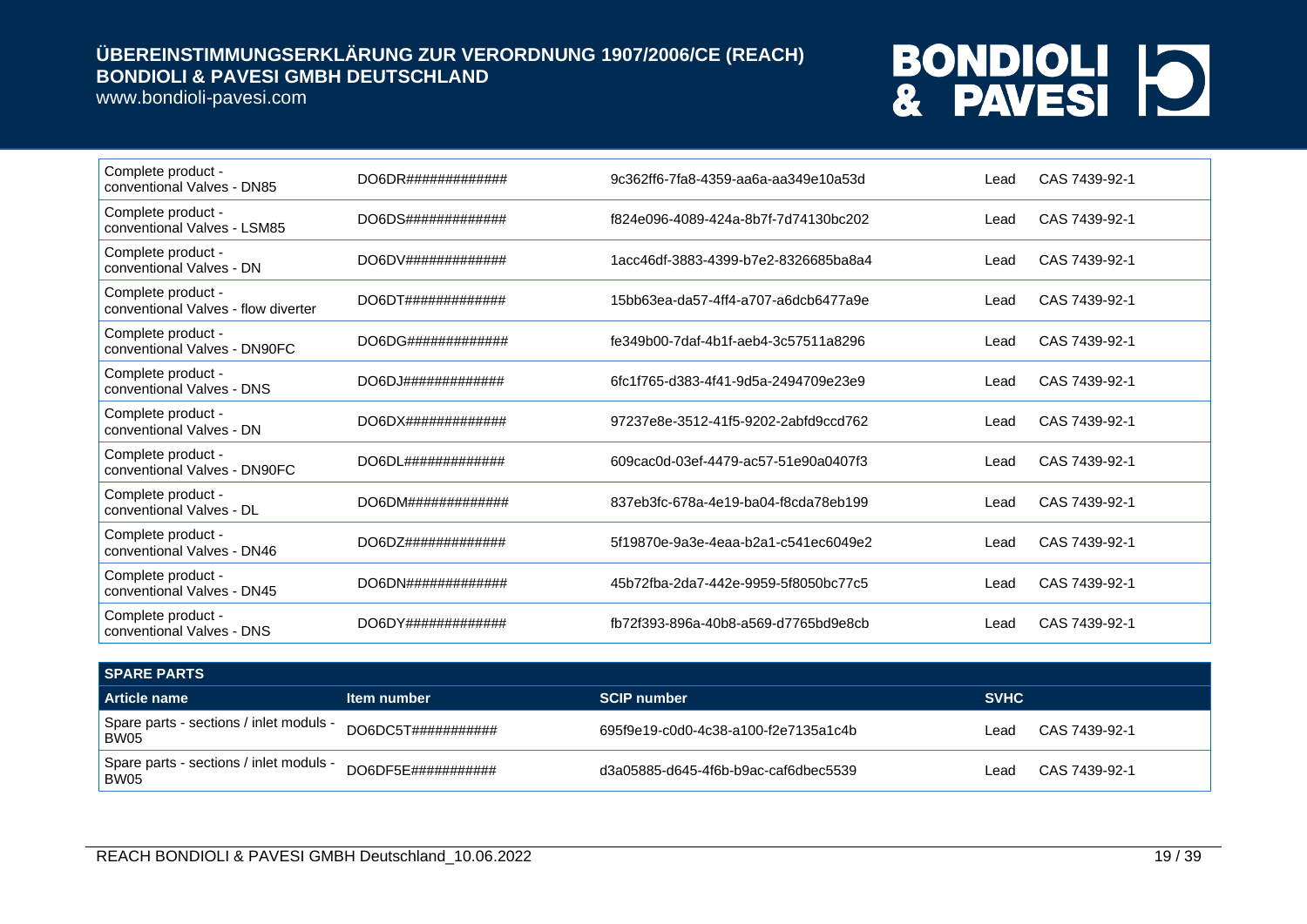| | | | | |
|---|---|---|---|---|
| Complete product - conventional Valves - DN85 | DO6DR############# | 9c362ff6-7fa8-4359-aa6a-aa349e10a53d | Lead | CAS 7439-92-1 |
| Complete product - conventional Valves - LSM85 | DO6DS############# | f824e096-4089-424a-8b7f-7d74130bc202 | Lead | CAS 7439-92-1 |
| Complete product - conventional Valves - DN | DO6DV############# | 1acc46df-3883-4399-b7e2-8326685ba8a4 | Lead | CAS 7439-92-1 |
| Complete product - conventional Valves - flow diverter | DO6DT############# | 15bb63ea-da57-4ff4-a707-a6dcb6477a9e | Lead | CAS 7439-92-1 |
| Complete product - conventional Valves - DN90FC | DO6DG############# | fe349b00-7daf-4b1f-aeb4-3c57511a8296 | Lead | CAS 7439-92-1 |
| Complete product - conventional Valves - DNS | DO6DJ############# | 6fc1f765-d383-4f41-9d5a-2494709e23e9 | Lead | CAS 7439-92-1 |
| Complete product - conventional Valves - DN | DO6DX############# | 97237e8e-3512-41f5-9202-2abfd9ccd762 | Lead | CAS 7439-92-1 |
| Complete product - conventional Valves - DN90FC | DO6DL############# | 609cac0d-03ef-4479-ac57-51e90a0407f3 | Lead | CAS 7439-92-1 |
| Complete product - conventional Valves - DL | DO6DM############# | 837eb3fc-678a-4e19-ba04-f8cda78eb199 | Lead | CAS 7439-92-1 |
| Complete product - conventional Valves - DN46 | DO6DZ############# | 5f19870e-9a3e-4eaa-b2a1-c541ec6049e2 | Lead | CAS 7439-92-1 |
| Complete product - conventional Valves - DN45 | DO6DN############# | 45b72fba-2da7-442e-9959-5f8050bc77c5 | Lead | CAS 7439-92-1 |
| Complete product - conventional Valves - DNS | DO6DY############# | fb72f393-896a-40b8-a569-d7765bd9e8cb | Lead | CAS 7439-92-1 |

**SPARE PARTS**

| Article name | Item number | SCIP number | SVHC | |
|---|---|---|---|---|
| Spare parts - sections / inlet moduls - BW05 | DO6DC5T########### | 695f9e19-c0d0-4c38-a100-f2e7135a1c4b | Lead | CAS 7439-92-1 |
| Spare parts - sections / inlet moduls - BW05 | DO6DF5E########### | d3a05885-d645-4f6b-b9ac-caf6dbec5539 | Lead | CAS 7439-92-1 |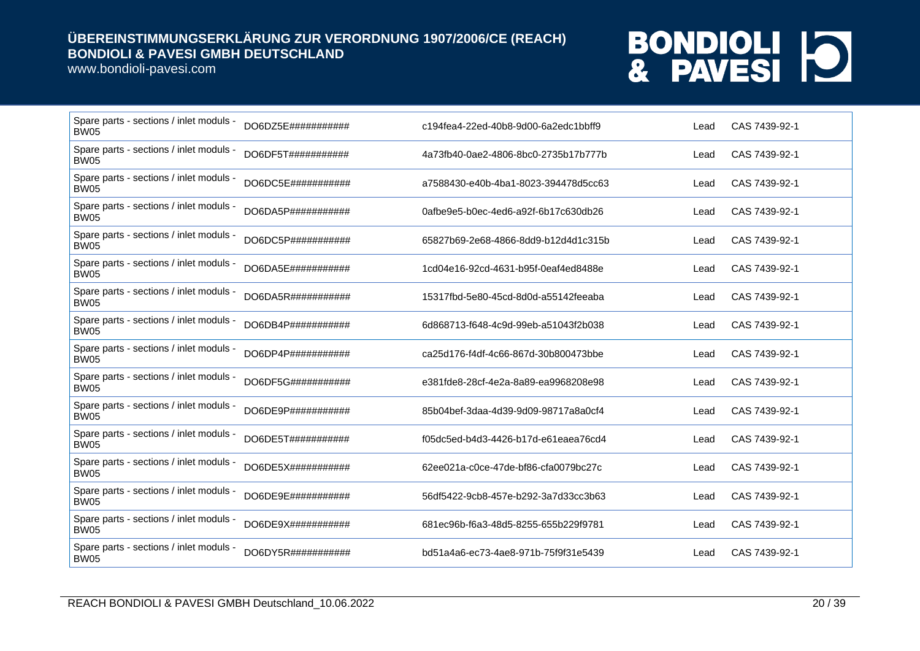| | | | | |
|---|---|---|---|---|
| Spare parts - sections / inlet moduls - BW05 | DO6DZ5E########### | c194fea4-22ed-40b8-9d00-6a2edc1bbff9 | Lead | CAS 7439-92-1 |
| Spare parts - sections / inlet moduls - BW05 | DO6DF5T########### | 4a73fb40-0ae2-4806-8bc0-2735b17b777b | Lead | CAS 7439-92-1 |
| Spare parts - sections / inlet moduls - BW05 | DO6DC5E########### | a7588430-e40b-4ba1-8023-394478d5cc63 | Lead | CAS 7439-92-1 |
| Spare parts - sections / inlet moduls - BW05 | DO6DA5P########### | 0afbe9e5-b0ec-4ed6-a92f-6b17c630db26 | Lead | CAS 7439-92-1 |
| Spare parts - sections / inlet moduls - BW05 | DO6DC5P########### | 65827b69-2e68-4866-8dd9-b12d4d1c315b | Lead | CAS 7439-92-1 |
| Spare parts - sections / inlet moduls - BW05 | DO6DA5E########### | 1cd04e16-92cd-4631-b95f-0eaf4ed8488e | Lead | CAS 7439-92-1 |
| Spare parts - sections / inlet moduls - BW05 | DO6DA5R########### | 15317fbd-5e80-45cd-8d0d-a55142feeaba | Lead | CAS 7439-92-1 |
| Spare parts - sections / inlet moduls - BW05 | DO6DB4P########### | 6d868713-f648-4c9d-99eb-a51043f2b038 | Lead | CAS 7439-92-1 |
| Spare parts - sections / inlet moduls - BW05 | DO6DP4P########### | ca25d176-f4df-4c66-867d-30b800473bbe | Lead | CAS 7439-92-1 |
| Spare parts - sections / inlet moduls - BW05 | DO6DF5G########### | e381fde8-28cf-4e2a-8a89-ea9968208e98 | Lead | CAS 7439-92-1 |
| Spare parts - sections / inlet moduls - BW05 | DO6DE9P########### | 85b04bef-3daa-4d39-9d09-98717a8a0cf4 | Lead | CAS 7439-92-1 |
| Spare parts - sections / inlet moduls - BW05 | DO6DE5T########### | f05dc5ed-b4d3-4426-b17d-e61eaea76cd4 | Lead | CAS 7439-92-1 |
| Spare parts - sections / inlet moduls - BW05 | DO6DE5X########### | 62ee021a-c0ce-47de-bf86-cfa0079bc27c | Lead | CAS 7439-92-1 |
| Spare parts - sections / inlet moduls - BW05 | DO6DE9E########### | 56df5422-9cb8-457e-b292-3a7d33cc3b63 | Lead | CAS 7439-92-1 |
| Spare parts - sections / inlet moduls - BW05 | DO6DE9X########### | 681ec96b-f6a3-48d5-8255-655b229f9781 | Lead | CAS 7439-92-1 |
| Spare parts - sections / inlet moduls - BW05 | DO6DY5R########### | bd51a4a6-ec73-4ae8-971b-75f9f31e5439 | Lead | CAS 7439-92-1 |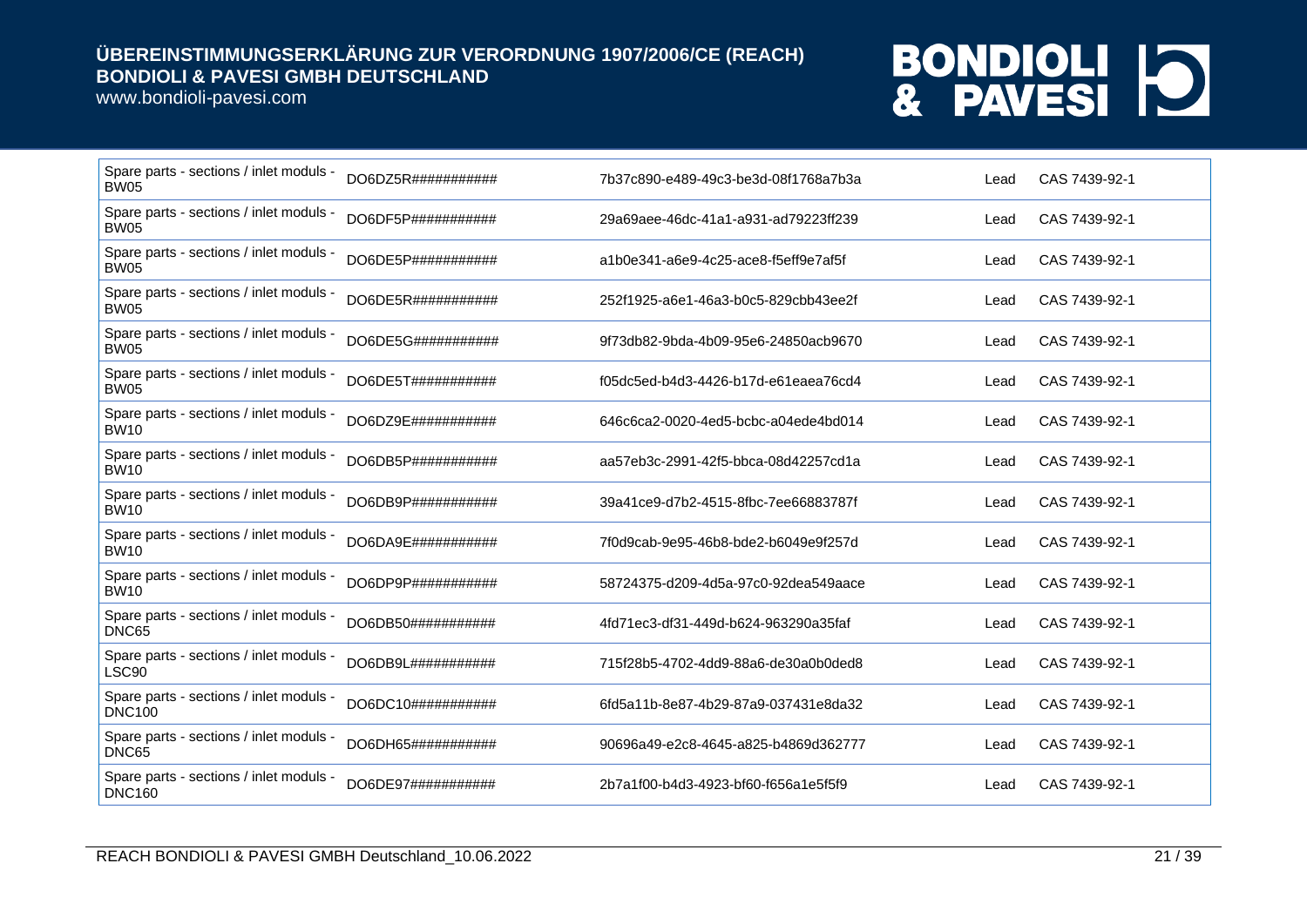| | | | | |
|---|---|---|---|---|
| Spare parts - sections / inlet moduls - BW05 | DO6DZ5R########### | 7b37c890-e489-49c3-be3d-08f1768a7b3a | Lead | CAS 7439-92-1 |
| Spare parts - sections / inlet moduls - BW05 | DO6DF5P########### | 29a69aee-46dc-41a1-a931-ad79223ff239 | Lead | CAS 7439-92-1 |
| Spare parts - sections / inlet moduls - BW05 | DO6DE5P########### | a1b0e341-a6e9-4c25-ace8-f5eff9e7af5f | Lead | CAS 7439-92-1 |
| Spare parts - sections / inlet moduls - BW05 | DO6DE5R########### | 252f1925-a6e1-46a3-b0c5-829cbb43ee2f | Lead | CAS 7439-92-1 |
| Spare parts - sections / inlet moduls - BW05 | DO6DE5G########### | 9f73db82-9bda-4b09-95e6-24850acb9670 | Lead | CAS 7439-92-1 |
| Spare parts - sections / inlet moduls - BW05 | DO6DE5T########### | f05dc5ed-b4d3-4426-b17d-e61eaea76cd4 | Lead | CAS 7439-92-1 |
| Spare parts - sections / inlet moduls - BW10 | DO6DZ9E########### | 646c6ca2-0020-4ed5-bcbc-a04ede4bd014 | Lead | CAS 7439-92-1 |
| Spare parts - sections / inlet moduls - BW10 | DO6DB5P########### | aa57eb3c-2991-42f5-bbca-08d42257cd1a | Lead | CAS 7439-92-1 |
| Spare parts - sections / inlet moduls - BW10 | DO6DB9P########### | 39a41ce9-d7b2-4515-8fbc-7ee66883787f | Lead | CAS 7439-92-1 |
| Spare parts - sections / inlet moduls - BW10 | DO6DA9E########### | 7f0d9cab-9e95-46b8-bde2-b6049e9f257d | Lead | CAS 7439-92-1 |
| Spare parts - sections / inlet moduls - BW10 | DO6DP9P########### | 58724375-d209-4d5a-97c0-92dea549aace | Lead | CAS 7439-92-1 |
| Spare parts - sections / inlet moduls - DNC65 | DO6DB50########### | 4fd71ec3-df31-449d-b624-963290a35faf | Lead | CAS 7439-92-1 |
| Spare parts - sections / inlet moduls - LSC90 | DO6DB9L########### | 715f28b5-4702-4dd9-88a6-de30a0b0ded8 | Lead | CAS 7439-92-1 |
| Spare parts - sections / inlet moduls - DNC100 | DO6DC10########### | 6fd5a11b-8e87-4b29-87a9-037431e8da32 | Lead | CAS 7439-92-1 |
| Spare parts - sections / inlet moduls - DNC65 | DO6DH65########### | 90696a49-e2c8-4645-a825-b4869d362777 | Lead | CAS 7439-92-1 |
| Spare parts - sections / inlet moduls - DNC160 | DO6DE97########### | 2b7a1f00-b4d3-4923-bf60-f656a1e5f5f9 | Lead | CAS 7439-92-1 |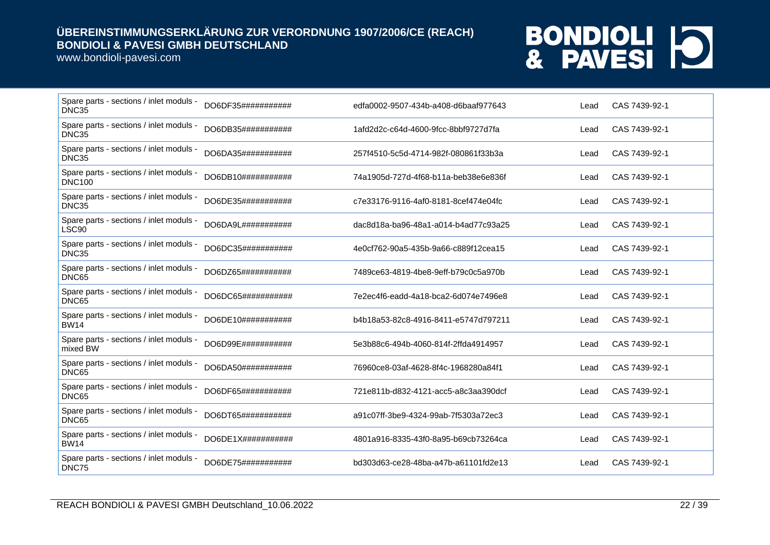| | | | | |
|---|---|---|---|---|
| Spare parts - sections / inlet moduls - DNC35 | DO6DF35########### | edfa0002-9507-434b-a408-d6baaf977643 | Lead | CAS 7439-92-1 |
| Spare parts - sections / inlet moduls - DNC35 | DO6DB35########### | 1afd2d2c-c64d-4600-9fcc-8bbf9727d7fa | Lead | CAS 7439-92-1 |
| Spare parts - sections / inlet moduls - DNC35 | DO6DA35########### | 257f4510-5c5d-4714-982f-080861f33b3a | Lead | CAS 7439-92-1 |
| Spare parts - sections / inlet moduls - DNC100 | DO6DB10########### | 74a1905d-727d-4f68-b11a-beb38e6e836f | Lead | CAS 7439-92-1 |
| Spare parts - sections / inlet moduls - DNC35 | DO6DE35########### | c7e33176-9116-4af0-8181-8cef474e04fc | Lead | CAS 7439-92-1 |
| Spare parts - sections / inlet moduls - LSC90 | DO6DA9L########### | dac8d18a-ba96-48a1-a014-b4ad77c93a25 | Lead | CAS 7439-92-1 |
| Spare parts - sections / inlet moduls - DNC35 | DO6DC35########### | 4e0cf762-90a5-435b-9a66-c889f12cea15 | Lead | CAS 7439-92-1 |
| Spare parts - sections / inlet moduls - DNC65 | DO6DZ65########### | 7489ce63-4819-4be8-9eff-b79c0c5a970b | Lead | CAS 7439-92-1 |
| Spare parts - sections / inlet moduls - DNC65 | DO6DC65########### | 7e2ec4f6-eadd-4a18-bca2-6d074e7496e8 | Lead | CAS 7439-92-1 |
| Spare parts - sections / inlet moduls - BW14 | DO6DE10########### | b4b18a53-82c8-4916-8411-e5747d797211 | Lead | CAS 7439-92-1 |
| Spare parts - sections / inlet moduls - mixed BW | DO6D99E########### | 5e3b88c6-494b-4060-814f-2ffda4914957 | Lead | CAS 7439-92-1 |
| Spare parts - sections / inlet moduls - DNC65 | DO6DA50########### | 76960ce8-03af-4628-8f4c-1968280a84f1 | Lead | CAS 7439-92-1 |
| Spare parts - sections / inlet moduls - DNC65 | DO6DF65########### | 721e811b-d832-4121-acc5-a8c3aa390dcf | Lead | CAS 7439-92-1 |
| Spare parts - sections / inlet moduls - DNC65 | DO6DT65########### | a91c07ff-3be9-4324-99ab-7f5303a72ec3 | Lead | CAS 7439-92-1 |
| Spare parts - sections / inlet moduls - BW14 | DO6DE1X########### | 4801a916-8335-43f0-8a95-b69cb73264ca | Lead | CAS 7439-92-1 |
| Spare parts - sections / inlet moduls - DNC75 | DO6DE75########### | bd303d63-ce28-48ba-a47b-a61101fd2e13 | Lead | CAS 7439-92-1 |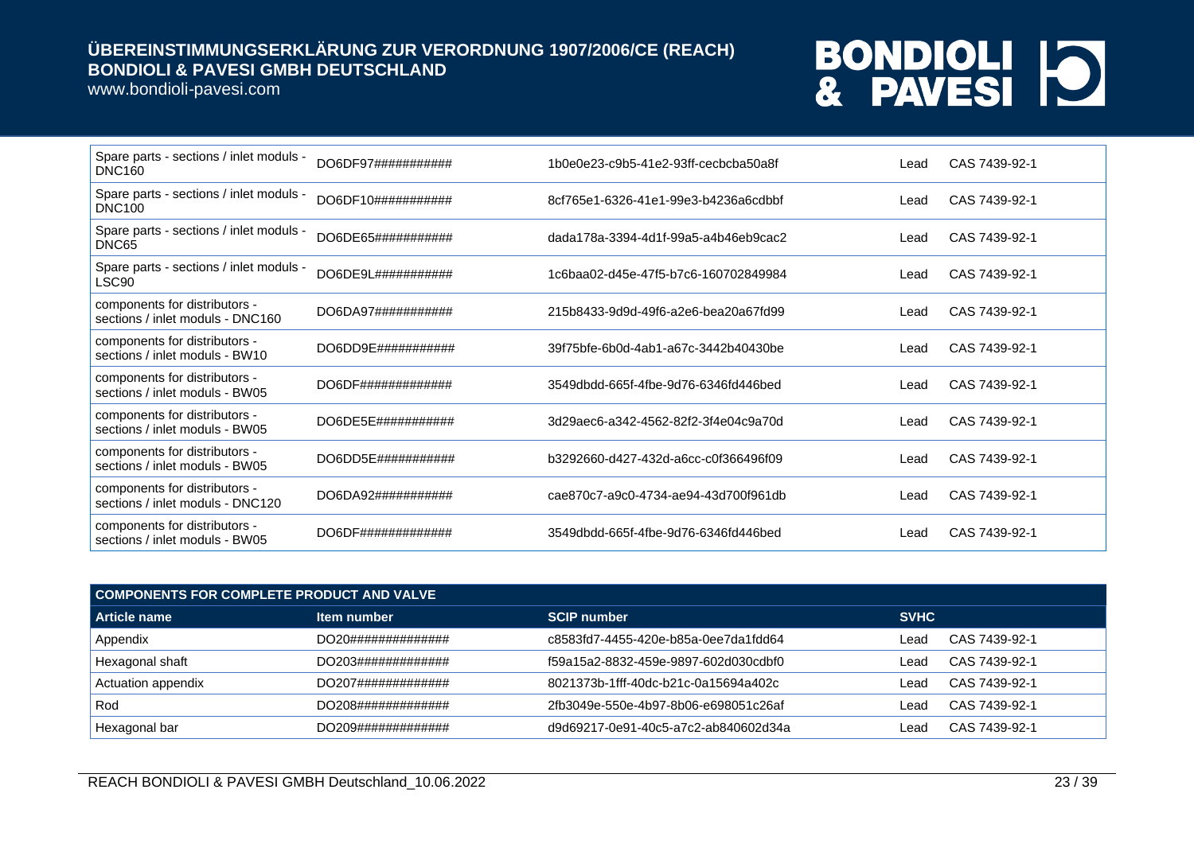| | | | | |
|---|---|---|---|---|
| Spare parts - sections / inlet moduls - DNC160 | DO6DF97########### | 1b0e0e23-c9b5-41e2-93ff-cecbcba50a8f | Lead | CAS 7439-92-1 |
| Spare parts - sections / inlet moduls - DNC100 | DO6DF10########### | 8cf765e1-6326-41e1-99e3-b4236a6cdbbf | Lead | CAS 7439-92-1 |
| Spare parts - sections / inlet moduls - DNC65 | DO6DE65########### | dada178a-3394-4d1f-99a5-a4b46eb9cac2 | Lead | CAS 7439-92-1 |
| Spare parts - sections / inlet moduls - LSC90 | DO6DE9L########### | 1c6baa02-d45e-47f5-b7c6-160702849984 | Lead | CAS 7439-92-1 |
| components for distributors - sections / inlet moduls - DNC160 | DO6DA97########### | 215b8433-9d9d-49f6-a2e6-bea20a67fd99 | Lead | CAS 7439-92-1 |
| components for distributors - sections / inlet moduls - BW10 | DO6DD9E########### | 39f75bfe-6b0d-4ab1-a67c-3442b40430be | Lead | CAS 7439-92-1 |
| components for distributors - sections / inlet moduls - BW05 | DO6DF############# | 3549dbdd-665f-4fbe-9d76-6346fd446bed | Lead | CAS 7439-92-1 |
| components for distributors - sections / inlet moduls - BW05 | DO6DE5E########### | 3d29aec6-a342-4562-82f2-3f4e04c9a70d | Lead | CAS 7439-92-1 |
| components for distributors - sections / inlet moduls - BW05 | DO6DD5E########### | b3292660-d427-432d-a6cc-c0f366496f09 | Lead | CAS 7439-92-1 |
| components for distributors - sections / inlet moduls - DNC120 | DO6DA92########### | cae870c7-a9c0-4734-ae94-43d700f961db | Lead | CAS 7439-92-1 |
| components for distributors - sections / inlet moduls - BW05 | DO6DF############# | 3549dbdd-665f-4fbe-9d76-6346fd446bed | Lead | CAS 7439-92-1 |

**COMPONENTS FOR COMPLETE PRODUCT AND VALVE**

| Article name | Item number | SCIP number | SVHC | |
|---|---|---|---|---|
| Appendix | DO20############## | c8583fd7-4455-420e-b85a-0ee7da1fdd64 | Lead | CAS 7439-92-1 |
| Hexagonal shaft | DO203############# | f59a15a2-8832-459e-9897-602d030cdbf0 | Lead | CAS 7439-92-1 |
| Actuation appendix | DO207############# | 8021373b-1fff-40dc-b21c-0a15694a402c | Lead | CAS 7439-92-1 |
| Rod | DO208############# | 2fb3049e-550e-4b97-8b06-e698051c26af | Lead | CAS 7439-92-1 |
| Hexagonal bar | DO209############# | d9d69217-0e91-40c5-a7c2-ab840602d34a | Lead | CAS 7439-92-1 |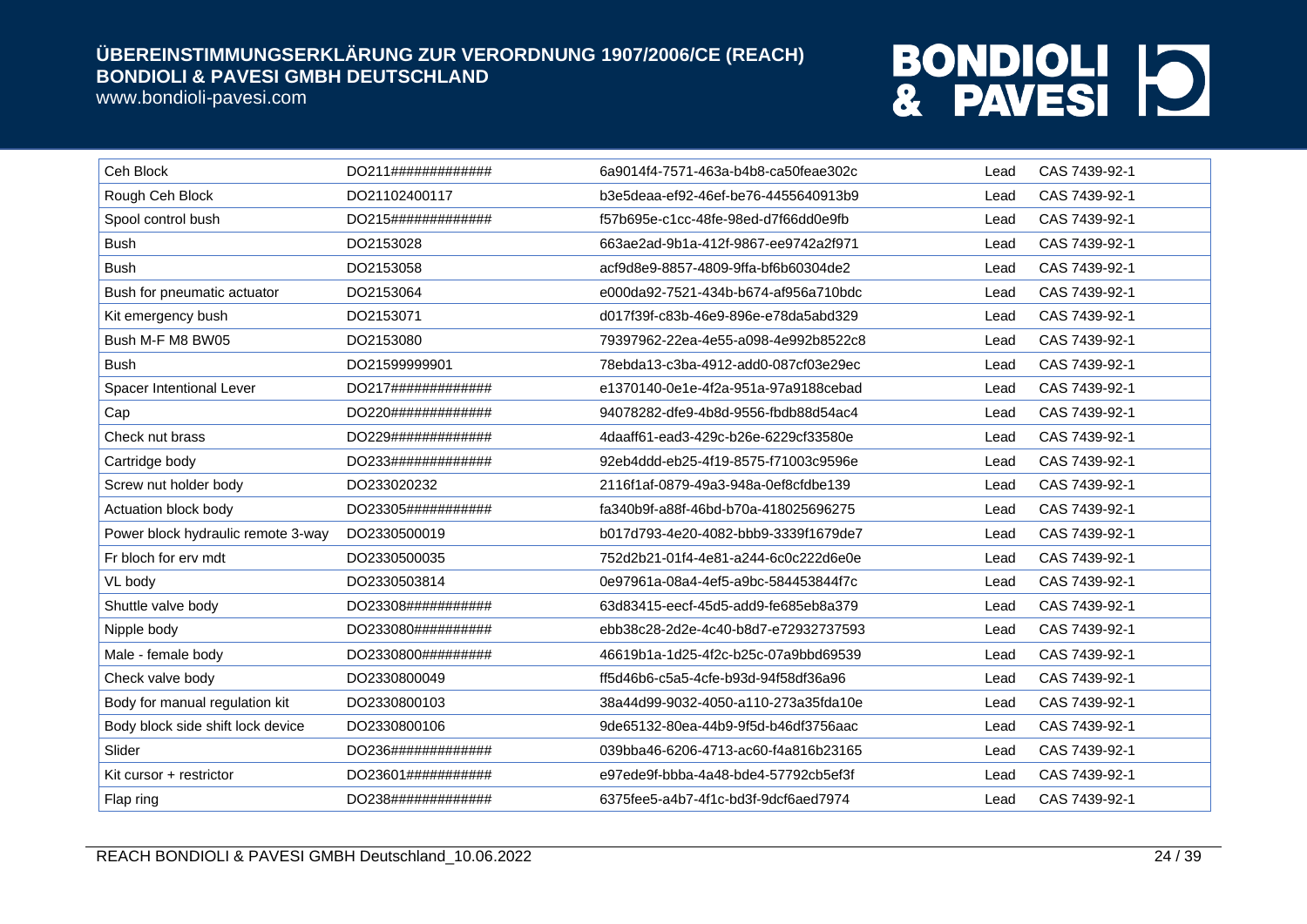| | | | | |
|---|---|---|---|---|
| Ceh Block | DO211############# | 6a9014f4-7571-463a-b4b8-ca50feae302c | Lead | CAS 7439-92-1 |
| Rough Ceh Block | DO21102400117 | b3e5deaa-ef92-46ef-be76-4455640913b9 | Lead | CAS 7439-92-1 |
| Spool control bush | DO215############# | f57b695e-c1cc-48fe-98ed-d7f66dd0e9fb | Lead | CAS 7439-92-1 |
| Bush | DO2153028 | 663ae2ad-9b1a-412f-9867-ee9742a2f971 | Lead | CAS 7439-92-1 |
| Bush | DO2153058 | acf9d8e9-8857-4809-9ffa-bf6b60304de2 | Lead | CAS 7439-92-1 |
| Bush for pneumatic actuator | DO2153064 | e000da92-7521-434b-b674-af956a710bdc | Lead | CAS 7439-92-1 |
| Kit emergency bush | DO2153071 | d017f39f-c83b-46e9-896e-e78da5abd329 | Lead | CAS 7439-92-1 |
| Bush M-F M8 BW05 | DO2153080 | 79397962-22ea-4e55-a098-4e992b8522c8 | Lead | CAS 7439-92-1 |
| Bush | DO21599999901 | 78ebda13-c3ba-4912-add0-087cf03e29ec | Lead | CAS 7439-92-1 |
| Spacer Intentional Lever | DO217############# | e1370140-0e1e-4f2a-951a-97a9188cebad | Lead | CAS 7439-92-1 |
| Cap | DO220############# | 94078282-dfe9-4b8d-9556-fbdb88d54ac4 | Lead | CAS 7439-92-1 |
| Check nut brass | DO229############# | 4daaff61-ead3-429c-b26e-6229cf33580e | Lead | CAS 7439-92-1 |
| Cartridge body | DO233############# | 92eb4ddd-eb25-4f19-8575-f71003c9596e | Lead | CAS 7439-92-1 |
| Screw nut holder body | DO233020232 | 2116f1af-0879-49a3-948a-0ef8cfdbe139 | Lead | CAS 7439-92-1 |
| Actuation block body | DO23305########### | fa340b9f-a88f-46bd-b70a-418025696275 | Lead | CAS 7439-92-1 |
| Power block hydraulic remote 3-way | DO2330500019 | b017d793-4e20-4082-bbb9-3339f1679de7 | Lead | CAS 7439-92-1 |
| Fr bloch for erv mdt | DO2330500035 | 752d2b21-01f4-4e81-a244-6c0c222d6e0e | Lead | CAS 7439-92-1 |
| VL body | DO2330503814 | 0e97961a-08a4-4ef5-a9bc-584453844f7c | Lead | CAS 7439-92-1 |
| Shuttle valve body | DO23308########### | 63d83415-eecf-45d5-add9-fe685eb8a379 | Lead | CAS 7439-92-1 |
| Nipple body | DO233080########## | ebb38c28-2d2e-4c40-b8d7-e72932737593 | Lead | CAS 7439-92-1 |
| Male - female body | DO2330800######### | 46619b1a-1d25-4f2c-b25c-07a9bbd69539 | Lead | CAS 7439-92-1 |
| Check valve body | DO2330800049 | ff5d46b6-c5a5-4cfe-b93d-94f58df36a96 | Lead | CAS 7439-92-1 |
| Body for manual regulation kit | DO2330800103 | 38a44d99-9032-4050-a110-273a35fda10e | Lead | CAS 7439-92-1 |
| Body block side shift lock device | DO2330800106 | 9de65132-80ea-44b9-9f5d-b46df3756aac | Lead | CAS 7439-92-1 |
| Slider | DO236############# | 039bba46-6206-4713-ac60-f4a816b23165 | Lead | CAS 7439-92-1 |
| Kit cursor + restrictor | DO23601########### | e97ede9f-bbba-4a48-bde4-57792cb5ef3f | Lead | CAS 7439-92-1 |
| Flap ring | DO238############# | 6375fee5-a4b7-4f1c-bd3f-9dcf6aed7974 | Lead | CAS 7439-92-1 |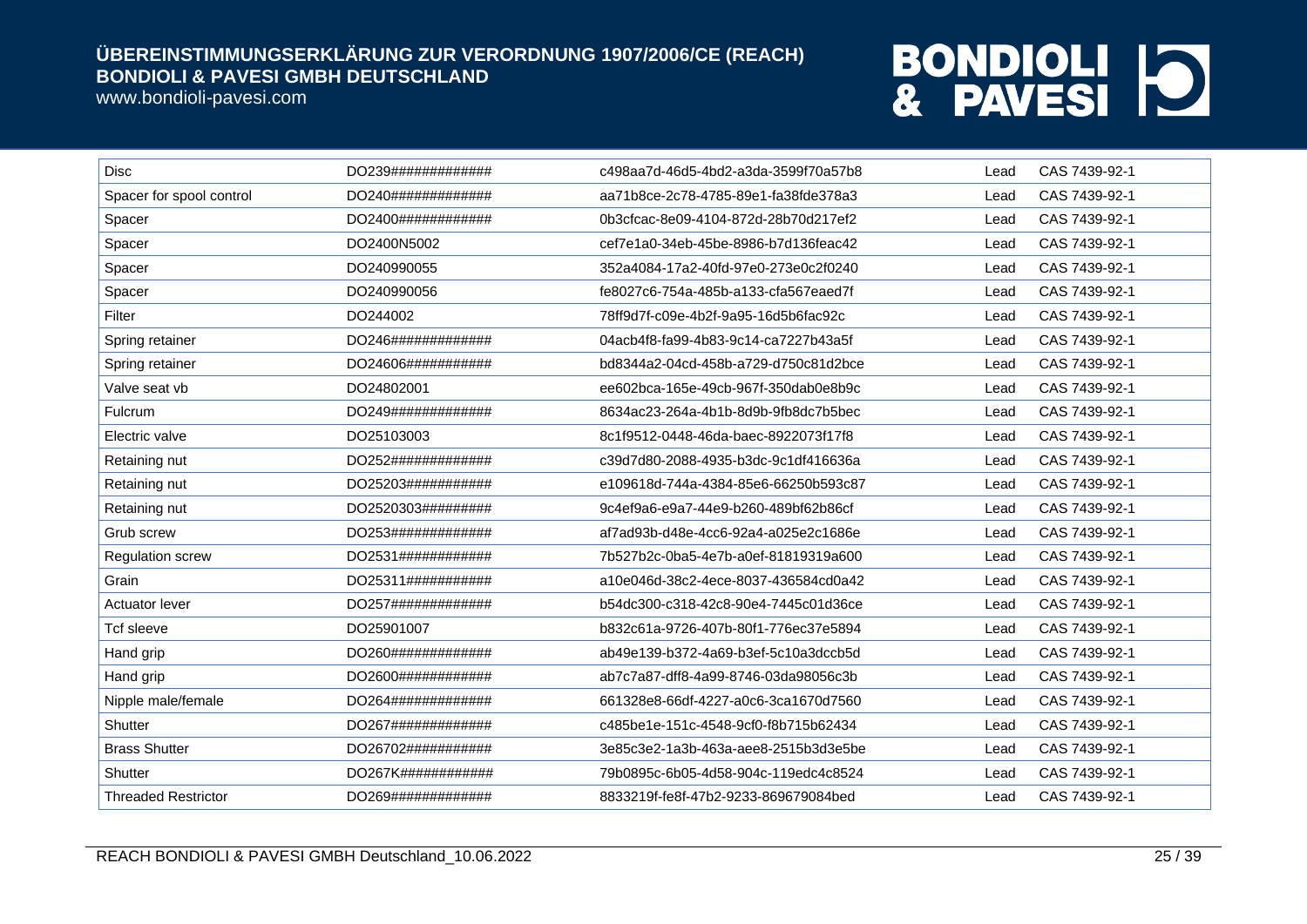| | | | | |
|---|---|---|---|---|
| Disc | DO239############# | c498aa7d-46d5-4bd2-a3da-3599f70a57b8 | Lead | CAS 7439-92-1 |
| Spacer for spool control | DO240############# | aa71b8ce-2c78-4785-89e1-fa38fde378a3 | Lead | CAS 7439-92-1 |
| Spacer | DO2400############ | 0b3cfcac-8e09-4104-872d-28b70d217ef2 | Lead | CAS 7439-92-1 |
| Spacer | DO2400N5002 | cef7e1a0-34eb-45be-8986-b7d136feac42 | Lead | CAS 7439-92-1 |
| Spacer | DO240990055 | 352a4084-17a2-40fd-97e0-273e0c2f0240 | Lead | CAS 7439-92-1 |
| Spacer | DO240990056 | fe8027c6-754a-485b-a133-cfa567eaed7f | Lead | CAS 7439-92-1 |
| Filter | DO244002 | 78ff9d7f-c09e-4b2f-9a95-16d5b6fac92c | Lead | CAS 7439-92-1 |
| Spring retainer | DO246############# | 04acb4f8-fa99-4b83-9c14-ca7227b43a5f | Lead | CAS 7439-92-1 |
| Spring retainer | DO24606########### | bd8344a2-04cd-458b-a729-d750c81d2bce | Lead | CAS 7439-92-1 |
| Valve seat vb | DO24802001 | ee602bca-165e-49cb-967f-350dab0e8b9c | Lead | CAS 7439-92-1 |
| Fulcrum | DO249############# | 8634ac23-264a-4b1b-8d9b-9fb8dc7b5bec | Lead | CAS 7439-92-1 |
| Electric valve | DO25103003 | 8c1f9512-0448-46da-baec-8922073f17f8 | Lead | CAS 7439-92-1 |
| Retaining nut | DO252############# | c39d7d80-2088-4935-b3dc-9c1df416636a | Lead | CAS 7439-92-1 |
| Retaining nut | DO25203########### | e109618d-744a-4384-85e6-66250b593c87 | Lead | CAS 7439-92-1 |
| Retaining nut | DO2520303######### | 9c4ef9a6-e9a7-44e9-b260-489bf62b86cf | Lead | CAS 7439-92-1 |
| Grub screw | DO253############# | af7ad93b-d48e-4cc6-92a4-a025e2c1686e | Lead | CAS 7439-92-1 |
| Regulation screw | DO2531############ | 7b527b2c-0ba5-4e7b-a0ef-81819319a600 | Lead | CAS 7439-92-1 |
| Grain | DO25311########### | a10e046d-38c2-4ece-8037-436584cd0a42 | Lead | CAS 7439-92-1 |
| Actuator lever | DO257############# | b54dc300-c318-42c8-90e4-7445c01d36ce | Lead | CAS 7439-92-1 |
| Tcf sleeve | DO25901007 | b832c61a-9726-407b-80f1-776ec37e5894 | Lead | CAS 7439-92-1 |
| Hand grip | DO260############# | ab49e139-b372-4a69-b3ef-5c10a3dccb5d | Lead | CAS 7439-92-1 |
| Hand grip | DO2600############ | ab7c7a87-dff8-4a99-8746-03da98056c3b | Lead | CAS 7439-92-1 |
| Nipple male/female | DO264############# | 661328e8-66df-4227-a0c6-3ca1670d7560 | Lead | CAS 7439-92-1 |
| Shutter | DO267############# | c485be1e-151c-4548-9cf0-f8b715b62434 | Lead | CAS 7439-92-1 |
| Brass Shutter | DO26702########### | 3e85c3e2-1a3b-463a-aee8-2515b3d3e5be | Lead | CAS 7439-92-1 |
| Shutter | DO267K############ | 79b0895c-6b05-4d58-904c-119edc4c8524 | Lead | CAS 7439-92-1 |
| Threaded Restrictor | DO269############# | 8833219f-fe8f-47b2-9233-869679084bed | Lead | CAS 7439-92-1 |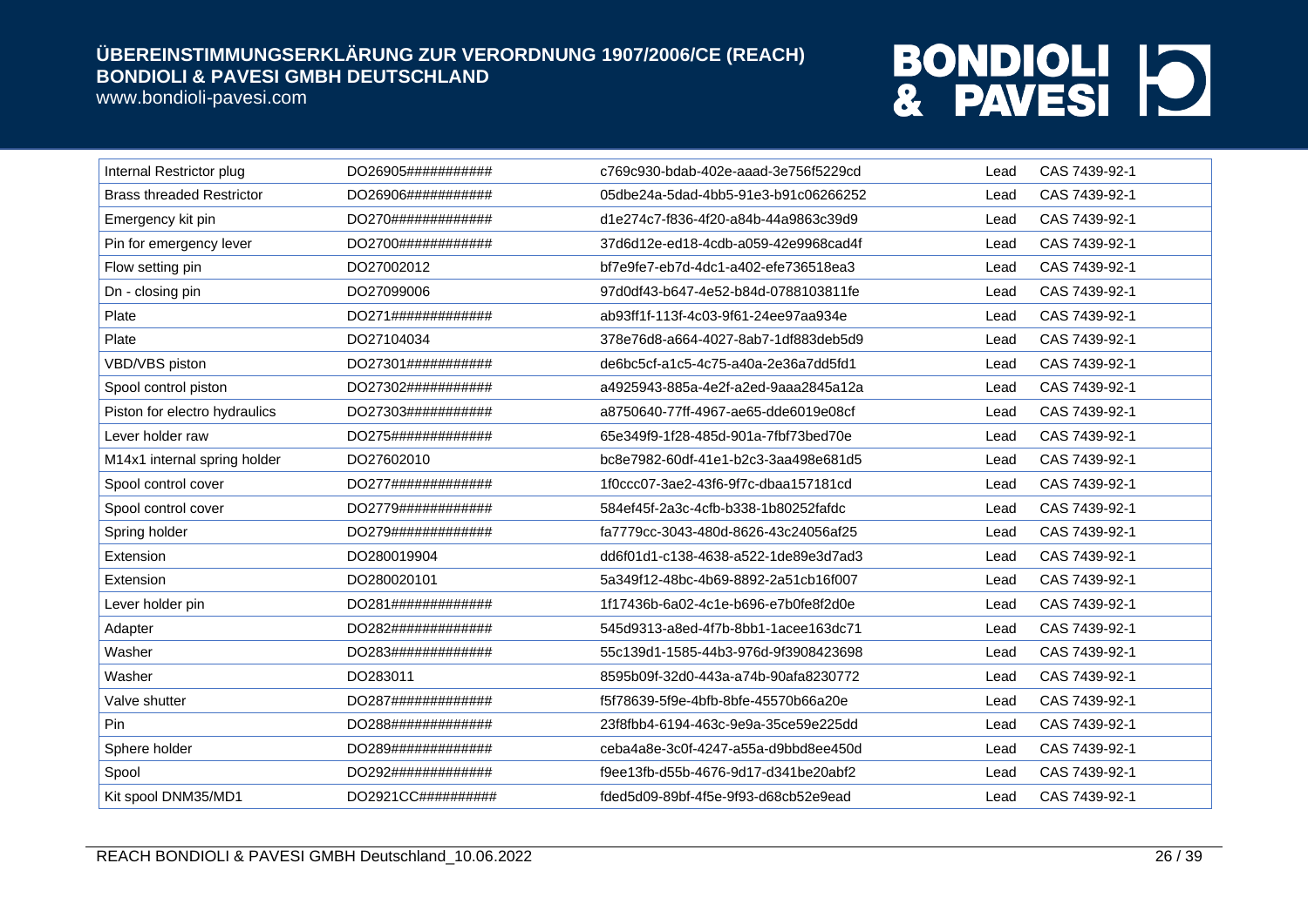| | | | | |
|---|---|---|---|---|
| Internal Restrictor plug | DO26905########### | c769c930-bdab-402e-aaad-3e756f5229cd | Lead | CAS 7439-92-1 |
| Brass threaded Restrictor | DO26906########### | 05dbe24a-5dad-4bb5-91e3-b91c06266252 | Lead | CAS 7439-92-1 |
| Emergency kit pin | DO270############# | d1e274c7-f836-4f20-a84b-44a9863c39d9 | Lead | CAS 7439-92-1 |
| Pin for emergency lever | DO2700############ | 37d6d12e-ed18-4cdb-a059-42e9968cad4f | Lead | CAS 7439-92-1 |
| Flow setting pin | DO27002012 | bf7e9fe7-eb7d-4dc1-a402-efe736518ea3 | Lead | CAS 7439-92-1 |
| Dn - closing pin | DO27099006 | 97d0df43-b647-4e52-b84d-0788103811fe | Lead | CAS 7439-92-1 |
| Plate | DO271############# | ab93ff1f-113f-4c03-9f61-24ee97aa934e | Lead | CAS 7439-92-1 |
| Plate | DO27104034 | 378e76d8-a664-4027-8ab7-1df883deb5d9 | Lead | CAS 7439-92-1 |
| VBD/VBS piston | DO27301########### | de6bc5cf-a1c5-4c75-a40a-2e36a7dd5fd1 | Lead | CAS 7439-92-1 |
| Spool control piston | DO27302########### | a4925943-885a-4e2f-a2ed-9aaa2845a12a | Lead | CAS 7439-92-1 |
| Piston for electro hydraulics | DO27303########### | a8750640-77ff-4967-ae65-dde6019e08cf | Lead | CAS 7439-92-1 |
| Lever holder raw | DO275############# | 65e349f9-1f28-485d-901a-7fbf73bed70e | Lead | CAS 7439-92-1 |
| M14x1 internal spring holder | DO27602010 | bc8e7982-60df-41e1-b2c3-3aa498e681d5 | Lead | CAS 7439-92-1 |
| Spool control cover | DO277############# | 1f0ccc07-3ae2-43f6-9f7c-dbaa157181cd | Lead | CAS 7439-92-1 |
| Spool control cover | DO2779############ | 584ef45f-2a3c-4cfb-b338-1b80252fafdc | Lead | CAS 7439-92-1 |
| Spring holder | DO279############# | fa7779cc-3043-480d-8626-43c24056af25 | Lead | CAS 7439-92-1 |
| Extension | DO280019904 | dd6f01d1-c138-4638-a522-1de89e3d7ad3 | Lead | CAS 7439-92-1 |
| Extension | DO280020101 | 5a349f12-48bc-4b69-8892-2a51cb16f007 | Lead | CAS 7439-92-1 |
| Lever holder pin | DO281############# | 1f17436b-6a02-4c1e-b696-e7b0fe8f2d0e | Lead | CAS 7439-92-1 |
| Adapter | DO282############# | 545d9313-a8ed-4f7b-8bb1-1acee163dc71 | Lead | CAS 7439-92-1 |
| Washer | DO283############# | 55c139d1-1585-44b3-976d-9f3908423698 | Lead | CAS 7439-92-1 |
| Washer | DO283011 | 8595b09f-32d0-443a-a74b-90afa8230772 | Lead | CAS 7439-92-1 |
| Valve shutter | DO287############# | f5f78639-5f9e-4bfb-8bfe-45570b66a20e | Lead | CAS 7439-92-1 |
| Pin | DO288############# | 23f8fbb4-6194-463c-9e9a-35ce59e225dd | Lead | CAS 7439-92-1 |
| Sphere holder | DO289############# | ceba4a8e-3c0f-4247-a55a-d9bbd8ee450d | Lead | CAS 7439-92-1 |
| Spool | DO292############# | f9ee13fb-d55b-4676-9d17-d341be20abf2 | Lead | CAS 7439-92-1 |
| Kit spool DNM35/MD1 | DO2921CC########## | fded5d09-89bf-4f5e-9f93-d68cb52e9ead | Lead | CAS 7439-92-1 |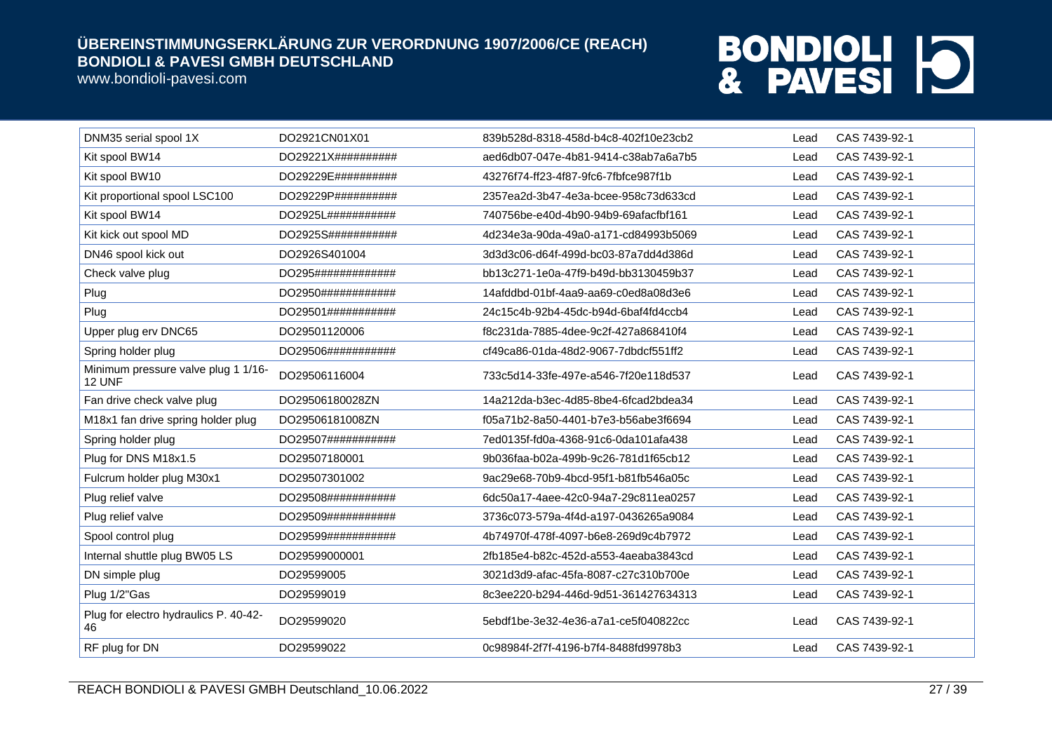| | | | | |
|---|---|---|---|---|
| DNM35 serial spool 1X | DO2921CN01X01 | 839b528d-8318-458d-b4c8-402f10e23cb2 | Lead | CAS 7439-92-1 |
| Kit spool BW14 | DO29221X########## | aed6db07-047e-4b81-9414-c38ab7a6a7b5 | Lead | CAS 7439-92-1 |
| Kit spool BW10 | DO29229E########## | 43276f74-ff23-4f87-9fc6-7fbfce987f1b | Lead | CAS 7439-92-1 |
| Kit proportional spool LSC100 | DO29229P########## | 2357ea2d-3b47-4e3a-bcee-958c73d633cd | Lead | CAS 7439-92-1 |
| Kit spool BW14 | DO2925L########### | 740756be-e40d-4b90-94b9-69afacfbf161 | Lead | CAS 7439-92-1 |
| Kit kick out spool MD | DO2925S########### | 4d234e3a-90da-49a0-a171-cd84993b5069 | Lead | CAS 7439-92-1 |
| DN46 spool kick out | DO2926S401004 | 3d3d3c06-d64f-499d-bc03-87a7dd4d386d | Lead | CAS 7439-92-1 |
| Check valve plug | DO295############# | bb13c271-1e0a-47f9-b49d-bb3130459b37 | Lead | CAS 7439-92-1 |
| Plug | DO2950############ | 14afddbd-01bf-4aa9-aa69-c0ed8a08d3e6 | Lead | CAS 7439-92-1 |
| Plug | DO29501########### | 24c15c4b-92b4-45dc-b94d-6baf4fd4ccb4 | Lead | CAS 7439-92-1 |
| Upper plug erv DNC65 | DO29501120006 | f8c231da-7885-4dee-9c2f-427a868410f4 | Lead | CAS 7439-92-1 |
| Spring holder plug | DO29506########### | cf49ca86-01da-48d2-9067-7dbdcf551ff2 | Lead | CAS 7439-92-1 |
| Minimum pressure valve plug 1 1/16-12 UNF | DO29506116004 | 733c5d14-33fe-497e-a546-7f20e118d537 | Lead | CAS 7439-92-1 |
| Fan drive check valve plug | DO29506180028ZN | 14a212da-b3ec-4d85-8be4-6fcad2bdea34 | Lead | CAS 7439-92-1 |
| M18x1 fan drive spring holder plug | DO29506181008ZN | f05a71b2-8a50-4401-b7e3-b56abe3f6694 | Lead | CAS 7439-92-1 |
| Spring holder plug | DO29507########### | 7ed0135f-fd0a-4368-91c6-0da101afa438 | Lead | CAS 7439-92-1 |
| Plug for DNS M18x1.5 | DO29507180001 | 9b036faa-b02a-499b-9c26-781d1f65cb12 | Lead | CAS 7439-92-1 |
| Fulcrum holder plug M30x1 | DO29507301002 | 9ac29e68-70b9-4bcd-95f1-b81fb546a05c | Lead | CAS 7439-92-1 |
| Plug relief valve | DO29508########### | 6dc50a17-4aee-42c0-94a7-29c811ea0257 | Lead | CAS 7439-92-1 |
| Plug relief valve | DO29509########### | 3736c073-579a-4f4d-a197-0436265a9084 | Lead | CAS 7439-92-1 |
| Spool control plug | DO29599########### | 4b74970f-478f-4097-b6e8-269d9c4b7972 | Lead | CAS 7439-92-1 |
| Internal shuttle plug BW05 LS | DO29599000001 | 2fb185e4-b82c-452d-a553-4aeaba3843cd | Lead | CAS 7439-92-1 |
| DN simple plug | DO29599005 | 3021d3d9-afac-45fa-8087-c27c310b700e | Lead | CAS 7439-92-1 |
| Plug 1/2"Gas | DO29599019 | 8c3ee220-b294-446d-9d51-361427634313 | Lead | CAS 7439-92-1 |
| Plug for electro hydraulics P. 40-42-46 | DO29599020 | 5ebdf1be-3e32-4e36-a7a1-ce5f040822cc | Lead | CAS 7439-92-1 |
| RF plug for DN | DO29599022 | 0c98984f-2f7f-4196-b7f4-8488fd9978b3 | Lead | CAS 7439-92-1 |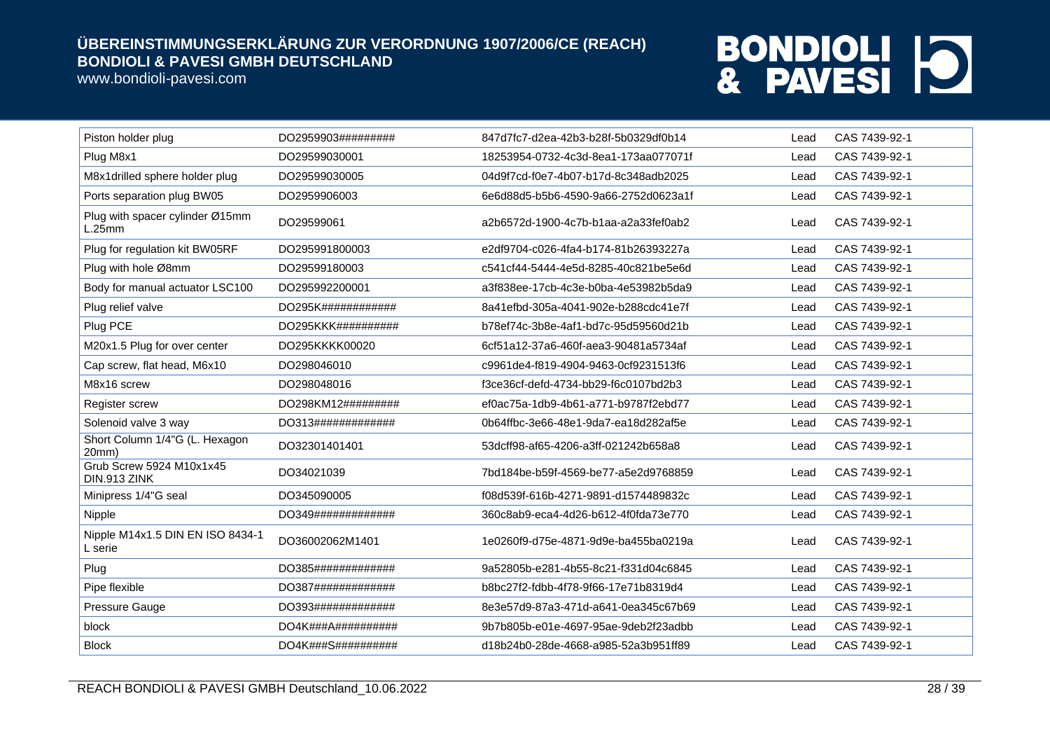| | | | | |
|---|---|---|---|---|
| Piston holder plug | DO2959903######### | 847d7fc7-d2ea-42b3-b28f-5b0329df0b14 | Lead | CAS 7439-92-1 |
| Plug M8x1 | DO29599030001 | 18253954-0732-4c3d-8ea1-173aa077071f | Lead | CAS 7439-92-1 |
| M8x1drilled sphere holder plug | DO29599030005 | 04d9f7cd-f0e7-4b07-b17d-8c348adb2025 | Lead | CAS 7439-92-1 |
| Ports separation plug BW05 | DO2959906003 | 6e6d88d5-b5b6-4590-9a66-2752d0623a1f | Lead | CAS 7439-92-1 |
| Plug with spacer cylinder Ø15mm L.25mm | DO29599061 | a2b6572d-1900-4c7b-b1aa-a2a33fef0ab2 | Lead | CAS 7439-92-1 |
| Plug for regulation kit BW05RF | DO295991800003 | e2df9704-c026-4fa4-b174-81b26393227a | Lead | CAS 7439-92-1 |
| Plug with hole Ø8mm | DO29599180003 | c541cf44-5444-4e5d-8285-40c821be5e6d | Lead | CAS 7439-92-1 |
| Body for manual actuator LSC100 | DO295992200001 | a3f838ee-17cb-4c3e-b0ba-4e53982b5da9 | Lead | CAS 7439-92-1 |
| Plug relief valve | DO295K############ | 8a41efbd-305a-4041-902e-b288cdc41e7f | Lead | CAS 7439-92-1 |
| Plug PCE | DO295KKK########## | b78ef74c-3b8e-4af1-bd7c-95d59560d21b | Lead | CAS 7439-92-1 |
| M20x1.5 Plug for over center | DO295KKKK00020 | 6cf51a12-37a6-460f-aea3-90481a5734af | Lead | CAS 7439-92-1 |
| Cap screw, flat head, M6x10 | DO298046010 | c9961de4-f819-4904-9463-0cf9231513f6 | Lead | CAS 7439-92-1 |
| M8x16 screw | DO298048016 | f3ce36cf-defd-4734-bb29-f6c0107bd2b3 | Lead | CAS 7439-92-1 |
| Register screw | DO298KM12######### | ef0ac75a-1db9-4b61-a771-b9787f2ebd77 | Lead | CAS 7439-92-1 |
| Solenoid valve 3 way | DO313############# | 0b64ffbc-3e66-48e1-9da7-ea18d282af5e | Lead | CAS 7439-92-1 |
| Short Column 1/4"G (L. Hexagon 20mm) | DO32301401401 | 53dcff98-af65-4206-a3ff-021242b658a8 | Lead | CAS 7439-92-1 |
| Grub Screw 5924 M10x1x45 DIN.913 ZINK | DO34021039 | 7bd184be-b59f-4569-be77-a5e2d9768859 | Lead | CAS 7439-92-1 |
| Minipress 1/4"G seal | DO345090005 | f08d539f-616b-4271-9891-d1574489832c | Lead | CAS 7439-92-1 |
| Nipple | DO349############# | 360c8ab9-eca4-4d26-b612-4f0fda73e770 | Lead | CAS 7439-92-1 |
| Nipple M14x1.5 DIN EN ISO 8434-1 L serie | DO36002062M1401 | 1e0260f9-d75e-4871-9d9e-ba455ba0219a | Lead | CAS 7439-92-1 |
| Plug | DO385############# | 9a52805b-e281-4b55-8c21-f331d04c6845 | Lead | CAS 7439-92-1 |
| Pipe flexible | DO387############# | b8bc27f2-fdbb-4f78-9f66-17e71b8319d4 | Lead | CAS 7439-92-1 |
| Pressure Gauge | DO393############# | 8e3e57d9-87a3-471d-a641-0ea345c67b69 | Lead | CAS 7439-92-1 |
| block | DO4K###A########## | 9b7b805b-e01e-4697-95ae-9deb2f23adbb | Lead | CAS 7439-92-1 |
| Block | DO4K###S########## | d18b24b0-28de-4668-a985-52a3b951ff89 | Lead | CAS 7439-92-1 |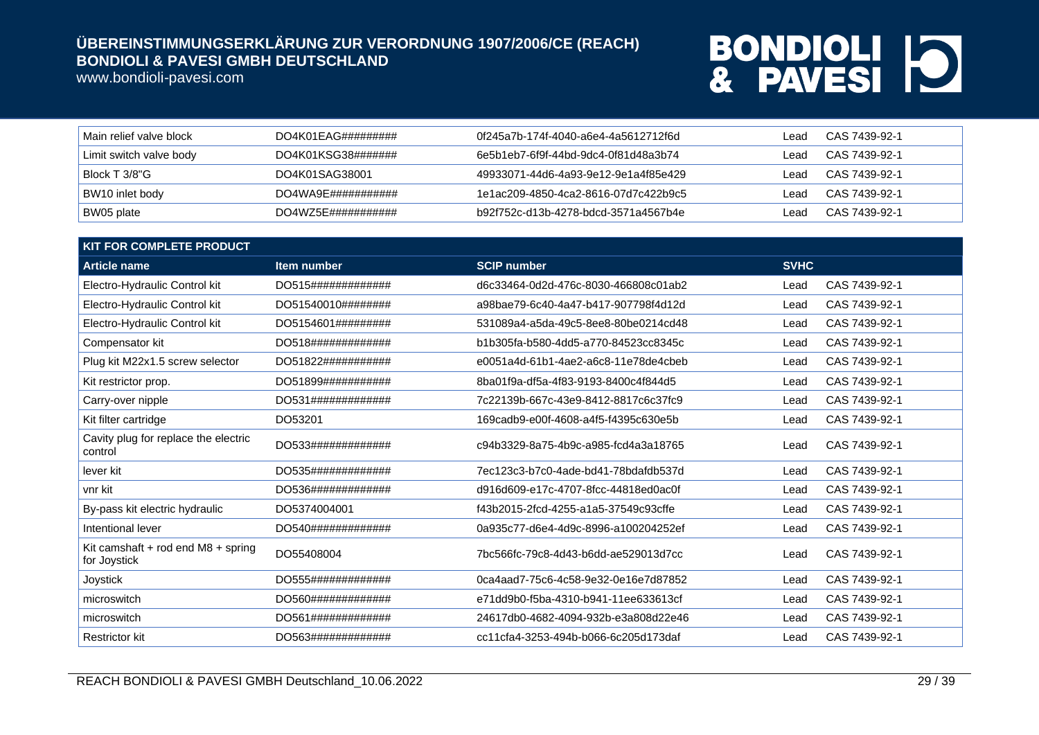| | | | | |
|---|---|---|---|---|
| Main relief valve block | DO4K01EAG######### | 0f245a7b-174f-4040-a6e4-4a5612712f6d | Lead | CAS 7439-92-1 |
| Limit switch valve body | DO4K01KSG38####### | 6e5b1eb7-6f9f-44bd-9dc4-0f81d48a3b74 | Lead | CAS 7439-92-1 |
| Block T 3/8"G | DO4K01SAG38001 | 49933071-44d6-4a93-9e12-9e1a4f85e429 | Lead | CAS 7439-92-1 |
| BW10 inlet body | DO4WA9E########### | 1e1ac209-4850-4ca2-8616-07d7c422b9c5 | Lead | CAS 7439-92-1 |
| BW05 plate | DO4WZ5E########### | b92f752c-d13b-4278-bdcd-3571a4567b4e | Lead | CAS 7439-92-1 |

| KIT FOR COMPLETE PRODUCT | | | | |
|---|---|---|---|---|
| **Article name** | **Item number** | **SCIP number** | **SVHC** | |
| Electro-Hydraulic Control kit | DO515############# | d6c33464-0d2d-476c-8030-466808c01ab2 | Lead | CAS 7439-92-1 |
| Electro-Hydraulic Control kit | DO51540010######## | a98bae79-6c40-4a47-b417-907798f4d12d | Lead | CAS 7439-92-1 |
| Electro-Hydraulic Control kit | DO5154601######### | 531089a4-a5da-49c5-8ee8-80be0214cd48 | Lead | CAS 7439-92-1 |
| Compensator kit | DO518############# | b1b305fa-b580-4dd5-a770-84523cc8345c | Lead | CAS 7439-92-1 |
| Plug kit M22x1.5 screw selector | DO51822########### | e0051a4d-61b1-4ae2-a6c8-11e78de4cbeb | Lead | CAS 7439-92-1 |
| Kit restrictor prop. | DO51899########### | 8ba01f9a-df5a-4f83-9193-8400c4f844d5 | Lead | CAS 7439-92-1 |
| Carry-over nipple | DO531############# | 7c22139b-667c-43e9-8412-8817c6c37fc9 | Lead | CAS 7439-92-1 |
| Kit filter cartridge | DO53201 | 169cadb9-e00f-4608-a4f5-f4395c630e5b | Lead | CAS 7439-92-1 |
| Cavity plug for replace the electric control | DO533############# | c94b3329-8a75-4b9c-a985-fcd4a3a18765 | Lead | CAS 7439-92-1 |
| lever kit | DO535############# | 7ec123c3-b7c0-4ade-bd41-78bdafdb537d | Lead | CAS 7439-92-1 |
| vnr kit | DO536############# | d916d609-e17c-4707-8fcc-44818ed0ac0f | Lead | CAS 7439-92-1 |
| By-pass kit electric hydraulic | DO5374004001 | f43b2015-2fcd-4255-a1a5-37549c93cffe | Lead | CAS 7439-92-1 |
| Intentional lever | DO540############# | 0a935c77-d6e4-4d9c-8996-a100204252ef | Lead | CAS 7439-92-1 |
| Kit camshaft + rod end M8 + spring for Joystick | DO55408004 | 7bc566fc-79c8-4d43-b6dd-ae529013d7cc | Lead | CAS 7439-92-1 |
| Joystick | DO555############# | 0ca4aad7-75c6-4c58-9e32-0e16e7d87852 | Lead | CAS 7439-92-1 |
| microswitch | DO560############# | e71dd9b0-f5ba-4310-b941-11ee633613cf | Lead | CAS 7439-92-1 |
| microswitch | DO561############# | 24617db0-4682-4094-932b-e3a808d22e46 | Lead | CAS 7439-92-1 |
| Restrictor kit | DO563############# | cc11cfa4-3253-494b-b066-6c205d173daf | Lead | CAS 7439-92-1 |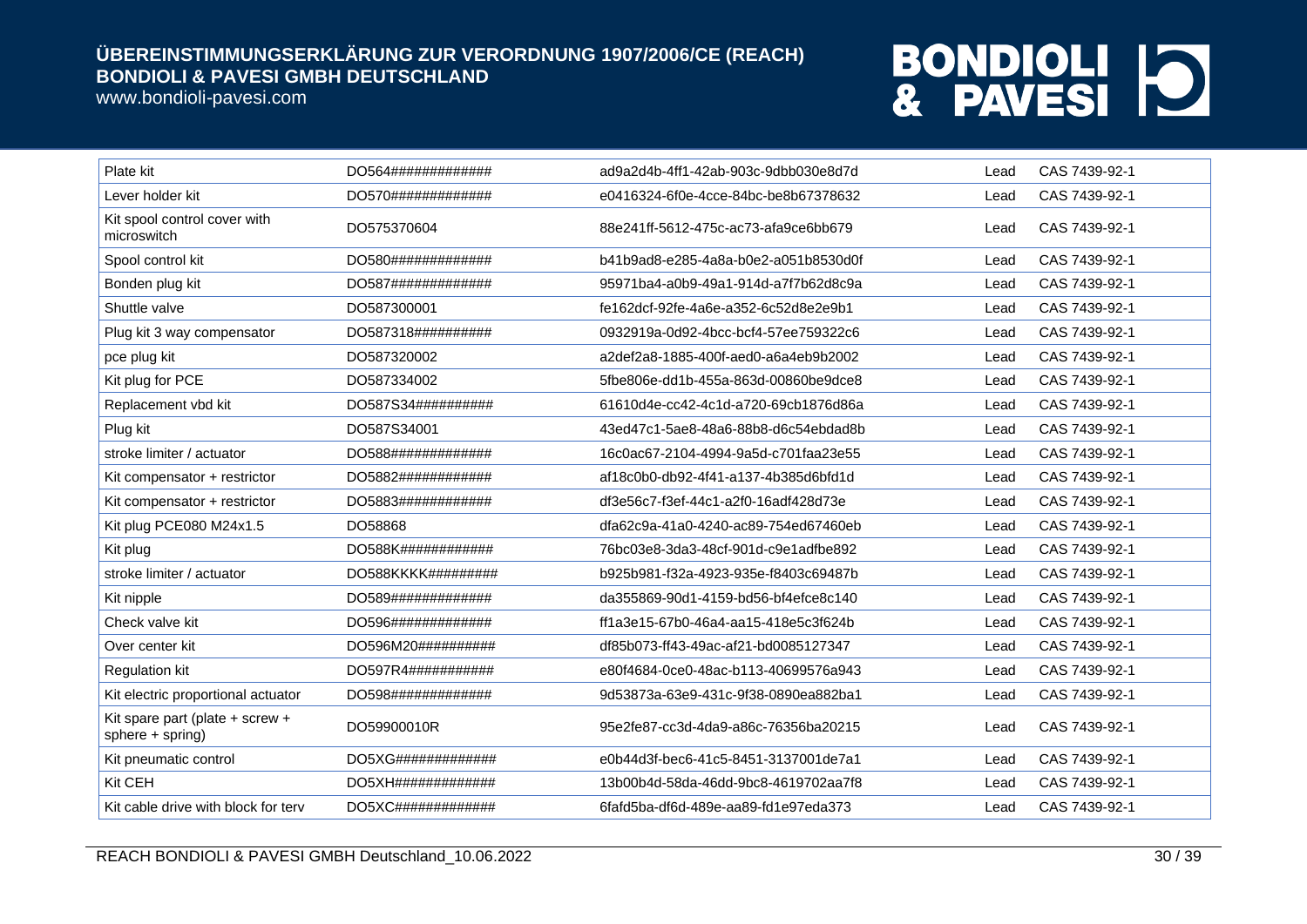| | | | | |
|---|---|---|---|---|
| Plate kit | DO564############# | ad9a2d4b-4ff1-42ab-903c-9dbb030e8d7d | Lead | CAS 7439-92-1 |
| Lever holder kit | DO570############# | e0416324-6f0e-4cce-84bc-be8b67378632 | Lead | CAS 7439-92-1 |
| Kit spool control cover with microswitch | DO575370604 | 88e241ff-5612-475c-ac73-afa9ce6bb679 | Lead | CAS 7439-92-1 |
| Spool control kit | DO580############# | b41b9ad8-e285-4a8a-b0e2-a051b8530d0f | Lead | CAS 7439-92-1 |
| Bonden plug kit | DO587############# | 95971ba4-a0b9-49a1-914d-a7f7b62d8c9a | Lead | CAS 7439-92-1 |
| Shuttle valve | DO587300001 | fe162dcf-92fe-4a6e-a352-6c52d8e2e9b1 | Lead | CAS 7439-92-1 |
| Plug kit 3 way compensator | DO587318########## | 0932919a-0d92-4bcc-bcf4-57ee759322c6 | Lead | CAS 7439-92-1 |
| pce plug kit | DO587320002 | a2def2a8-1885-400f-aed0-a6a4eb9b2002 | Lead | CAS 7439-92-1 |
| Kit plug for PCE | DO587334002 | 5fbe806e-dd1b-455a-863d-00860be9dce8 | Lead | CAS 7439-92-1 |
| Replacement vbd kit | DO587S34########## | 61610d4e-cc42-4c1d-a720-69cb1876d86a | Lead | CAS 7439-92-1 |
| Plug kit | DO587S34001 | 43ed47c1-5ae8-48a6-88b8-d6c54ebdad8b | Lead | CAS 7439-92-1 |
| stroke limiter / actuator | DO588############# | 16c0ac67-2104-4994-9a5d-c701faa23e55 | Lead | CAS 7439-92-1 |
| Kit compensator + restrictor | DO5882############ | af18c0b0-db92-4f41-a137-4b385d6bfd1d | Lead | CAS 7439-92-1 |
| Kit compensator + restrictor | DO5883############ | df3e56c7-f3ef-44c1-a2f0-16adf428d73e | Lead | CAS 7439-92-1 |
| Kit plug PCE080 M24x1.5 | DO58868 | dfa62c9a-41a0-4240-ac89-754ed67460eb | Lead | CAS 7439-92-1 |
| Kit plug | DO588K############ | 76bc03e8-3da3-48cf-901d-c9e1adfbe892 | Lead | CAS 7439-92-1 |
| stroke limiter / actuator | DO588KKKK######### | b925b981-f32a-4923-935e-f8403c69487b | Lead | CAS 7439-92-1 |
| Kit nipple | DO589############# | da355869-90d1-4159-bd56-bf4efce8c140 | Lead | CAS 7439-92-1 |
| Check valve kit | DO596############# | ff1a3e15-67b0-46a4-aa15-418e5c3f624b | Lead | CAS 7439-92-1 |
| Over center kit | DO596M20########## | df85b073-ff43-49ac-af21-bd0085127347 | Lead | CAS 7439-92-1 |
| Regulation kit | DO597R4########### | e80f4684-0ce0-48ac-b113-40699576a943 | Lead | CAS 7439-92-1 |
| Kit electric proportional actuator | DO598############# | 9d53873a-63e9-431c-9f38-0890ea882ba1 | Lead | CAS 7439-92-1 |
| Kit spare part (plate + screw + sphere + spring) | DO59900010R | 95e2fe87-cc3d-4da9-a86c-76356ba20215 | Lead | CAS 7439-92-1 |
| Kit pneumatic control | DO5XG############# | e0b44d3f-bec6-41c5-8451-3137001de7a1 | Lead | CAS 7439-92-1 |
| Kit CEH | DO5XH############# | 13b00b4d-58da-46dd-9bc8-4619702aa7f8 | Lead | CAS 7439-92-1 |
| Kit cable drive with block for terv | DO5XC############# | 6fafd5ba-df6d-489e-aa89-fd1e97eda373 | Lead | CAS 7439-92-1 |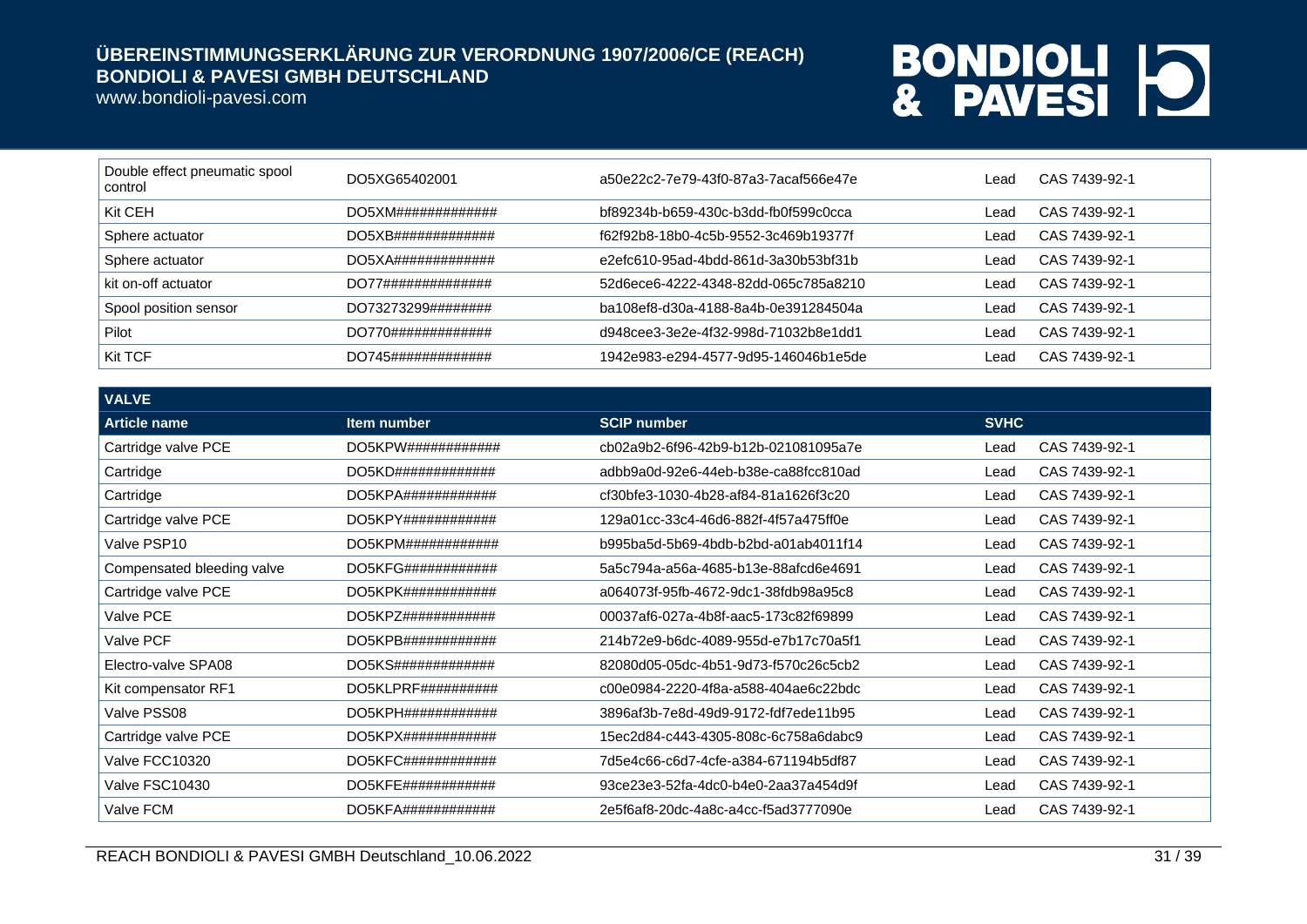| | | | | |
|---|---|---|---|---|
| Double effect pneumatic spool control | DO5XG65402001 | a50e22c2-7e79-43f0-87a3-7acaf566e47e | Lead | CAS 7439-92-1 |
| Kit CEH | DO5XM############# | bf89234b-b659-430c-b3dd-fb0f599c0cca | Lead | CAS 7439-92-1 |
| Sphere actuator | DO5XB############# | f62f92b8-18b0-4c5b-9552-3c469b19377f | Lead | CAS 7439-92-1 |
| Sphere actuator | DO5XA############# | e2efc610-95ad-4bdd-861d-3a30b53bf31b | Lead | CAS 7439-92-1 |
| kit on-off actuator | DO77############## | 52d6ece6-4222-4348-82dd-065c785a8210 | Lead | CAS 7439-92-1 |
| Spool position sensor | DO73273299######## | ba108ef8-d30a-4188-8a4b-0e391284504a | Lead | CAS 7439-92-1 |
| Pilot | DO770############# | d948cee3-3e2e-4f32-998d-71032b8e1dd1 | Lead | CAS 7439-92-1 |
| Kit TCF | DO745############# | 1942e983-e294-4577-9d95-146046b1e5de | Lead | CAS 7439-92-1 |

| VALVE | | | | |
|---|---|---|---|---|
| **Article name** | **Item number** | **SCIP number** | **SVHC** | |
| Cartridge valve PCE | DO5KPW############ | cb02a9b2-6f96-42b9-b12b-021081095a7e | Lead | CAS 7439-92-1 |
| Cartridge | DO5KD############# | adbb9a0d-92e6-44eb-b38e-ca88fcc810ad | Lead | CAS 7439-92-1 |
| Cartridge | DO5KPA############ | cf30bfe3-1030-4b28-af84-81a1626f3c20 | Lead | CAS 7439-92-1 |
| Cartridge valve PCE | DO5KPY############ | 129a01cc-33c4-46d6-882f-4f57a475ff0e | Lead | CAS 7439-92-1 |
| Valve PSP10 | DO5KPM############ | b995ba5d-5b69-4bdb-b2bd-a01ab4011f14 | Lead | CAS 7439-92-1 |
| Compensated bleeding valve | DO5KFG############ | 5a5c794a-a56a-4685-b13e-88afcd6e4691 | Lead | CAS 7439-92-1 |
| Cartridge valve PCE | DO5KPK############ | a064073f-95fb-4672-9dc1-38fdb98a95c8 | Lead | CAS 7439-92-1 |
| Valve PCE | DO5KPZ############ | 00037af6-027a-4b8f-aac5-173c82f69899 | Lead | CAS 7439-92-1 |
| Valve PCF | DO5KPB############ | 214b72e9-b6dc-4089-955d-e7b17c70a5f1 | Lead | CAS 7439-92-1 |
| Electro-valve SPA08 | DO5KS############# | 82080d05-05dc-4b51-9d73-f570c26c5cb2 | Lead | CAS 7439-92-1 |
| Kit compensator RF1 | DO5KLPRF########## | c00e0984-2220-4f8a-a588-404ae6c22bdc | Lead | CAS 7439-92-1 |
| Valve PSS08 | DO5KPH############ | 3896af3b-7e8d-49d9-9172-fdf7ede11b95 | Lead | CAS 7439-92-1 |
| Cartridge valve PCE | DO5KPX############ | 15ec2d84-c443-4305-808c-6c758a6dabc9 | Lead | CAS 7439-92-1 |
| Valve FCC10320 | DO5KFC############ | 7d5e4c66-c6d7-4cfe-a384-671194b5df87 | Lead | CAS 7439-92-1 |
| Valve FSC10430 | DO5KFE############ | 93ce23e3-52fa-4dc0-b4e0-2aa37a454d9f | Lead | CAS 7439-92-1 |
| Valve FCM | DO5KFA############ | 2e5f6af8-20dc-4a8c-a4cc-f5ad3777090e | Lead | CAS 7439-92-1 |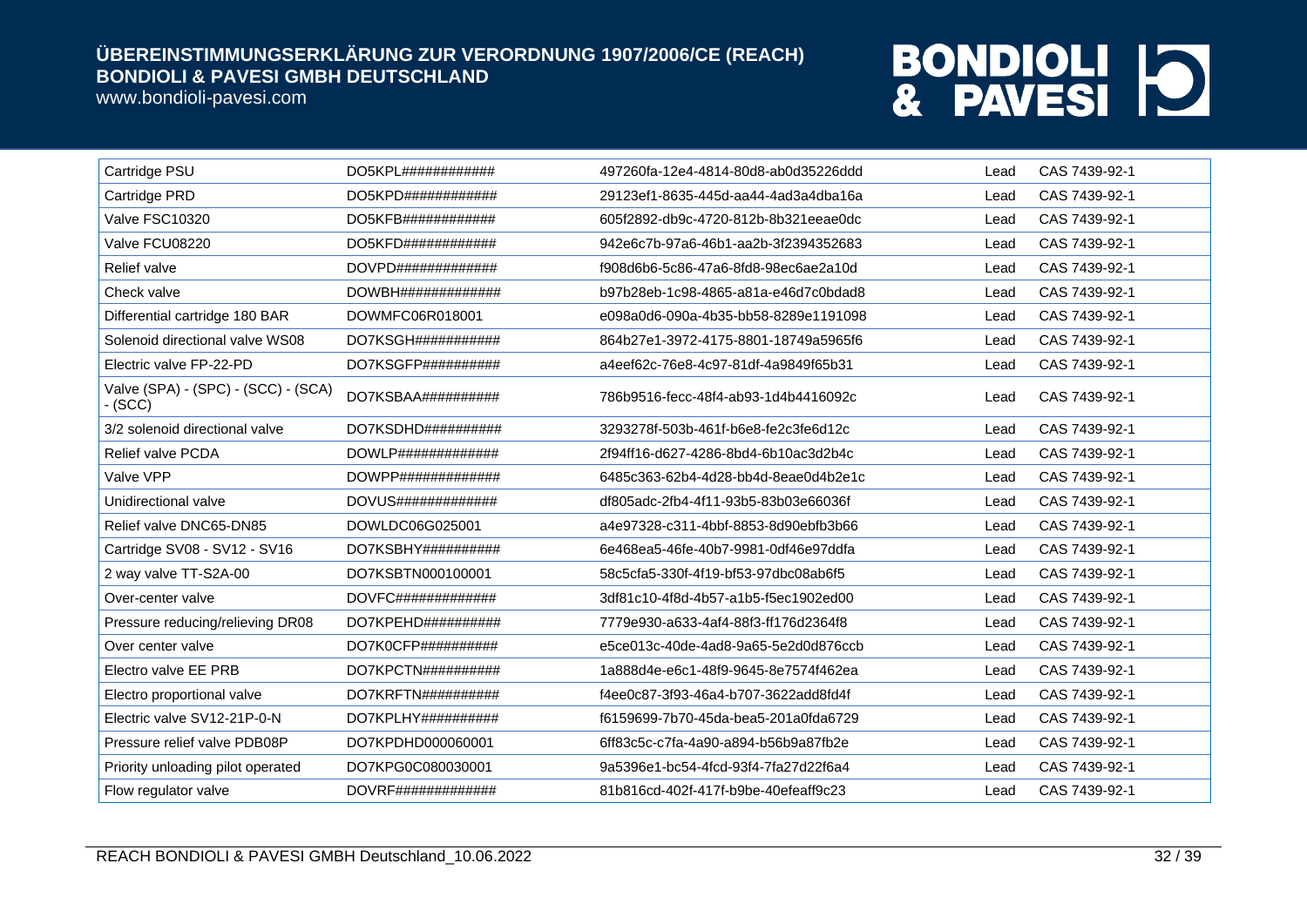| | | | | |
|---|---|---|---|---|
| Cartridge PSU | DO5KPL############ | 497260fa-12e4-4814-80d8-ab0d35226ddd | Lead | CAS 7439-92-1 |
| Cartridge PRD | DO5KPD############ | 29123ef1-8635-445d-aa44-4ad3a4dba16a | Lead | CAS 7439-92-1 |
| Valve FSC10320 | DO5KFB############ | 605f2892-db9c-4720-812b-8b321eeae0dc | Lead | CAS 7439-92-1 |
| Valve FCU08220 | DO5KFD############ | 942e6c7b-97a6-46b1-aa2b-3f2394352683 | Lead | CAS 7439-92-1 |
| Relief valve | DOVPD############# | f908d6b6-5c86-47a6-8fd8-98ec6ae2a10d | Lead | CAS 7439-92-1 |
| Check valve | DOWBH############# | b97b28eb-1c98-4865-a81a-e46d7c0bdad8 | Lead | CAS 7439-92-1 |
| Differential cartridge 180 BAR | DOWMFC06R018001 | e098a0d6-090a-4b35-bb58-8289e1191098 | Lead | CAS 7439-92-1 |
| Solenoid directional valve WS08 | DO7KSGH########### | 864b27e1-3972-4175-8801-18749a5965f6 | Lead | CAS 7439-92-1 |
| Electric valve FP-22-PD | DO7KSGFP########## | a4eef62c-76e8-4c97-81df-4a9849f65b31 | Lead | CAS 7439-92-1 |
| Valve (SPA) - (SPC) - (SCC) - (SCA) - (SCC) | DO7KSBAA########## | 786b9516-fecc-48f4-ab93-1d4b4416092c | Lead | CAS 7439-92-1 |
| 3/2 solenoid directional valve | DO7KSDHD########## | 3293278f-503b-461f-b6e8-fe2c3fe6d12c | Lead | CAS 7439-92-1 |
| Relief valve PCDA | DOWLP############# | 2f94ff16-d627-4286-8bd4-6b10ac3d2b4c | Lead | CAS 7439-92-1 |
| Valve VPP | DOWPP############# | 6485c363-62b4-4d28-bb4d-8eae0d4b2e1c | Lead | CAS 7439-92-1 |
| Unidirectional valve | DOVUS############# | df805adc-2fb4-4f11-93b5-83b03e66036f | Lead | CAS 7439-92-1 |
| Relief valve DNC65-DN85 | DOWLDC06G025001 | a4e97328-c311-4bbf-8853-8d90ebfb3b66 | Lead | CAS 7439-92-1 |
| Cartridge SV08 - SV12 - SV16 | DO7KSBHY########## | 6e468ea5-46fe-40b7-9981-0df46e97ddfa | Lead | CAS 7439-92-1 |
| 2 way valve TT-S2A-00 | DO7KSBTN000100001 | 58c5cfa5-330f-4f19-bf53-97dbc08ab6f5 | Lead | CAS 7439-92-1 |
| Over-center valve | DOVFC############# | 3df81c10-4f8d-4b57-a1b5-f5ec1902ed00 | Lead | CAS 7439-92-1 |
| Pressure reducing/relieving DR08 | DO7KPEHD########## | 7779e930-a633-4af4-88f3-ff176d2364f8 | Lead | CAS 7439-92-1 |
| Over center valve | DO7K0CFP########## | e5ce013c-40de-4ad8-9a65-5e2d0d876ccb | Lead | CAS 7439-92-1 |
| Electro valve EE PRB | DO7KPCTN########## | 1a888d4e-e6c1-48f9-9645-8e7574f462ea | Lead | CAS 7439-92-1 |
| Electro proportional valve | DO7KRFTN########## | f4ee0c87-3f93-46a4-b707-3622add8fd4f | Lead | CAS 7439-92-1 |
| Electric valve SV12-21P-0-N | DO7KPLHY########## | f6159699-7b70-45da-bea5-201a0fda6729 | Lead | CAS 7439-92-1 |
| Pressure relief valve PDB08P | DO7KPDHD000060001 | 6ff83c5c-c7fa-4a90-a894-b56b9a87fb2e | Lead | CAS 7439-92-1 |
| Priority unloading pilot operated | DO7KPG0C080030001 | 9a5396e1-bc54-4fcd-93f4-7fa27d22f6a4 | Lead | CAS 7439-92-1 |
| Flow regulator valve | DOVRF############# | 81b816cd-402f-417f-b9be-40efeaff9c23 | Lead | CAS 7439-92-1 |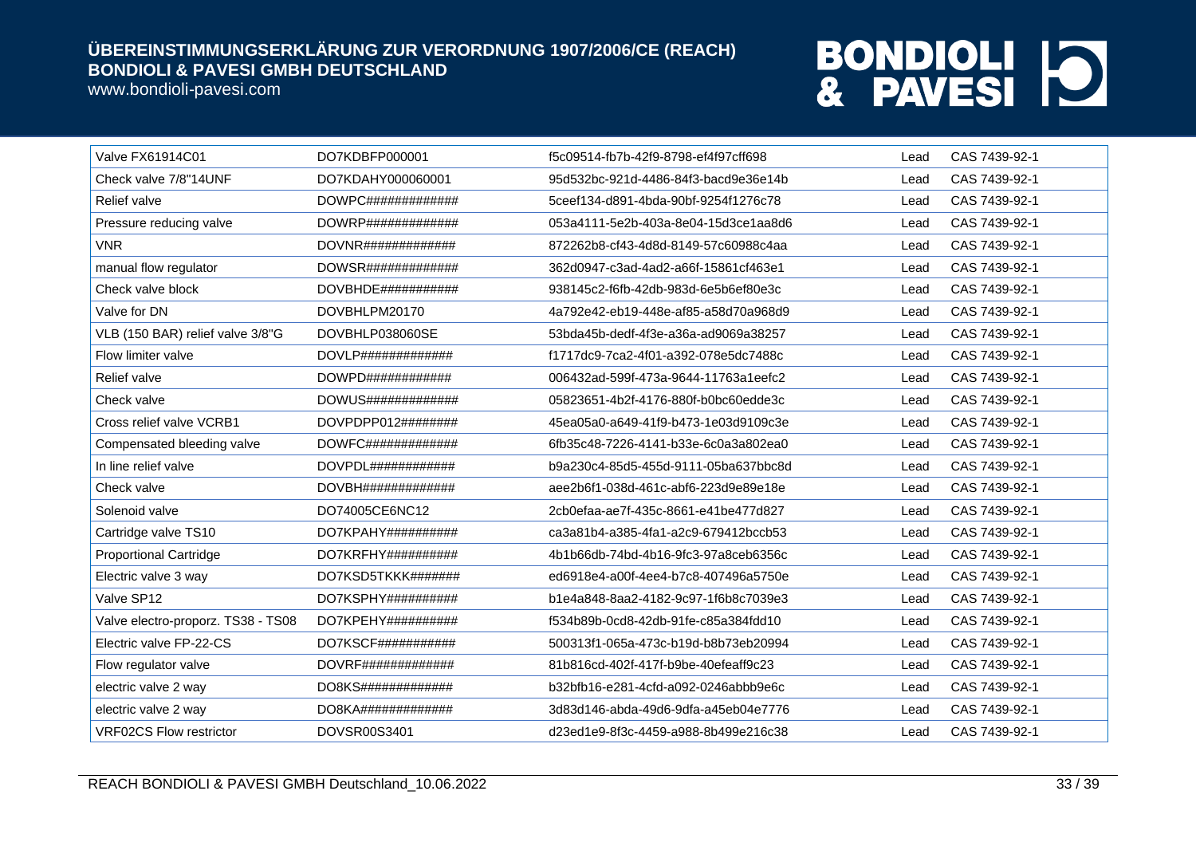| | | | | |
|---|---|---|---|---|
| Valve FX61914C01 | DO7KDBFP000001 | f5c09514-fb7b-42f9-8798-ef4f97cff698 | Lead | CAS 7439-92-1 |
| Check valve 7/8"14UNF | DO7KDAHY000060001 | 95d532bc-921d-4486-84f3-bacd9e36e14b | Lead | CAS 7439-92-1 |
| Relief valve | DOWPC############# | 5ceef134-d891-4bda-90bf-9254f1276c78 | Lead | CAS 7439-92-1 |
| Pressure reducing valve | DOWRP############# | 053a4111-5e2b-403a-8e04-15d3ce1aa8d6 | Lead | CAS 7439-92-1 |
| VNR | DOVNR############# | 872262b8-cf43-4d8d-8149-57c60988c4aa | Lead | CAS 7439-92-1 |
| manual flow regulator | DOWSR############# | 362d0947-c3ad-4ad2-a66f-15861cf463e1 | Lead | CAS 7439-92-1 |
| Check valve block | DOVBHDE########### | 938145c2-f6fb-42db-983d-6e5b6ef80e3c | Lead | CAS 7439-92-1 |
| Valve for DN | DOVBHLPM20170 | 4a792e42-eb19-448e-af85-a58d70a968d9 | Lead | CAS 7439-92-1 |
| VLB (150 BAR) relief valve 3/8"G | DOVBHLP038060SE | 53bda45b-dedf-4f3e-a36a-ad9069a38257 | Lead | CAS 7439-92-1 |
| Flow limiter valve | DOVLP############# | f1717dc9-7ca2-4f01-a392-078e5dc7488c | Lead | CAS 7439-92-1 |
| Relief valve | DOWPD############ | 006432ad-599f-473a-9644-11763a1eefc2 | Lead | CAS 7439-92-1 |
| Check valve | DOWUS############# | 05823651-4b2f-4176-880f-b0bc60edde3c | Lead | CAS 7439-92-1 |
| Cross relief valve VCRB1 | DOVPDPP012######## | 45ea05a0-a649-41f9-b473-1e03d9109c3e | Lead | CAS 7439-92-1 |
| Compensated bleeding valve | DOWFC############# | 6fb35c48-7226-4141-b33e-6c0a3a802ea0 | Lead | CAS 7439-92-1 |
| In line relief valve | DOVPDL############ | b9a230c4-85d5-455d-9111-05ba637bbc8d | Lead | CAS 7439-92-1 |
| Check valve | DOVBH############# | aee2b6f1-038d-461c-abf6-223d9e89e18e | Lead | CAS 7439-92-1 |
| Solenoid valve | DO74005CE6NC12 | 2cb0efaa-ae7f-435c-8661-e41be477d827 | Lead | CAS 7439-92-1 |
| Cartridge valve TS10 | DO7KPAHY########## | ca3a81b4-a385-4fa1-a2c9-679412bccb53 | Lead | CAS 7439-92-1 |
| Proportional Cartridge | DO7KRFHY########## | 4b1b66db-74bd-4b16-9fc3-97a8ceb6356c | Lead | CAS 7439-92-1 |
| Electric valve 3 way | DO7KSD5TKKK####### | ed6918e4-a00f-4ee4-b7c8-407496a5750e | Lead | CAS 7439-92-1 |
| Valve SP12 | DO7KSPHY########## | b1e4a848-8aa2-4182-9c97-1f6b8c7039e3 | Lead | CAS 7439-92-1 |
| Valve electro-proporz. TS38 - TS08 | DO7KPEHY########## | f534b89b-0cd8-42db-91fe-c85a384fdd10 | Lead | CAS 7439-92-1 |
| Electric valve FP-22-CS | DO7KSCF########### | 500313f1-065a-473c-b19d-b8b73eb20994 | Lead | CAS 7439-92-1 |
| Flow regulator valve | DOVRF############# | 81b816cd-402f-417f-b9be-40efeaff9c23 | Lead | CAS 7439-92-1 |
| electric valve 2 way | DO8KS############# | b32bfb16-e281-4cfd-a092-0246abbb9e6c | Lead | CAS 7439-92-1 |
| electric valve 2 way | DO8KA############# | 3d83d146-abda-49d6-9dfa-a45eb04e7776 | Lead | CAS 7439-92-1 |
| VRF02CS Flow restrictor | DOVSR00S3401 | d23ed1e9-8f3c-4459-a988-8b499e216c38 | Lead | CAS 7439-92-1 |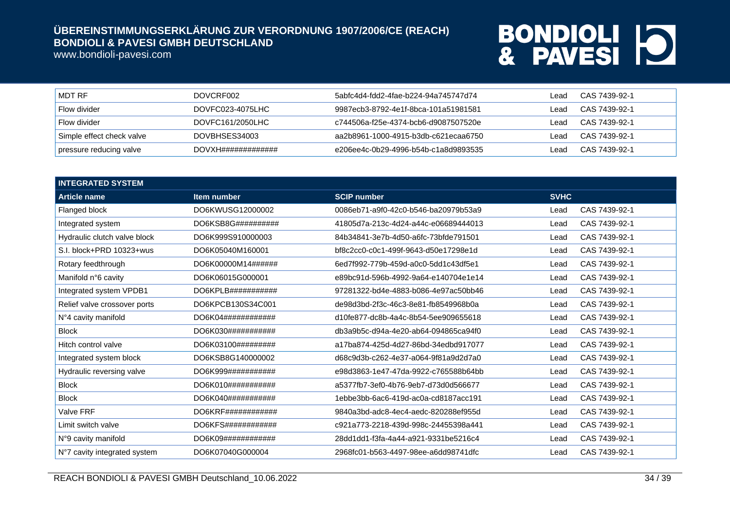| | | | | |
|---|---|---|---|---|
| MDT RF | DOVCRF002 | 5abfc4d4-fdd2-4fae-b224-94a745747d74 | Lead | CAS 7439-92-1 |
| Flow divider | DOVFC023-4075LHC | 9987ecb3-8792-4e1f-8bca-101a51981581 | Lead | CAS 7439-92-1 |
| Flow divider | DOVFC161/2050LHC | c744506a-f25e-4374-bcb6-d9087507520e | Lead | CAS 7439-92-1 |
| Simple effect check valve | DOVBHSES34003 | aa2b8961-1000-4915-b3db-c621ecaa6750 | Lead | CAS 7439-92-1 |
| pressure reducing valve | DOVXH############# | e206ee4c-0b29-4996-b54b-c1a8d9893535 | Lead | CAS 7439-92-1 |

| INTEGRATED SYSTEM | | | | |
|---|---|---|---|---|
| **Article name** | **Item number** | **SCIP number** | **SVHC** | |
| Flanged block | DO6KWUSG12000002 | 0086eb71-a9f0-42c0-b546-ba20979b53a9 | Lead | CAS 7439-92-1 |
| Integrated system | DO6KSB8G########## | 41805d7a-213c-4d24-a44c-e06689444013 | Lead | CAS 7439-92-1 |
| Hydraulic clutch valve block | DO6K999S910000003 | 84b34841-3e7b-4d50-a6fc-73bfde791501 | Lead | CAS 7439-92-1 |
| S.I. block+PRD 10323+wus | DO6K05040M160001 | bf8c2cc0-c0c1-499f-9643-d50e17298e1d | Lead | CAS 7439-92-1 |
| Rotary feedthrough | DO6K00000M14###### | 6ed7f992-779b-459d-a0c0-5dd1c43df5e1 | Lead | CAS 7439-92-1 |
| Manifold n°6 cavity | DO6K06015G000001 | e89bc91d-596b-4992-9a64-e140704e1e14 | Lead | CAS 7439-92-1 |
| Integrated system VPDB1 | DO6KPLB########### | 97281322-bd4e-4883-b086-4e97ac50bb46 | Lead | CAS 7439-92-1 |
| Relief valve crossover ports | DO6KPCB130S34C001 | de98d3bd-2f3c-46c3-8e81-fb8549968b0a | Lead | CAS 7439-92-1 |
| N°4 cavity manifold | DO6K04############ | d10fe877-dc8b-4a4c-8b54-5ee909655618 | Lead | CAS 7439-92-1 |
| Block | DO6K030########### | db3a9b5c-d94a-4e20-ab64-094865ca94f0 | Lead | CAS 7439-92-1 |
| Hitch control valve | DO6K03100######### | a17ba874-425d-4d27-86bd-34edbd917077 | Lead | CAS 7439-92-1 |
| Integrated system block | DO6KSB8G140000002 | d68c9d3b-c262-4e37-a064-9f81a9d2d7a0 | Lead | CAS 7439-92-1 |
| Hydraulic reversing valve | DO6K999########### | e98d3863-1e47-47da-9922-c765588b64bb | Lead | CAS 7439-92-1 |
| Block | DO6K010########### | a5377fb7-3ef0-4b76-9eb7-d73d0d566677 | Lead | CAS 7439-92-1 |
| Block | DO6K040########### | 1ebbe3bb-6ac6-419d-ac0a-cd8187acc191 | Lead | CAS 7439-92-1 |
| Valve FRF | DO6KRF############ | 9840a3bd-adc8-4ec4-aedc-820288ef955d | Lead | CAS 7439-92-1 |
| Limit switch valve | DO6KFS############ | c921a773-2218-439d-998c-24455398a441 | Lead | CAS 7439-92-1 |
| N°9 cavity manifold | DO6K09############ | 28dd1dd1-f3fa-4a44-a921-9331be5216c4 | Lead | CAS 7439-92-1 |
| N°7 cavity integrated system | DO6K07040G000004 | 2968fc01-b563-4497-98ee-a6dd98741dfc | Lead | CAS 7439-92-1 |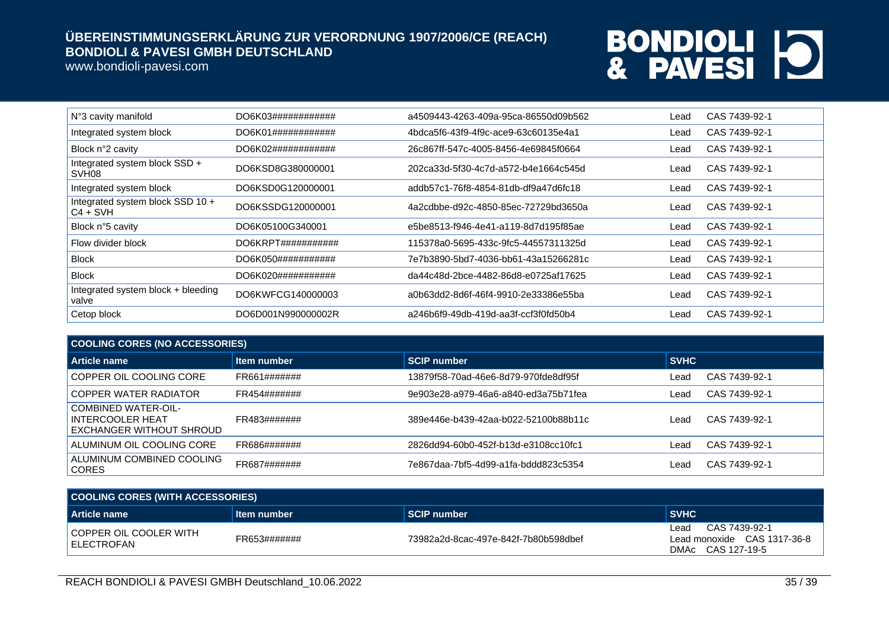| | | | |
|---|---|---|---|
| N°3 cavity manifold | DO6K03############ | a4509443-4263-409a-95ca-86550d09b562 | Lead CAS 7439-92-1 |
| Integrated system block | DO6K01############ | 4bdca5f6-43f9-4f9c-ace9-63c60135e4a1 | Lead CAS 7439-92-1 |
| Block n°2 cavity | DO6K02############ | 26c867ff-547c-4005-8456-4e69845f0664 | Lead CAS 7439-92-1 |
| Integrated system block SSD + SVH08 | DO6KSD8G380000001 | 202ca33d-5f30-4c7d-a572-b4e1664c545d | Lead CAS 7439-92-1 |
| Integrated system block | DO6KSD0G120000001 | addb57c1-76f8-4854-81db-df9a47d6fc18 | Lead CAS 7439-92-1 |
| Integrated system block SSD 10 + C4 + SVH | DO6KSSDG120000001 | 4a2cdbbe-d92c-4850-85ec-72729bd3650a | Lead CAS 7439-92-1 |
| Block n°5 cavity | DO6K05100G340001 | e5be8513-f946-4e41-a119-8d7d195f85ae | Lead CAS 7439-92-1 |
| Flow divider block | DO6KRPT########### | 115378a0-5695-433c-9fc5-44557311325d | Lead CAS 7439-92-1 |
| Block | DO6K050########### | 7e7b3890-5bd7-4036-bb61-43a15266281c | Lead CAS 7439-92-1 |
| Block | DO6K020########### | da44c48d-2bce-4482-86d8-e0725af17625 | Lead CAS 7439-92-1 |
| Integrated system block + bleeding valve | DO6KWFCG140000003 | a0b63dd2-8d6f-46f4-9910-2e33386e55ba | Lead CAS 7439-92-1 |
| Cetop block | DO6D001N990000002R | a246b6f9-49db-419d-aa3f-ccf3f0fd50b4 | Lead CAS 7439-92-1 |

| **COOLING CORES (NO ACCESSORIES)** | | | |
|---|---|---|---|
| **Article name** | **Item number** | **SCIP number** | **SVHC** |
| COPPER OIL COOLING CORE | FR661####### | 13879f58-70ad-46e6-8d79-970fde8df95f | Lead CAS 7439-92-1 |
| COPPER WATER RADIATOR | FR454####### | 9e903e28-a979-46a6-a840-ed3a75b71fea | Lead CAS 7439-92-1 |
| COMBINED WATER-OIL-INTERCOOLER HEAT EXCHANGER WITHOUT SHROUD | FR483####### | 389e446e-b439-42aa-b022-52100b88b11c | Lead CAS 7439-92-1 |
| ALUMINUM OIL COOLING CORE | FR686####### | 2826dd94-60b0-452f-b13d-e3108cc10fc1 | Lead CAS 7439-92-1 |
| ALUMINUM COMBINED COOLING CORES | FR687####### | 7e867daa-7bf5-4d99-a1fa-bddd823c5354 | Lead CAS 7439-92-1 |

| **COOLING CORES (WITH ACCESSORIES)** | | | |
|---|---|---|---|
| **Article name** | **Item number** | **SCIP number** | **SVHC** |
| COPPER OIL COOLER WITH ELECTROFAN | FR653####### | 73982a2d-8cac-497e-842f-7b80b598dbef | Lead CAS 7439-92-1<br>Lead monoxide CAS 1317-36-8<br>DMAc CAS 127-19-5 |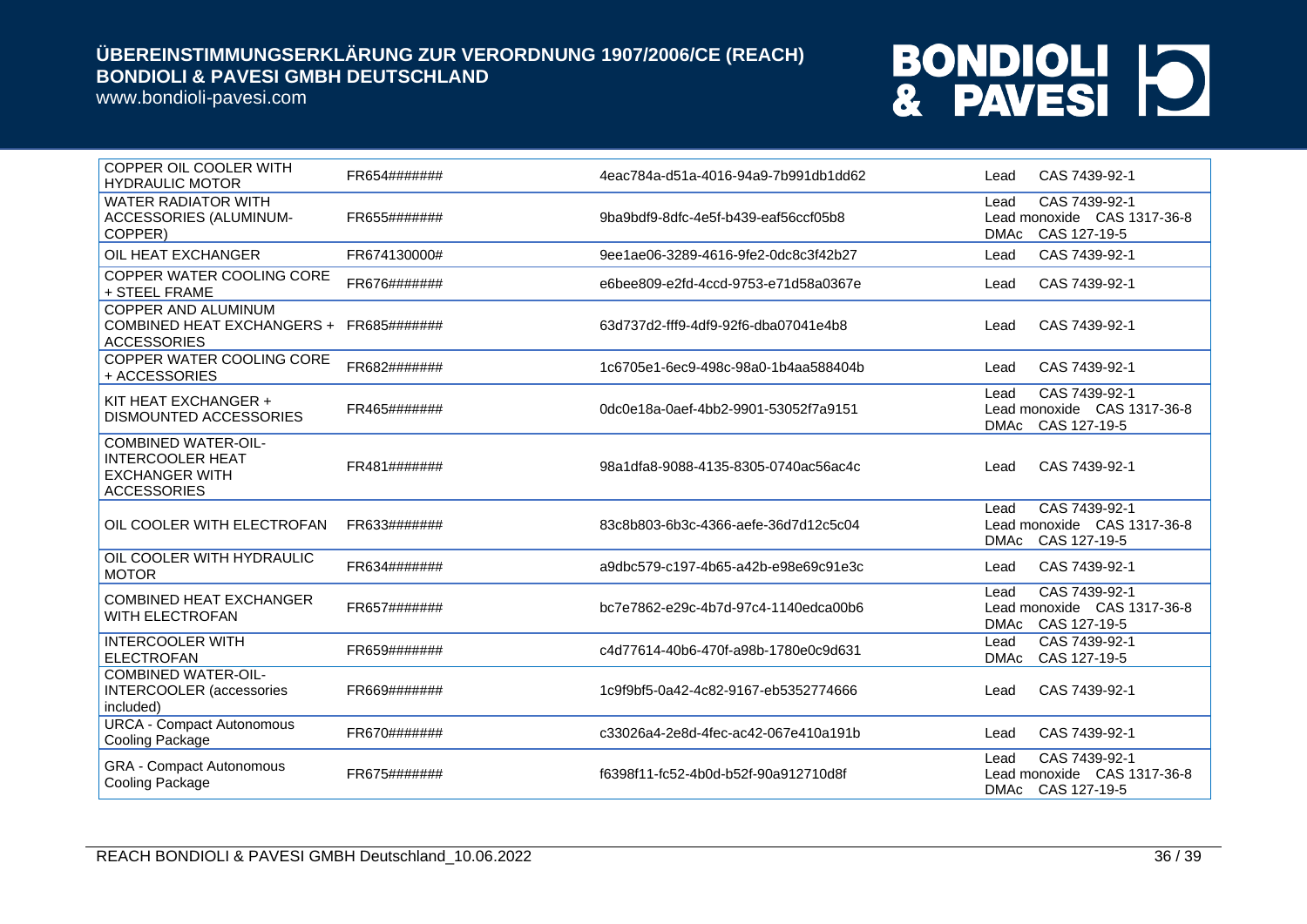| | | | |
|---|---|---|---|
| COPPER OIL COOLER WITH HYDRAULIC MOTOR | FR654####### | 4eac784a-d51a-4016-94a9-7b991db1dd62 | Lead CAS 7439-92-1 |
| WATER RADIATOR WITH ACCESSORIES (ALUMINUM-COPPER) | FR655####### | 9ba9bdf9-8dfc-4e5f-b439-eaf56ccf05b8 | Lead CAS 7439-92-1<br>Lead monoxide CAS 1317-36-8<br>DMAc CAS 127-19-5 |
| OIL HEAT EXCHANGER | FR674130000# | 9ee1ae06-3289-4616-9fe2-0dc8c3f42b27 | Lead CAS 7439-92-1 |
| COPPER WATER COOLING CORE + STEEL FRAME | FR676####### | e6bee809-e2fd-4ccd-9753-e71d58a0367e | Lead CAS 7439-92-1 |
| COPPER AND ALUMINUM COMBINED HEAT EXCHANGERS + ACCESSORIES | FR685####### | 63d737d2-fff9-4df9-92f6-dba07041e4b8 | Lead CAS 7439-92-1 |
| COPPER WATER COOLING CORE + ACCESSORIES | FR682####### | 1c6705e1-6ec9-498c-98a0-1b4aa588404b | Lead CAS 7439-92-1 |
| KIT HEAT EXCHANGER + DISMOUNTED ACCESSORIES | FR465####### | 0dc0e18a-0aef-4bb2-9901-53052f7a9151 | Lead CAS 7439-92-1<br>Lead monoxide CAS 1317-36-8<br>DMAc CAS 127-19-5 |
| COMBINED WATER-OIL-INTERCOOLER HEAT EXCHANGER WITH ACCESSORIES | FR481####### | 98a1dfa8-9088-4135-8305-0740ac56ac4c | Lead CAS 7439-92-1 |
| OIL COOLER WITH ELECTROFAN | FR633####### | 83c8b803-6b3c-4366-aefe-36d7d12c5c04 | Lead CAS 7439-92-1<br>Lead monoxide CAS 1317-36-8<br>DMAc CAS 127-19-5 |
| OIL COOLER WITH HYDRAULIC MOTOR | FR634####### | a9dbc579-c197-4b65-a42b-e98e69c91e3c | Lead CAS 7439-92-1 |
| COMBINED HEAT EXCHANGER WITH ELECTROFAN | FR657####### | bc7e7862-e29c-4b7d-97c4-1140edca00b6 | Lead CAS 7439-92-1<br>Lead monoxide CAS 1317-36-8<br>DMAc CAS 127-19-5 |
| INTERCOOLER WITH ELECTROFAN | FR659####### | c4d77614-40b6-470f-a98b-1780e0c9d631 | Lead CAS 7439-92-1<br>DMAc CAS 127-19-5 |
| COMBINED WATER-OIL-INTERCOOLER (accessories included) | FR669####### | 1c9f9bf5-0a42-4c82-9167-eb5352774666 | Lead CAS 7439-92-1 |
| URCA - Compact Autonomous Cooling Package | FR670####### | c33026a4-2e8d-4fec-ac42-067e410a191b | Lead CAS 7439-92-1 |
| GRA - Compact Autonomous Cooling Package | FR675####### | f6398f11-fc52-4b0d-b52f-90a912710d8f | Lead CAS 7439-92-1<br>Lead monoxide CAS 1317-36-8<br>DMAc CAS 127-19-5 |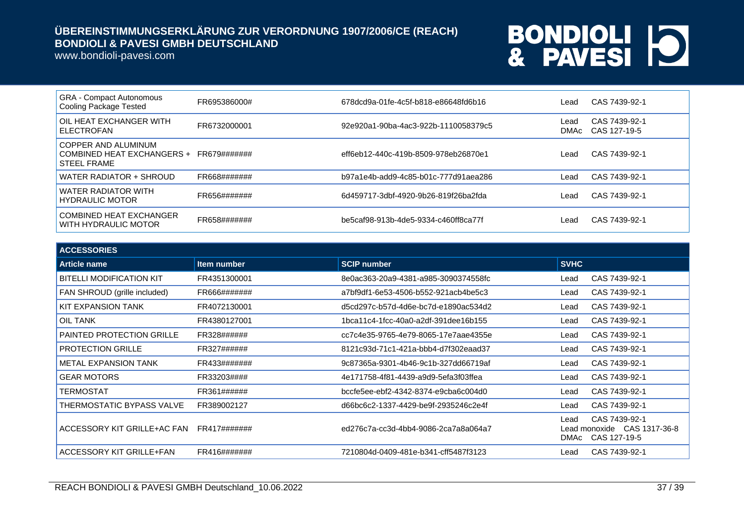| | | | |
|---|---|---|---|
| GRA - Compact Autonomous Cooling Package Tested | FR695386000# | 678dcd9a-01fe-4c5f-b818-e86648fd6b16 | Lead CAS 7439-92-1 |
| OIL HEAT EXCHANGER WITH ELECTROFAN | FR6732000001 | 92e920a1-90ba-4ac3-922b-1110058379c5 | Lead CAS 7439-92-1<br>DMAc CAS 127-19-5 |
| COPPER AND ALUMINUM COMBINED HEAT EXCHANGERS + STEEL FRAME | FR679####### | eff6eb12-440c-419b-8509-978eb26870e1 | Lead CAS 7439-92-1 |
| WATER RADIATOR + SHROUD | FR668####### | b97a1e4b-add9-4c85-b01c-777d91aea286 | Lead CAS 7439-92-1 |
| WATER RADIATOR WITH HYDRAULIC MOTOR | FR656####### | 6d459717-3dbf-4920-9b26-819f26ba2fda | Lead CAS 7439-92-1 |
| COMBINED HEAT EXCHANGER WITH HYDRAULIC MOTOR | FR658####### | be5caf98-913b-4de5-9334-c460ff8ca77f | Lead CAS 7439-92-1 |

**ACCESSORIES**

| Article name | Item number | SCIP number | SVHC |
|---|---|---|---|
| BITELLI MODIFICATION KIT | FR4351300001 | 8e0ac363-20a9-4381-a985-3090374558fc | Lead CAS 7439-92-1 |
| FAN SHROUD (grille included) | FR666####### | a7bf9df1-6e53-4506-b552-921acb4be5c3 | Lead CAS 7439-92-1 |
| KIT EXPANSION TANK | FR4072130001 | d5cd297c-b57d-4d6e-bc7d-e1890ac534d2 | Lead CAS 7439-92-1 |
| OIL TANK | FR4380127001 | 1bca11c4-1fcc-40a0-a2df-391dee16b155 | Lead CAS 7439-92-1 |
| PAINTED PROTECTION GRILLE | FR328###### | cc7c4e35-9765-4e79-8065-17e7aae4355e | Lead CAS 7439-92-1 |
| PROTECTION GRILLE | FR327###### | 8121c93d-71c1-421a-bbb4-d7f302eaad37 | Lead CAS 7439-92-1 |
| METAL EXPANSION TANK | FR433####### | 9c87365a-9301-4b46-9c1b-327dd66719af | Lead CAS 7439-92-1 |
| GEAR MOTORS | FR33203#### | 4e171758-4f81-4439-a9d9-5efa3f03ffea | Lead CAS 7439-92-1 |
| TERMOSTAT | FR361###### | bccfe5ee-ebf2-4342-8374-e9cba6c004d0 | Lead CAS 7439-92-1 |
| THERMOSTATIC BYPASS VALVE | FR389002127 | d66bc6c2-1337-4429-be9f-2935246c2e4f | Lead CAS 7439-92-1 |
| ACCESSORY KIT GRILLE+AC FAN | FR417####### | ed276c7a-cc3d-4bb4-9086-2ca7a8a064a7 | Lead CAS 7439-92-1<br>Lead monoxide CAS 1317-36-8<br>DMAc CAS 127-19-5 |
| ACCESSORY KIT GRILLE+FAN | FR416####### | 7210804d-0409-481e-b341-cff5487f3123 | Lead CAS 7439-92-1 |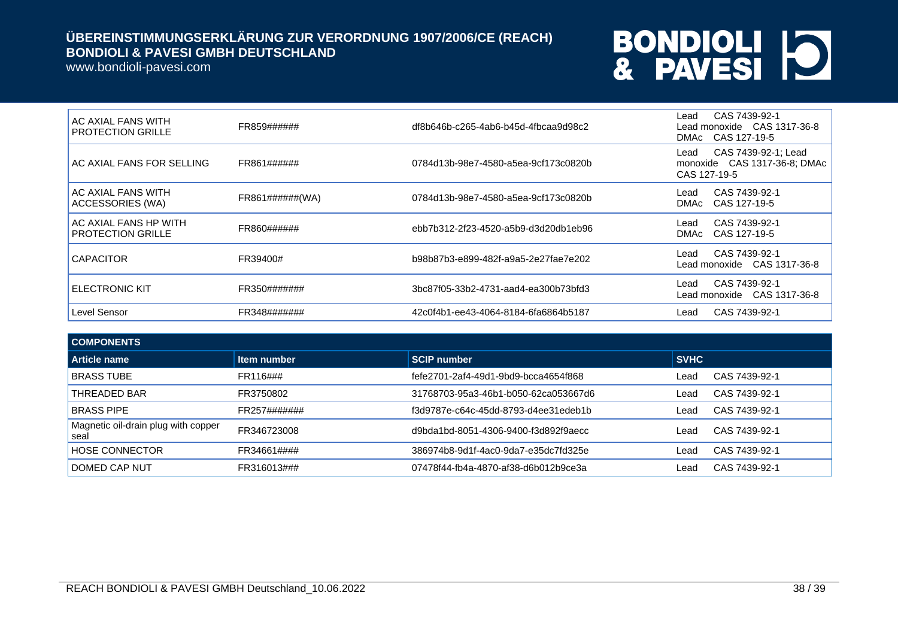| | | | |
|---|---|---|---|
| AC AXIAL FANS WITH PROTECTION GRILLE | FR859###### | df8b646b-c265-4ab6-b45d-4fbcaa9d98c2 | Lead CAS 7439-92-1<br>Lead monoxide CAS 1317-36-8<br>DMAc CAS 127-19-5 |
| AC AXIAL FANS FOR SELLING | FR861###### | 0784d13b-98e7-4580-a5ea-9cf173c0820b | Lead CAS 7439-92-1; Lead monoxide CAS 1317-36-8; DMAc CAS 127-19-5 |
| AC AXIAL FANS WITH ACCESSORIES (WA) | FR861######(WA) | 0784d13b-98e7-4580-a5ea-9cf173c0820b | Lead CAS 7439-92-1<br>DMAc CAS 127-19-5 |
| AC AXIAL FANS HP WITH PROTECTION GRILLE | FR860###### | ebb7b312-2f23-4520-a5b9-d3d20db1eb96 | Lead CAS 7439-92-1<br>DMAc CAS 127-19-5 |
| CAPACITOR | FR39400# | b98b87b3-e899-482f-a9a5-2e27fae7e202 | Lead CAS 7439-92-1<br>Lead monoxide CAS 1317-36-8 |
| ELECTRONIC KIT | FR350####### | 3bc87f05-33b2-4731-aad4-ea300b73bfd3 | Lead CAS 7439-92-1<br>Lead monoxide CAS 1317-36-8 |
| Level Sensor | FR348####### | 42c0f4b1-ee43-4064-8184-6fa6864b5187 | Lead CAS 7439-92-1 |

**COMPONENTS**

| Article name | Item number | SCIP number | SVHC |
|---|---|---|---|
| BRASS TUBE | FR116### | fefe2701-2af4-49d1-9bd9-bcca4654f868 | Lead CAS 7439-92-1 |
| THREADED BAR | FR3750802 | 31768703-95a3-46b1-b050-62ca053667d6 | Lead CAS 7439-92-1 |
| BRASS PIPE | FR257####### | f3d9787e-c64c-45dd-8793-d4ee31edeb1b | Lead CAS 7439-92-1 |
| Magnetic oil-drain plug with copper seal | FR346723008 | d9bda1bd-8051-4306-9400-f3d892f9aecc | Lead CAS 7439-92-1 |
| HOSE CONNECTOR | FR34661#### | 386974b8-9d1f-4ac0-9da7-e35dc7fd325e | Lead CAS 7439-92-1 |
| DOMED CAP NUT | FR316013### | 07478f44-fb4a-4870-af38-d6b012b9ce3a | Lead CAS 7439-92-1 |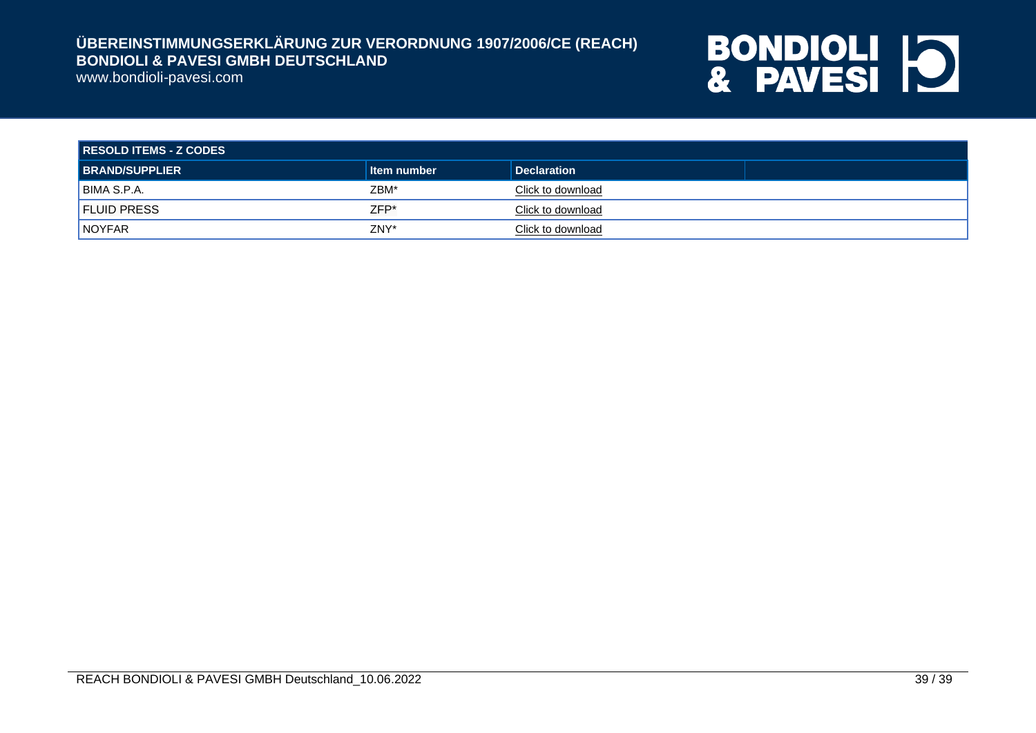| RESOLD ITEMS - Z CODES | | | |
|---|---|---|---|
| **BRAND/SUPPLIER** | **Item number** | **Declaration** | |
| BIMA S.P.A. | ZBM* | Click to download | |
| FLUID PRESS | ZFP* | Click to download | |
| NOYFAR | ZNY* | Click to download | |